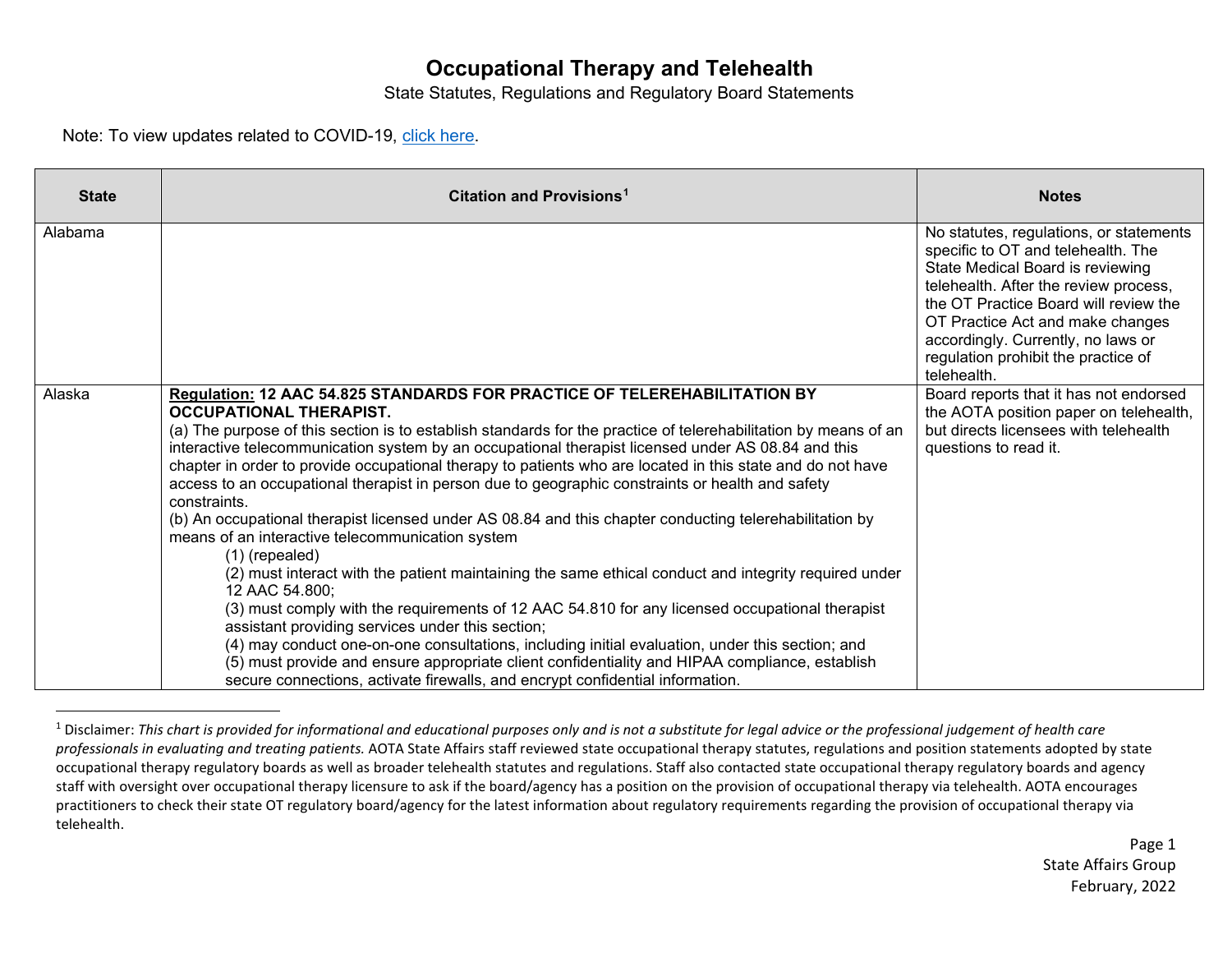# Occupational Therapy and Telehealth

State Statutes, Regulations and Regulatory Board Statements

Note: To view updates related to COVID-19, click here.

| State | Citation and Provisions[1] | Notes |
|---|---|---|
| Alabama | | No statutes, regulations, or statements specific to OT and telehealth. The State Medical Board is reviewing telehealth. After the review process, the OT Practice Board will review the OT Practice Act and make changes accordingly. Currently, no laws or regulation prohibit the practice of telehealth. |
| Alaska | **<u>Regulation:</u> 12 AAC 54.825 STANDARDS FOR PRACTICE OF TELEREHABILITATION BY OCCUPATIONAL THERAPIST.**<br>(a) The purpose of this section is to establish standards for the practice of telerehabilitation by means of an interactive telecommunication system by an occupational therapist licensed under AS 08.84 and this chapter in order to provide occupational therapy to patients who are located in this state and do not have access to an occupational therapist in person due to geographic constraints or health and safety constraints.<br>(b) An occupational therapist licensed under AS 08.84 and this chapter conducting telerehabilitation by means of an interactive telecommunication system<br>(1) (repealed)<br>(2) must interact with the patient maintaining the same ethical conduct and integrity required under 12 AAC 54.800;<br>(3) must comply with the requirements of 12 AAC 54.810 for any licensed occupational therapist assistant providing services under this section;<br>(4) may conduct one-on-one consultations, including initial evaluation, under this section; and<br>(5) must provide and ensure appropriate client confidentiality and HIPAA compliance, establish secure connections, activate firewalls, and encrypt confidential information. | Board reports that it has not endorsed the AOTA position paper on telehealth, but directs licensees with telehealth questions to read it. |

[1] Disclaimer: *This chart is provided for informational and educational purposes only and is not a substitute for legal advice or the professional judgement of health care professionals in evaluating and treating patients.* AOTA State Affairs staff reviewed state occupational therapy statutes, regulations and position statements adopted by state occupational therapy regulatory boards as well as broader telehealth statutes and regulations. Staff also contacted state occupational therapy regulatory boards and agency staff with oversight over occupational therapy licensure to ask if the board/agency has a position on the provision of occupational therapy via telehealth. AOTA encourages practitioners to check their state OT regulatory board/agency for the latest information about regulatory requirements regarding the provision of occupational therapy via telehealth.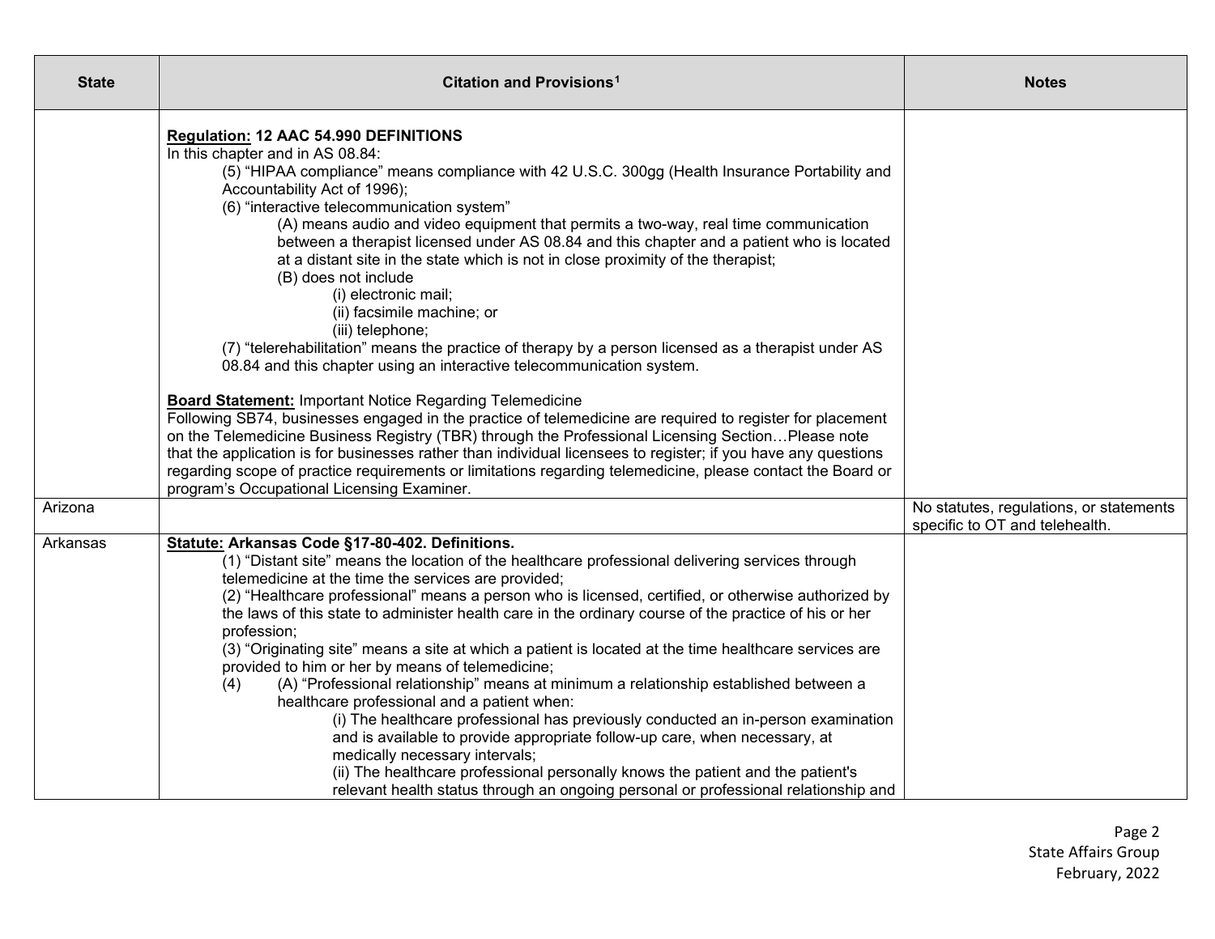| State | Citation and Provisions[1] | Notes |
|---|---|---|
| | **Regulation: 12 AAC 54.990 DEFINITIONS**<br>In this chapter and in AS 08.84:<br>(5) "HIPAA compliance" means compliance with 42 U.S.C. 300gg (Health Insurance Portability and Accountability Act of 1996);<br>(6) "interactive telecommunication system"<br>(A) means audio and video equipment that permits a two-way, real time communication between a therapist licensed under AS 08.84 and this chapter and a patient who is located at a distant site in the state which is not in close proximity of the therapist;<br>(B) does not include<br>(i) electronic mail;<br>(ii) facsimile machine; or<br>(iii) telephone;<br>(7) "telerehabilitation" means the practice of therapy by a person licensed as a therapist under AS 08.84 and this chapter using an interactive telecommunication system.<br><br>**Board Statement:** Important Notice Regarding Telemedicine<br>Following SB74, businesses engaged in the practice of telemedicine are required to register for placement on the Telemedicine Business Registry (TBR) through the Professional Licensing Section…Please note that the application is for businesses rather than individual licensees to register; if you have any questions regarding scope of practice requirements or limitations regarding telemedicine, please contact the Board or program's Occupational Licensing Examiner. | |
| Arizona | | No statutes, regulations, or statements specific to OT and telehealth. |
| Arkansas | **Statute: Arkansas Code §17-80-402. Definitions.**<br>(1) "Distant site" means the location of the healthcare professional delivering services through telemedicine at the time the services are provided;<br>(2) "Healthcare professional" means a person who is licensed, certified, or otherwise authorized by the laws of this state to administer health care in the ordinary course of the practice of his or her profession;<br>(3) "Originating site" means a site at which a patient is located at the time healthcare services are provided to him or her by means of telemedicine;<br>(4) (A) "Professional relationship" means at minimum a relationship established between a healthcare professional and a patient when:<br>(i) The healthcare professional has previously conducted an in-person examination and is available to provide appropriate follow-up care, when necessary, at medically necessary intervals;<br>(ii) The healthcare professional personally knows the patient and the patient's relevant health status through an ongoing personal or professional relationship and | |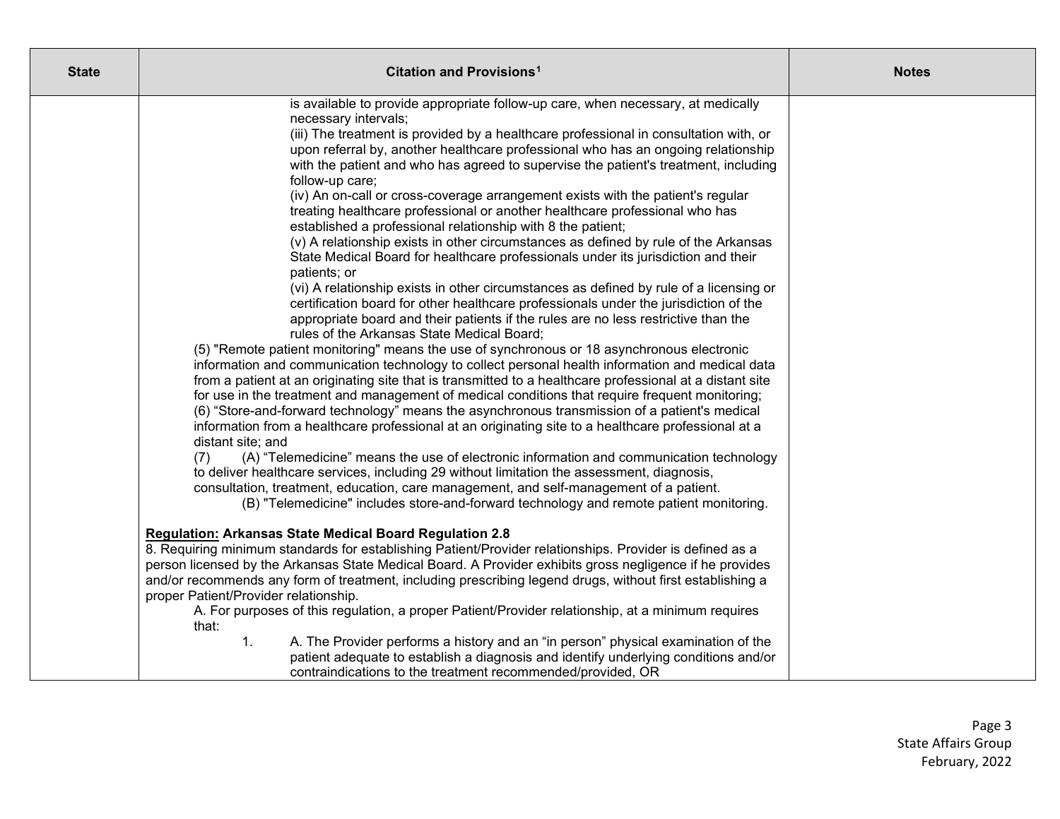| State | Citation and Provisions[1] | Notes |
|---|---|---|
| | is available to provide appropriate follow-up care, when necessary, at medically necessary intervals;<br>(iii) The treatment is provided by a healthcare professional in consultation with, or upon referral by, another healthcare professional who has an ongoing relationship with the patient and who has agreed to supervise the patient's treatment, including follow-up care;<br>(iv) An on-call or cross-coverage arrangement exists with the patient's regular treating healthcare professional or another healthcare professional who has established a professional relationship with 8 the patient;<br>(v) A relationship exists in other circumstances as defined by rule of the Arkansas State Medical Board for healthcare professionals under its jurisdiction and their patients; or<br>(vi) A relationship exists in other circumstances as defined by rule of a licensing or certification board for other healthcare professionals under the jurisdiction of the appropriate board and their patients if the rules are no less restrictive than the rules of the Arkansas State Medical Board;<br>(5) "Remote patient monitoring" means the use of synchronous or 18 asynchronous electronic information and communication technology to collect personal health information and medical data from a patient at an originating site that is transmitted to a healthcare professional at a distant site for use in the treatment and management of medical conditions that require frequent monitoring;<br>(6) "Store-and-forward technology" means the asynchronous transmission of a patient's medical information from a healthcare professional at an originating site to a healthcare professional at a distant site; and<br>(7) (A) "Telemedicine" means the use of electronic information and communication technology to deliver healthcare services, including 29 without limitation the assessment, diagnosis, consultation, treatment, education, care management, and self-management of a patient.<br>(B) "Telemedicine" includes store-and-forward technology and remote patient monitoring.<br><br>**<u>Regulation:</u> Arkansas State Medical Board Regulation 2.8**<br>8. Requiring minimum standards for establishing Patient/Provider relationships. Provider is defined as a person licensed by the Arkansas State Medical Board. A Provider exhibits gross negligence if he provides and/or recommends any form of treatment, including prescribing legend drugs, without first establishing a proper Patient/Provider relationship.<br>A. For purposes of this regulation, a proper Patient/Provider relationship, at a minimum requires that:<br>1. A. The Provider performs a history and an "in person" physical examination of the patient adequate to establish a diagnosis and identify underlying conditions and/or contraindications to the treatment recommended/provided, OR | |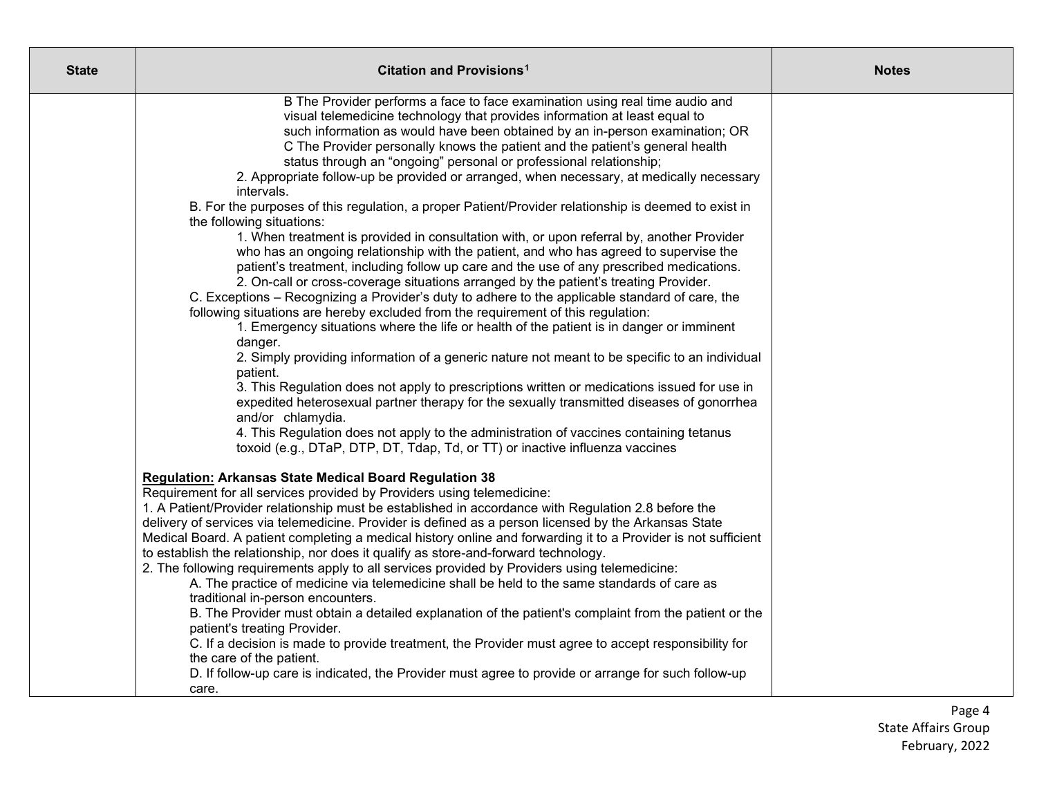| State | Citation and Provisions[1] | Notes |
| --- | --- | --- |
| | B The Provider performs a face to face examination using real time audio and visual telemedicine technology that provides information at least equal to such information as would have been obtained by an in-person examination; OR<br>C The Provider personally knows the patient and the patient's general health status through an "ongoing" personal or professional relationship;<br>2. Appropriate follow-up be provided or arranged, when necessary, at medically necessary intervals.<br>B. For the purposes of this regulation, a proper Patient/Provider relationship is deemed to exist in the following situations:<br>1. When treatment is provided in consultation with, or upon referral by, another Provider who has an ongoing relationship with the patient, and who has agreed to supervise the patient's treatment, including follow up care and the use of any prescribed medications.<br>2. On-call or cross-coverage situations arranged by the patient's treating Provider.<br>C. Exceptions – Recognizing a Provider's duty to adhere to the applicable standard of care, the following situations are hereby excluded from the requirement of this regulation:<br>1. Emergency situations where the life or health of the patient is in danger or imminent danger.<br>2. Simply providing information of a generic nature not meant to be specific to an individual patient.<br>3. This Regulation does not apply to prescriptions written or medications issued for use in expedited heterosexual partner therapy for the sexually transmitted diseases of gonorrhea and/or chlamydia.<br>4. This Regulation does not apply to the administration of vaccines containing tetanus toxoid (e.g., DTaP, DTP, DT, Tdap, Td, or TT) or inactive influenza vaccines<br><br>**<u>Regulation:</u> Arkansas State Medical Board Regulation 38**<br>Requirement for all services provided by Providers using telemedicine:<br>1. A Patient/Provider relationship must be established in accordance with Regulation 2.8 before the delivery of services via telemedicine. Provider is defined as a person licensed by the Arkansas State Medical Board. A patient completing a medical history online and forwarding it to a Provider is not sufficient to establish the relationship, nor does it qualify as store-and-forward technology.<br>2. The following requirements apply to all services provided by Providers using telemedicine:<br>A. The practice of medicine via telemedicine shall be held to the same standards of care as traditional in-person encounters.<br>B. The Provider must obtain a detailed explanation of the patient's complaint from the patient or the patient's treating Provider.<br>C. If a decision is made to provide treatment, the Provider must agree to accept responsibility for the care of the patient.<br>D. If follow-up care is indicated, the Provider must agree to provide or arrange for such follow-up care. | |

State Affairs Group
February, 2022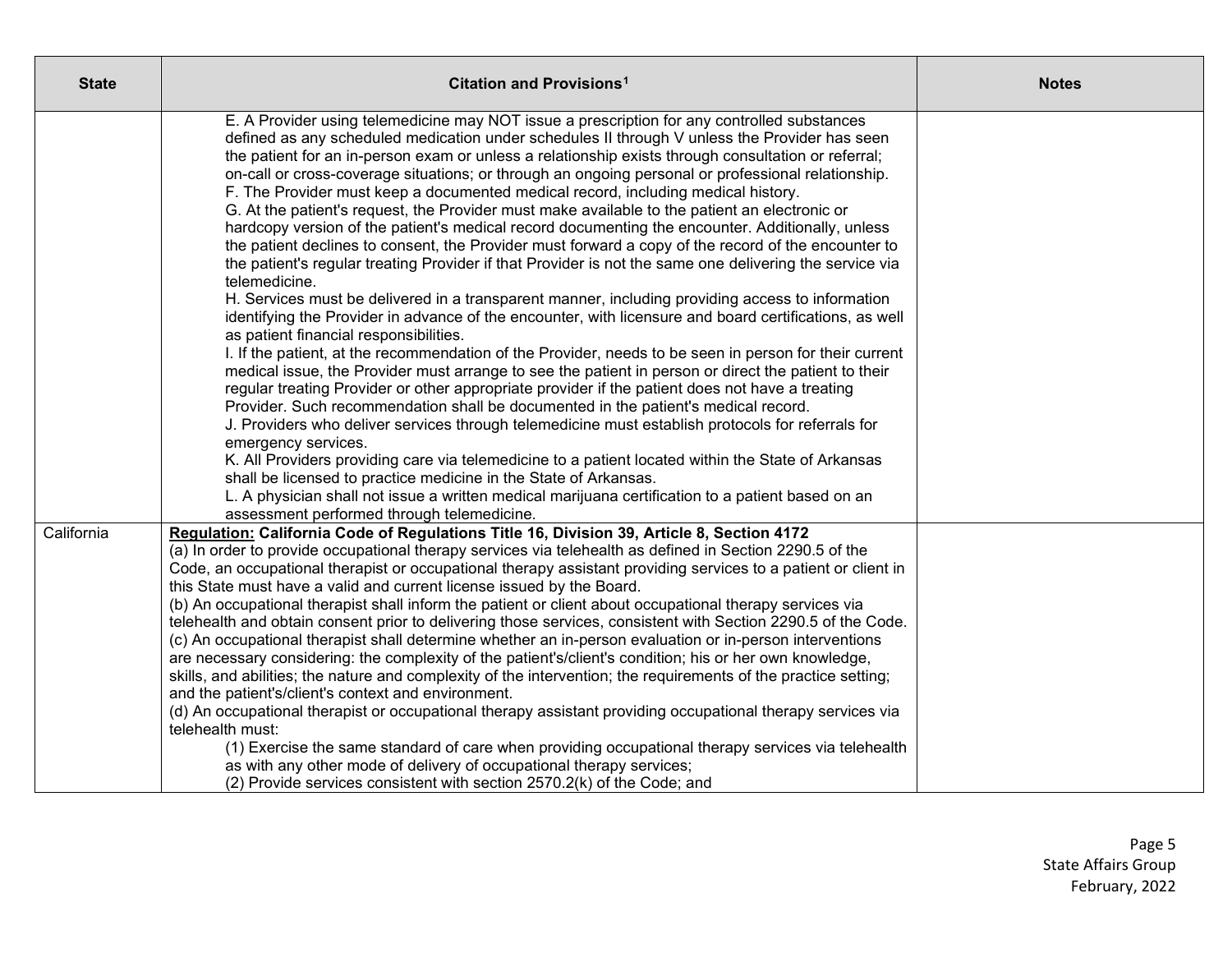| State | Citation and Provisions[1] | Notes |
|---|---|---|
| | E. A Provider using telemedicine may NOT issue a prescription for any controlled substances defined as any scheduled medication under schedules II through V unless the Provider has seen the patient for an in-person exam or unless a relationship exists through consultation or referral; on-call or cross-coverage situations; or through an ongoing personal or professional relationship.<br>F. The Provider must keep a documented medical record, including medical history.<br>G. At the patient's request, the Provider must make available to the patient an electronic or hardcopy version of the patient's medical record documenting the encounter. Additionally, unless the patient declines to consent, the Provider must forward a copy of the record of the encounter to the patient's regular treating Provider if that Provider is not the same one delivering the service via telemedicine.<br>H. Services must be delivered in a transparent manner, including providing access to information identifying the Provider in advance of the encounter, with licensure and board certifications, as well as patient financial responsibilities.<br>I. If the patient, at the recommendation of the Provider, needs to be seen in person for their current medical issue, the Provider must arrange to see the patient in person or direct the patient to their regular treating Provider or other appropriate provider if the patient does not have a treating Provider. Such recommendation shall be documented in the patient's medical record.<br>J. Providers who deliver services through telemedicine must establish protocols for referrals for emergency services.<br>K. All Providers providing care via telemedicine to a patient located within the State of Arkansas shall be licensed to practice medicine in the State of Arkansas.<br>L. A physician shall not issue a written medical marijuana certification to a patient based on an assessment performed through telemedicine. | |
| California | **<u>Regulation:</u> California Code of Regulations Title 16, Division 39, Article 8, Section 4172**<br>(a) In order to provide occupational therapy services via telehealth as defined in Section 2290.5 of the Code, an occupational therapist or occupational therapy assistant providing services to a patient or client in this State must have a valid and current license issued by the Board.<br>(b) An occupational therapist shall inform the patient or client about occupational therapy services via telehealth and obtain consent prior to delivering those services, consistent with Section 2290.5 of the Code.<br>(c) An occupational therapist shall determine whether an in-person evaluation or in-person interventions are necessary considering: the complexity of the patient's/client's condition; his or her own knowledge, skills, and abilities; the nature and complexity of the intervention; the requirements of the practice setting; and the patient's/client's context and environment.<br>(d) An occupational therapist or occupational therapy assistant providing occupational therapy services via telehealth must:<br>(1) Exercise the same standard of care when providing occupational therapy services via telehealth as with any other mode of delivery of occupational therapy services;<br>(2) Provide services consistent with section 2570.2(k) of the Code; and | |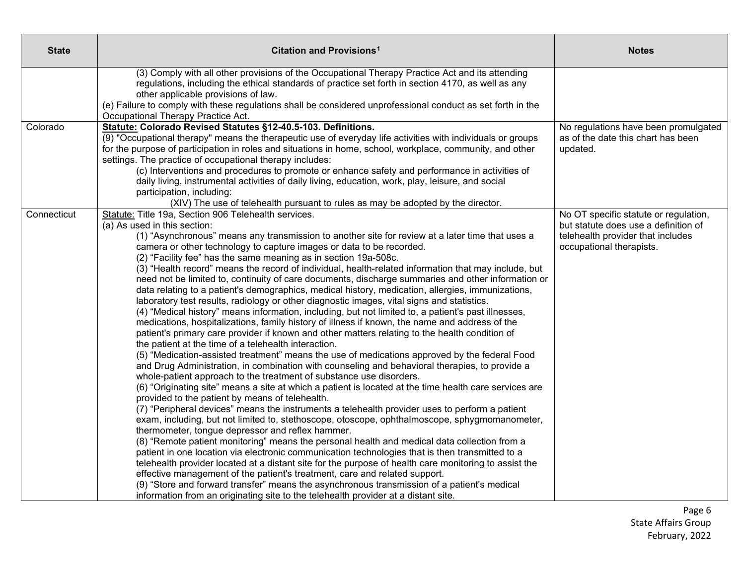| State | Citation and Provisions[1] | Notes |
|---|---|---|
| | (3) Comply with all other provisions of the Occupational Therapy Practice Act and its attending regulations, including the ethical standards of practice set forth in section 4170, as well as any other applicable provisions of law.<br>(e) Failure to comply with these regulations shall be considered unprofessional conduct as set forth in the Occupational Therapy Practice Act. | |
| Colorado | **Statute: Colorado Revised Statutes §12-40.5-103. Definitions.**<br>(9) "Occupational therapy" means the therapeutic use of everyday life activities with individuals or groups for the purpose of participation in roles and situations in home, school, workplace, community, and other settings. The practice of occupational therapy includes:<br>(c) Interventions and procedures to promote or enhance safety and performance in activities of daily living, instrumental activities of daily living, education, work, play, leisure, and social participation, including:<br>(XIV) The use of telehealth pursuant to rules as may be adopted by the director. | No regulations have been promulgated as of the date this chart has been updated. |
| Connecticut | Statute: Title 19a, Section 906 Telehealth services.<br>(a) As used in this section:<br>(1) "Asynchronous" means any transmission to another site for review at a later time that uses a camera or other technology to capture images or data to be recorded.<br>(2) "Facility fee" has the same meaning as in section 19a-508c.<br>(3) "Health record" means the record of individual, health-related information that may include, but need not be limited to, continuity of care documents, discharge summaries and other information or data relating to a patient's demographics, medical history, medication, allergies, immunizations, laboratory test results, radiology or other diagnostic images, vital signs and statistics.<br>(4) "Medical history" means information, including, but not limited to, a patient's past illnesses, medications, hospitalizations, family history of illness if known, the name and address of the patient's primary care provider if known and other matters relating to the health condition of the patient at the time of a telehealth interaction.<br>(5) "Medication-assisted treatment" means the use of medications approved by the federal Food and Drug Administration, in combination with counseling and behavioral therapies, to provide a whole-patient approach to the treatment of substance use disorders.<br>(6) "Originating site" means a site at which a patient is located at the time health care services are provided to the patient by means of telehealth.<br>(7) "Peripheral devices" means the instruments a telehealth provider uses to perform a patient exam, including, but not limited to, stethoscope, otoscope, ophthalmoscope, sphygmomanometer, thermometer, tongue depressor and reflex hammer.<br>(8) "Remote patient monitoring" means the personal health and medical data collection from a patient in one location via electronic communication technologies that is then transmitted to a telehealth provider located at a distant site for the purpose of health care monitoring to assist the effective management of the patient's treatment, care and related support.<br>(9) "Store and forward transfer" means the asynchronous transmission of a patient's medical information from an originating site to the telehealth provider at a distant site. | No OT specific statute or regulation, but statute does use a definition of telehealth provider that includes occupational therapists. |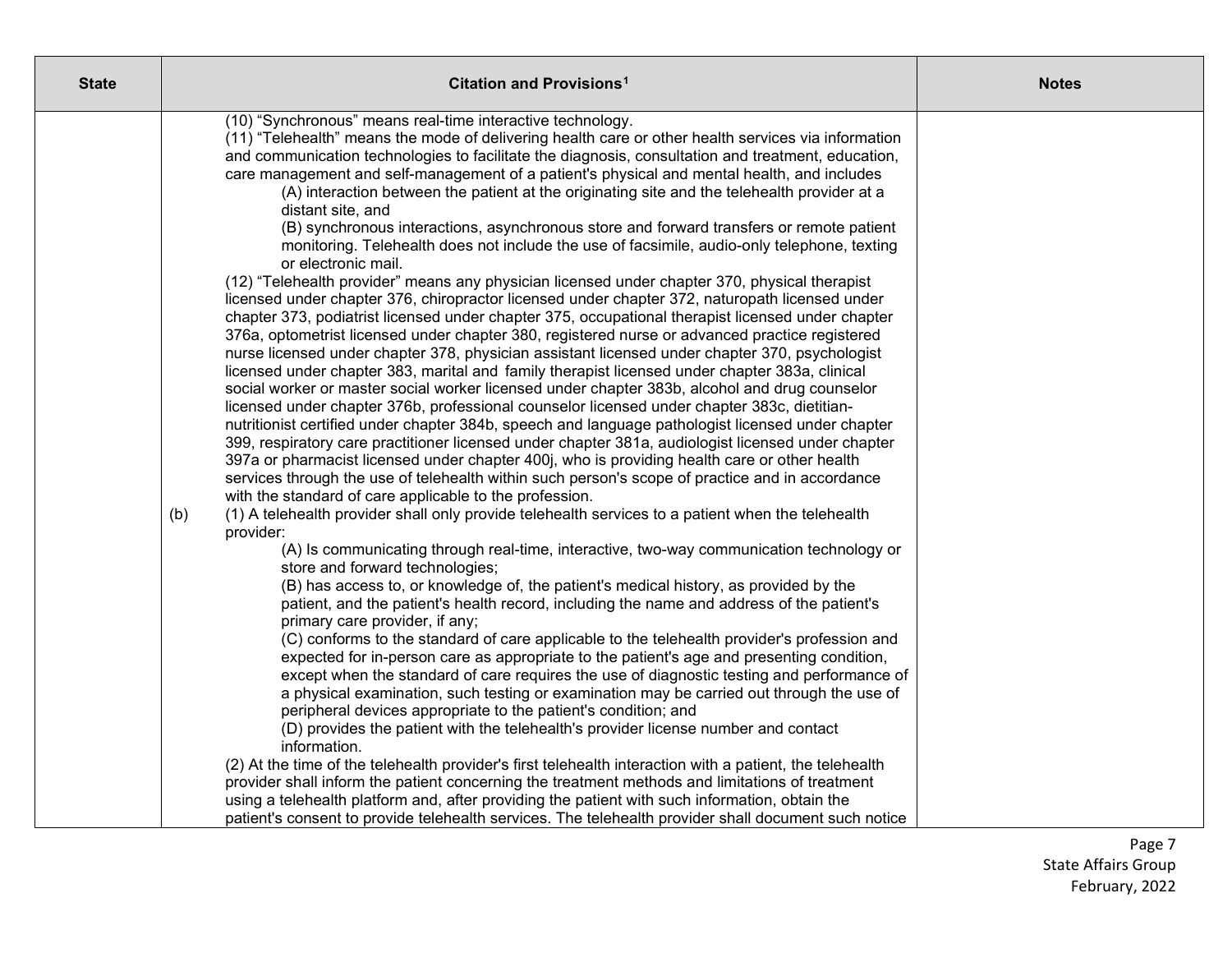| State | Citation and Provisions[1] | Notes |
|---|---|---|
| | (10) "Synchronous" means real-time interactive technology.<br>(11) "Telehealth" means the mode of delivering health care or other health services via information and communication technologies to facilitate the diagnosis, consultation and treatment, education, care management and self-management of a patient's physical and mental health, and includes<br>(A) interaction between the patient at the originating site and the telehealth provider at a distant site, and<br>(B) synchronous interactions, asynchronous store and forward transfers or remote patient monitoring. Telehealth does not include the use of facsimile, audio-only telephone, texting or electronic mail.<br>(12) "Telehealth provider" means any physician licensed under chapter 370, physical therapist licensed under chapter 376, chiropractor licensed under chapter 372, naturopath licensed under chapter 373, podiatrist licensed under chapter 375, occupational therapist licensed under chapter 376a, optometrist licensed under chapter 380, registered nurse or advanced practice registered nurse licensed under chapter 378, physician assistant licensed under chapter 370, psychologist licensed under chapter 383, marital and family therapist licensed under chapter 383a, clinical social worker or master social worker licensed under chapter 383b, alcohol and drug counselor licensed under chapter 376b, professional counselor licensed under chapter 383c, dietitian-nutritionist certified under chapter 384b, speech and language pathologist licensed under chapter 399, respiratory care practitioner licensed under chapter 381a, audiologist licensed under chapter 397a or pharmacist licensed under chapter 400j, who is providing health care or other health services through the use of telehealth within such person's scope of practice and in accordance with the standard of care applicable to the profession.<br>(b) (1) A telehealth provider shall only provide telehealth services to a patient when the telehealth provider:<br>(A) Is communicating through real-time, interactive, two-way communication technology or store and forward technologies;<br>(B) has access to, or knowledge of, the patient's medical history, as provided by the patient, and the patient's health record, including the name and address of the patient's primary care provider, if any;<br>(C) conforms to the standard of care applicable to the telehealth provider's profession and expected for in-person care as appropriate to the patient's age and presenting condition, except when the standard of care requires the use of diagnostic testing and performance of a physical examination, such testing or examination may be carried out through the use of peripheral devices appropriate to the patient's condition; and<br>(D) provides the patient with the telehealth's provider license number and contact information.<br>(2) At the time of the telehealth provider's first telehealth interaction with a patient, the telehealth provider shall inform the patient concerning the treatment methods and limitations of treatment using a telehealth platform and, after providing the patient with such information, obtain the patient's consent to provide telehealth services. The telehealth provider shall document such notice | |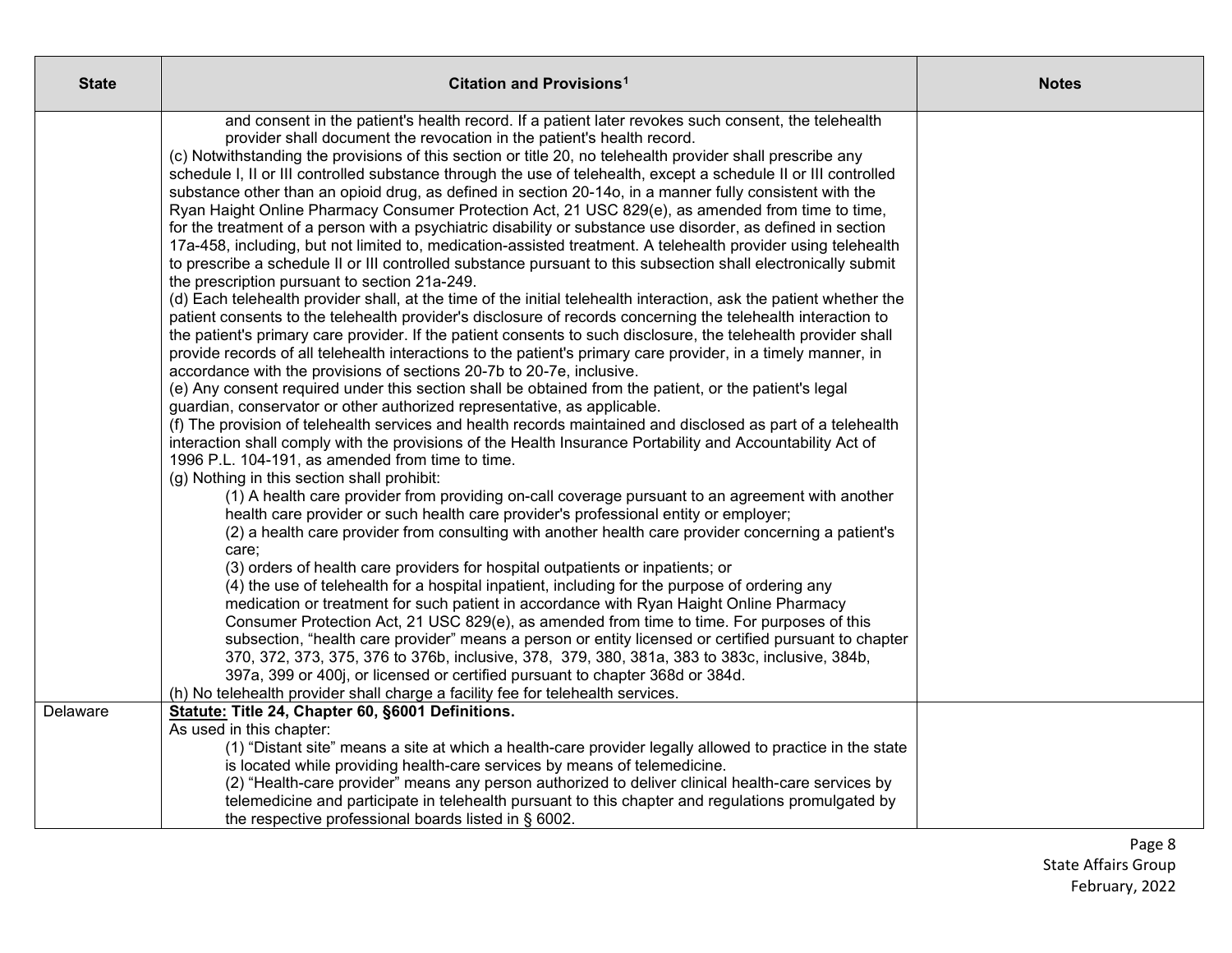| State | Citation and Provisions[1] | Notes |
| --- | --- | --- |
| | and consent in the patient's health record. If a patient later revokes such consent, the telehealth provider shall document the revocation in the patient's health record.<br>(c) Notwithstanding the provisions of this section or title 20, no telehealth provider shall prescribe any schedule I, II or III controlled substance through the use of telehealth, except a schedule II or III controlled substance other than an opioid drug, as defined in section 20-14o, in a manner fully consistent with the Ryan Haight Online Pharmacy Consumer Protection Act, 21 USC 829(e), as amended from time to time, for the treatment of a person with a psychiatric disability or substance use disorder, as defined in section 17a-458, including, but not limited to, medication-assisted treatment. A telehealth provider using telehealth to prescribe a schedule II or III controlled substance pursuant to this subsection shall electronically submit the prescription pursuant to section 21a-249.<br>(d) Each telehealth provider shall, at the time of the initial telehealth interaction, ask the patient whether the patient consents to the telehealth provider's disclosure of records concerning the telehealth interaction to the patient's primary care provider. If the patient consents to such disclosure, the telehealth provider shall provide records of all telehealth interactions to the patient's primary care provider, in a timely manner, in accordance with the provisions of sections 20-7b to 20-7e, inclusive.<br>(e) Any consent required under this section shall be obtained from the patient, or the patient's legal guardian, conservator or other authorized representative, as applicable.<br>(f) The provision of telehealth services and health records maintained and disclosed as part of a telehealth interaction shall comply with the provisions of the Health Insurance Portability and Accountability Act of 1996 P.L. 104-191, as amended from time to time.<br>(g) Nothing in this section shall prohibit:<br>(1) A health care provider from providing on-call coverage pursuant to an agreement with another health care provider or such health care provider's professional entity or employer;<br>(2) a health care provider from consulting with another health care provider concerning a patient's care;<br>(3) orders of health care providers for hospital outpatients or inpatients; or<br>(4) the use of telehealth for a hospital inpatient, including for the purpose of ordering any medication or treatment for such patient in accordance with Ryan Haight Online Pharmacy Consumer Protection Act, 21 USC 829(e), as amended from time to time. For purposes of this subsection, "health care provider" means a person or entity licensed or certified pursuant to chapter 370, 372, 373, 375, 376 to 376b, inclusive, 378, 379, 380, 381a, 383 to 383c, inclusive, 384b, 397a, 399 or 400j, or licensed or certified pursuant to chapter 368d or 384d.<br>(h) No telehealth provider shall charge a facility fee for telehealth services. | |
| Delaware | **<u>Statute:</u> Title 24, Chapter 60, §6001 Definitions.**<br>As used in this chapter:<br>(1) "Distant site" means a site at which a health-care provider legally allowed to practice in the state is located while providing health-care services by means of telemedicine.<br>(2) "Health-care provider" means any person authorized to deliver clinical health-care services by telemedicine and participate in telehealth pursuant to this chapter and regulations promulgated by the respective professional boards listed in § 6002. | |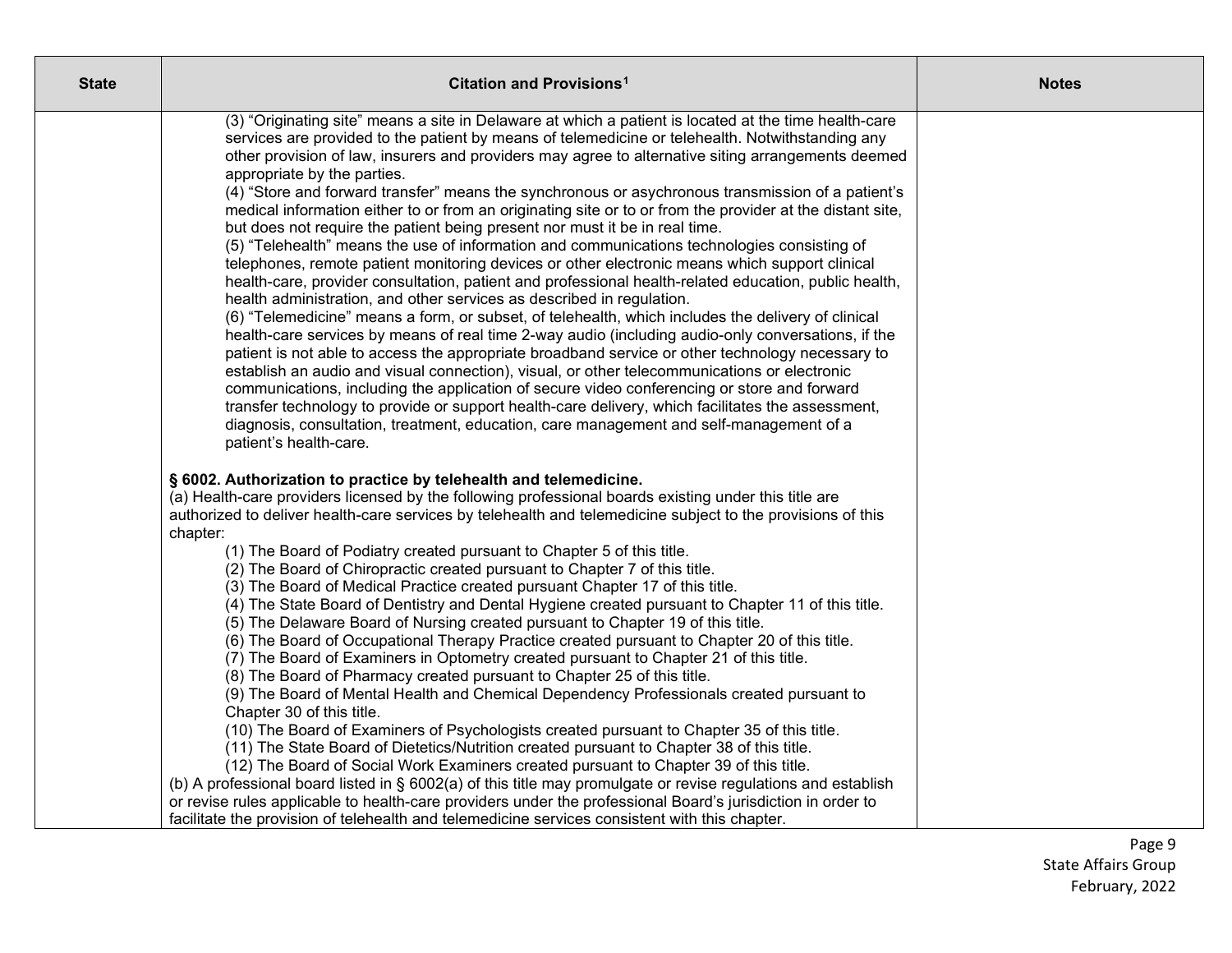| State | Citation and Provisions[1] | Notes |
| --- | --- | --- |
| | (3) "Originating site" means a site in Delaware at which a patient is located at the time health-care services are provided to the patient by means of telemedicine or telehealth. Notwithstanding any other provision of law, insurers and providers may agree to alternative siting arrangements deemed appropriate by the parties.<br>(4) "Store and forward transfer" means the synchronous or asychronous transmission of a patient's medical information either to or from an originating site or to or from the provider at the distant site, but does not require the patient being present nor must it be in real time.<br>(5) "Telehealth" means the use of information and communications technologies consisting of telephones, remote patient monitoring devices or other electronic means which support clinical health-care, provider consultation, patient and professional health-related education, public health, health administration, and other services as described in regulation.<br>(6) "Telemedicine" means a form, or subset, of telehealth, which includes the delivery of clinical health-care services by means of real time 2-way audio (including audio-only conversations, if the patient is not able to access the appropriate broadband service or other technology necessary to establish an audio and visual connection), visual, or other telecommunications or electronic communications, including the application of secure video conferencing or store and forward transfer technology to provide or support health-care delivery, which facilitates the assessment, diagnosis, consultation, treatment, education, care management and self-management of a patient's health-care.<br><br>**§ 6002. Authorization to practice by telehealth and telemedicine.**<br>(a) Health-care providers licensed by the following professional boards existing under this title are authorized to deliver health-care services by telehealth and telemedicine subject to the provisions of this chapter:<br>(1) The Board of Podiatry created pursuant to Chapter 5 of this title.<br>(2) The Board of Chiropractic created pursuant to Chapter 7 of this title.<br>(3) The Board of Medical Practice created pursuant Chapter 17 of this title.<br>(4) The State Board of Dentistry and Dental Hygiene created pursuant to Chapter 11 of this title.<br>(5) The Delaware Board of Nursing created pursuant to Chapter 19 of this title.<br>(6) The Board of Occupational Therapy Practice created pursuant to Chapter 20 of this title.<br>(7) The Board of Examiners in Optometry created pursuant to Chapter 21 of this title.<br>(8) The Board of Pharmacy created pursuant to Chapter 25 of this title.<br>(9) The Board of Mental Health and Chemical Dependency Professionals created pursuant to Chapter 30 of this title.<br>(10) The Board of Examiners of Psychologists created pursuant to Chapter 35 of this title.<br>(11) The State Board of Dietetics/Nutrition created pursuant to Chapter 38 of this title.<br>(12) The Board of Social Work Examiners created pursuant to Chapter 39 of this title.<br>(b) A professional board listed in § 6002(a) of this title may promulgate or revise regulations and establish or revise rules applicable to health-care providers under the professional Board's jurisdiction in order to facilitate the provision of telehealth and telemedicine services consistent with this chapter. | |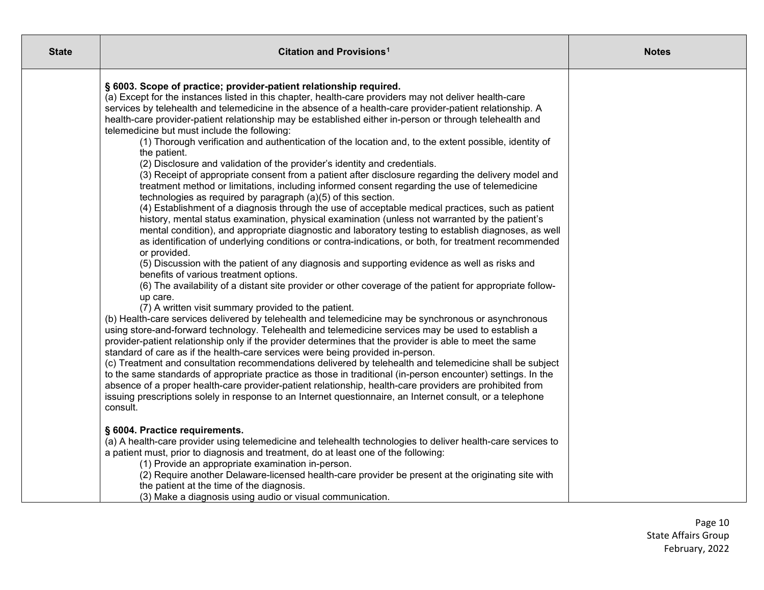| State | Citation and Provisions[1] | Notes |
| --- | --- | --- |
| | **§ 6003. Scope of practice; provider-patient relationship required.**<br>(a) Except for the instances listed in this chapter, health-care providers may not deliver health-care services by telehealth and telemedicine in the absence of a health-care provider-patient relationship. A health-care provider-patient relationship may be established either in-person or through telehealth and telemedicine but must include the following:<br>(1) Thorough verification and authentication of the location and, to the extent possible, identity of the patient.<br>(2) Disclosure and validation of the provider's identity and credentials.<br>(3) Receipt of appropriate consent from a patient after disclosure regarding the delivery model and treatment method or limitations, including informed consent regarding the use of telemedicine technologies as required by paragraph (a)(5) of this section.<br>(4) Establishment of a diagnosis through the use of acceptable medical practices, such as patient history, mental status examination, physical examination (unless not warranted by the patient's mental condition), and appropriate diagnostic and laboratory testing to establish diagnoses, as well as identification of underlying conditions or contra-indications, or both, for treatment recommended or provided.<br>(5) Discussion with the patient of any diagnosis and supporting evidence as well as risks and benefits of various treatment options.<br>(6) The availability of a distant site provider or other coverage of the patient for appropriate follow-up care.<br>(7) A written visit summary provided to the patient.<br>(b) Health-care services delivered by telehealth and telemedicine may be synchronous or asynchronous using store-and-forward technology. Telehealth and telemedicine services may be used to establish a provider-patient relationship only if the provider determines that the provider is able to meet the same standard of care as if the health-care services were being provided in-person.<br>(c) Treatment and consultation recommendations delivered by telehealth and telemedicine shall be subject to the same standards of appropriate practice as those in traditional (in-person encounter) settings. In the absence of a proper health-care provider-patient relationship, health-care providers are prohibited from issuing prescriptions solely in response to an Internet questionnaire, an Internet consult, or a telephone consult.<br><br>**§ 6004. Practice requirements.**<br>(a) A health-care provider using telemedicine and telehealth technologies to deliver health-care services to a patient must, prior to diagnosis and treatment, do at least one of the following:<br>(1) Provide an appropriate examination in-person.<br>(2) Require another Delaware-licensed health-care provider be present at the originating site with the patient at the time of the diagnosis.<br>(3) Make a diagnosis using audio or visual communication. | |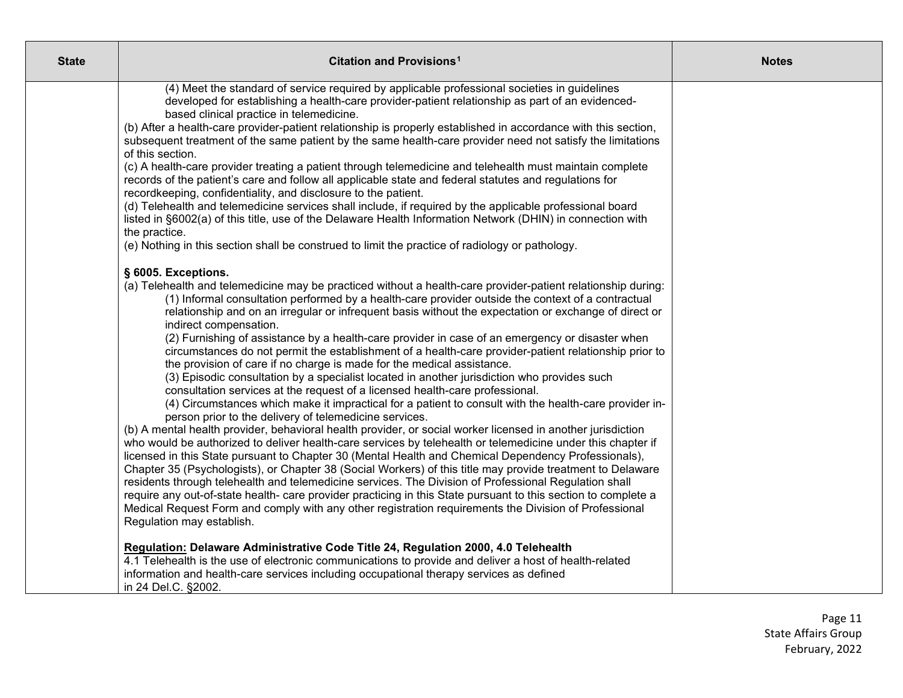| State | Citation and Provisions[1] | Notes |
|---|---|---|
| | (4) Meet the standard of service required by applicable professional societies in guidelines developed for establishing a health-care provider-patient relationship as part of an evidenced-based clinical practice in telemedicine.<br>(b) After a health-care provider-patient relationship is properly established in accordance with this section, subsequent treatment of the same patient by the same health-care provider need not satisfy the limitations of this section.<br>(c) A health-care provider treating a patient through telemedicine and telehealth must maintain complete records of the patient's care and follow all applicable state and federal statutes and regulations for recordkeeping, confidentiality, and disclosure to the patient.<br>(d) Telehealth and telemedicine services shall include, if required by the applicable professional board listed in §6002(a) of this title, use of the Delaware Health Information Network (DHIN) in connection with the practice.<br>(e) Nothing in this section shall be construed to limit the practice of radiology or pathology.<br><br>**§ 6005. Exceptions.**<br>(a) Telehealth and telemedicine may be practiced without a health-care provider-patient relationship during:<br>(1) Informal consultation performed by a health-care provider outside the context of a contractual relationship and on an irregular or infrequent basis without the expectation or exchange of direct or indirect compensation.<br>(2) Furnishing of assistance by a health-care provider in case of an emergency or disaster when circumstances do not permit the establishment of a health-care provider-patient relationship prior to the provision of care if no charge is made for the medical assistance.<br>(3) Episodic consultation by a specialist located in another jurisdiction who provides such consultation services at the request of a licensed health-care professional.<br>(4) Circumstances which make it impractical for a patient to consult with the health-care provider in-person prior to the delivery of telemedicine services.<br>(b) A mental health provider, behavioral health provider, or social worker licensed in another jurisdiction who would be authorized to deliver health-care services by telehealth or telemedicine under this chapter if licensed in this State pursuant to Chapter 30 (Mental Health and Chemical Dependency Professionals), Chapter 35 (Psychologists), or Chapter 38 (Social Workers) of this title may provide treatment to Delaware residents through telehealth and telemedicine services. The Division of Professional Regulation shall require any out-of-state health- care provider practicing in this State pursuant to this section to complete a Medical Request Form and comply with any other registration requirements the Division of Professional Regulation may establish.<br><br>**Regulation: Delaware Administrative Code Title 24, Regulation 2000, 4.0 Telehealth**<br>4.1 Telehealth is the use of electronic communications to provide and deliver a host of health-related information and health-care services including occupational therapy services as defined in 24 Del.C. §2002. | |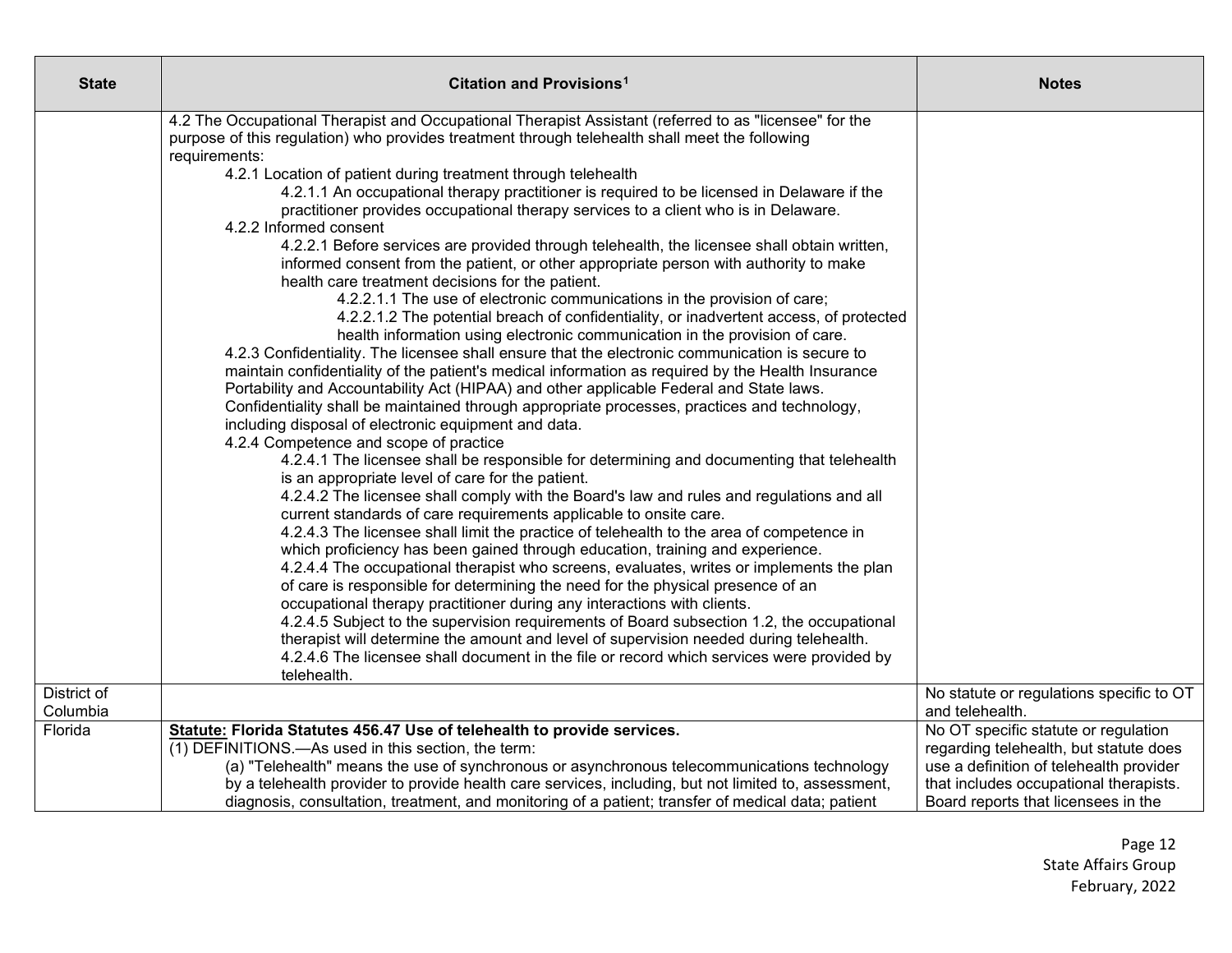| State | Citation and Provisions[1] | Notes |
|---|---|---|
| | 4.2 The Occupational Therapist and Occupational Therapist Assistant (referred to as "licensee" for the purpose of this regulation) who provides treatment through telehealth shall meet the following requirements:<br>4.2.1 Location of patient during treatment through telehealth<br>4.2.1.1 An occupational therapy practitioner is required to be licensed in Delaware if the practitioner provides occupational therapy services to a client who is in Delaware.<br>4.2.2 Informed consent<br>4.2.2.1 Before services are provided through telehealth, the licensee shall obtain written, informed consent from the patient, or other appropriate person with authority to make health care treatment decisions for the patient.<br>4.2.2.1.1 The use of electronic communications in the provision of care;<br>4.2.2.1.2 The potential breach of confidentiality, or inadvertent access, of protected health information using electronic communication in the provision of care.<br>4.2.3 Confidentiality. The licensee shall ensure that the electronic communication is secure to maintain confidentiality of the patient's medical information as required by the Health Insurance Portability and Accountability Act (HIPAA) and other applicable Federal and State laws. Confidentiality shall be maintained through appropriate processes, practices and technology, including disposal of electronic equipment and data.<br>4.2.4 Competence and scope of practice<br>4.2.4.1 The licensee shall be responsible for determining and documenting that telehealth is an appropriate level of care for the patient.<br>4.2.4.2 The licensee shall comply with the Board's law and rules and regulations and all current standards of care requirements applicable to onsite care.<br>4.2.4.3 The licensee shall limit the practice of telehealth to the area of competence in which proficiency has been gained through education, training and experience.<br>4.2.4.4 The occupational therapist who screens, evaluates, writes or implements the plan of care is responsible for determining the need for the physical presence of an occupational therapy practitioner during any interactions with clients.<br>4.2.4.5 Subject to the supervision requirements of Board subsection 1.2, the occupational therapist will determine the amount and level of supervision needed during telehealth.<br>4.2.4.6 The licensee shall document in the file or record which services were provided by telehealth. | |
| District of Columbia | | No statute or regulations specific to OT and telehealth. |
| Florida | **Statute: Florida Statutes 456.47 Use of telehealth to provide services.**<br>(1) DEFINITIONS.—As used in this section, the term:<br>(a) "Telehealth" means the use of synchronous or asynchronous telecommunications technology by a telehealth provider to provide health care services, including, but not limited to, assessment, diagnosis, consultation, treatment, and monitoring of a patient; transfer of medical data; patient | No OT specific statute or regulation regarding telehealth, but statute does use a definition of telehealth provider that includes occupational therapists. Board reports that licensees in the |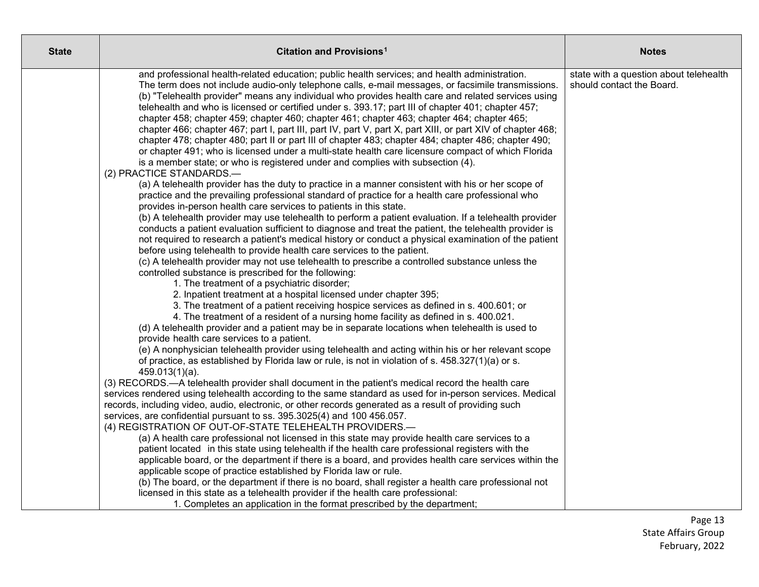| State | Citation and Provisions[1] | Notes |
|---|---|---|
| | and professional health-related education; public health services; and health administration. The term does not include audio-only telephone calls, e-mail messages, or facsimile transmissions.<br>(b) "Telehealth provider" means any individual who provides health care and related services using telehealth and who is licensed or certified under s. 393.17; part III of chapter 401; chapter 457; chapter 458; chapter 459; chapter 460; chapter 461; chapter 463; chapter 464; chapter 465; chapter 466; chapter 467; part I, part III, part IV, part V, part X, part XIII, or part XIV of chapter 468; chapter 478; chapter 480; part II or part III of chapter 483; chapter 484; chapter 486; chapter 490; or chapter 491; who is licensed under a multi-state health care licensure compact of which Florida is a member state; or who is registered under and complies with subsection (4).<br>(2) PRACTICE STANDARDS.—<br>(a) A telehealth provider has the duty to practice in a manner consistent with his or her scope of practice and the prevailing professional standard of practice for a health care professional who provides in-person health care services to patients in this state.<br>(b) A telehealth provider may use telehealth to perform a patient evaluation. If a telehealth provider conducts a patient evaluation sufficient to diagnose and treat the patient, the telehealth provider is not required to research a patient's medical history or conduct a physical examination of the patient before using telehealth to provide health care services to the patient.<br>(c) A telehealth provider may not use telehealth to prescribe a controlled substance unless the controlled substance is prescribed for the following:<br>1. The treatment of a psychiatric disorder;<br>2. Inpatient treatment at a hospital licensed under chapter 395;<br>3. The treatment of a patient receiving hospice services as defined in s. 400.601; or<br>4. The treatment of a resident of a nursing home facility as defined in s. 400.021.<br>(d) A telehealth provider and a patient may be in separate locations when telehealth is used to provide health care services to a patient.<br>(e) A nonphysician telehealth provider using telehealth and acting within his or her relevant scope of practice, as established by Florida law or rule, is not in violation of s. 458.327(1)(a) or s. 459.013(1)(a).<br>(3) RECORDS.—A telehealth provider shall document in the patient's medical record the health care services rendered using telehealth according to the same standard as used for in-person services. Medical records, including video, audio, electronic, or other records generated as a result of providing such services, are confidential pursuant to ss. 395.3025(4) and 100 456.057.<br>(4) REGISTRATION OF OUT-OF-STATE TELEHEALTH PROVIDERS.—<br>(a) A health care professional not licensed in this state may provide health care services to a patient located in this state using telehealth if the health care professional registers with the applicable board, or the department if there is a board, and provides health care services within the applicable scope of practice established by Florida law or rule.<br>(b) The board, or the department if there is no board, shall register a health care professional not licensed in this state as a telehealth provider if the health care professional:<br>1. Completes an application in the format prescribed by the department; | state with a question about telehealth should contact the Board. |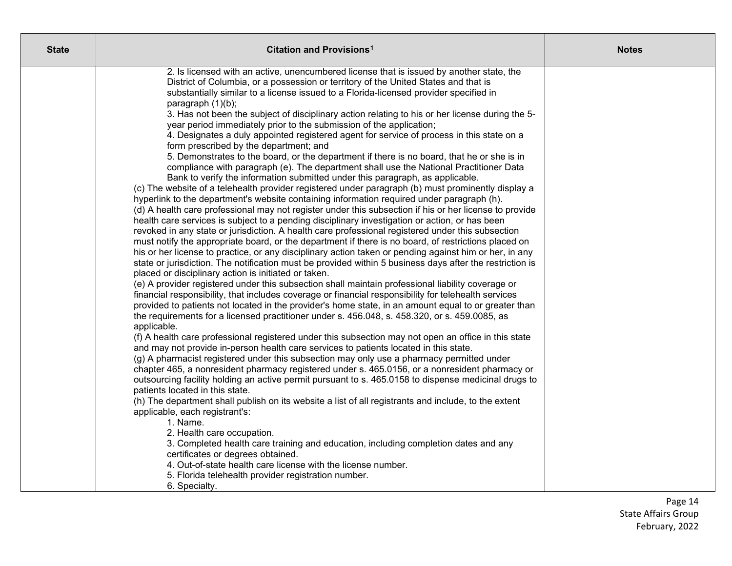| State | Citation and Provisions[1] | Notes |
|---|---|---|
| | 2. Is licensed with an active, unencumbered license that is issued by another state, the District of Columbia, or a possession or territory of the United States and that is substantially similar to a license issued to a Florida-licensed provider specified in paragraph (1)(b);<br>3. Has not been the subject of disciplinary action relating to his or her license during the 5-year period immediately prior to the submission of the application;<br>4. Designates a duly appointed registered agent for service of process in this state on a form prescribed by the department; and<br>5. Demonstrates to the board, or the department if there is no board, that he or she is in compliance with paragraph (e). The department shall use the National Practitioner Data Bank to verify the information submitted under this paragraph, as applicable.<br>(c) The website of a telehealth provider registered under paragraph (b) must prominently display a hyperlink to the department's website containing information required under paragraph (h).<br>(d) A health care professional may not register under this subsection if his or her license to provide health care services is subject to a pending disciplinary investigation or action, or has been revoked in any state or jurisdiction. A health care professional registered under this subsection must notify the appropriate board, or the department if there is no board, of restrictions placed on his or her license to practice, or any disciplinary action taken or pending against him or her, in any state or jurisdiction. The notification must be provided within 5 business days after the restriction is placed or disciplinary action is initiated or taken.<br>(e) A provider registered under this subsection shall maintain professional liability coverage or financial responsibility, that includes coverage or financial responsibility for telehealth services provided to patients not located in the provider's home state, in an amount equal to or greater than the requirements for a licensed practitioner under s. 456.048, s. 458.320, or s. 459.0085, as applicable.<br>(f) A health care professional registered under this subsection may not open an office in this state and may not provide in-person health care services to patients located in this state.<br>(g) A pharmacist registered under this subsection may only use a pharmacy permitted under chapter 465, a nonresident pharmacy registered under s. 465.0156, or a nonresident pharmacy or outsourcing facility holding an active permit pursuant to s. 465.0158 to dispense medicinal drugs to patients located in this state.<br>(h) The department shall publish on its website a list of all registrants and include, to the extent applicable, each registrant's:<br>1. Name.<br>2. Health care occupation.<br>3. Completed health care training and education, including completion dates and any certificates or degrees obtained.<br>4. Out-of-state health care license with the license number.<br>5. Florida telehealth provider registration number.<br>6. Specialty. | |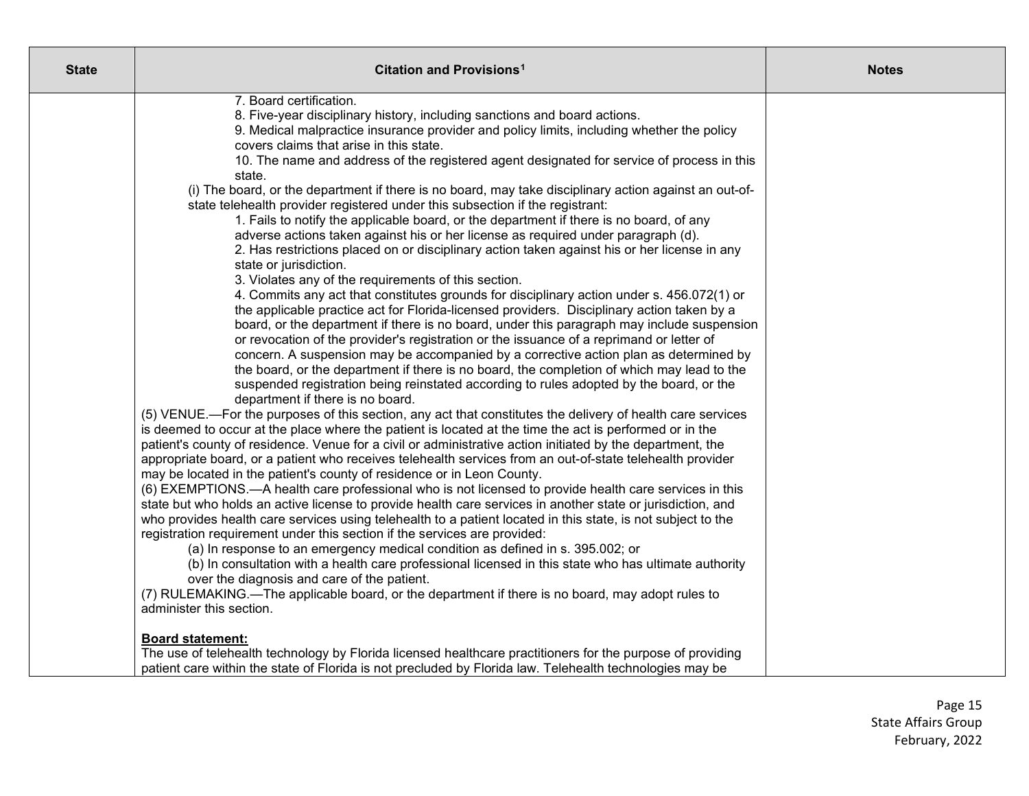| State | Citation and Provisions[1] | Notes |
|---|---|---|
| | 7. Board certification.<br>8. Five-year disciplinary history, including sanctions and board actions.<br>9. Medical malpractice insurance provider and policy limits, including whether the policy covers claims that arise in this state.<br>10. The name and address of the registered agent designated for service of process in this state.<br>(i) The board, or the department if there is no board, may take disciplinary action against an out-of-state telehealth provider registered under this subsection if the registrant:<br>1. Fails to notify the applicable board, or the department if there is no board, of any adverse actions taken against his or her license as required under paragraph (d).<br>2. Has restrictions placed on or disciplinary action taken against his or her license in any state or jurisdiction.<br>3. Violates any of the requirements of this section.<br>4. Commits any act that constitutes grounds for disciplinary action under s. 456.072(1) or the applicable practice act for Florida-licensed providers. Disciplinary action taken by a board, or the department if there is no board, under this paragraph may include suspension or revocation of the provider's registration or the issuance of a reprimand or letter of concern. A suspension may be accompanied by a corrective action plan as determined by the board, or the department if there is no board, the completion of which may lead to the suspended registration being reinstated according to rules adopted by the board, or the department if there is no board.<br>(5) VENUE.—For the purposes of this section, any act that constitutes the delivery of health care services is deemed to occur at the place where the patient is located at the time the act is performed or in the patient's county of residence. Venue for a civil or administrative action initiated by the department, the appropriate board, or a patient who receives telehealth services from an out-of-state telehealth provider may be located in the patient's county of residence or in Leon County.<br>(6) EXEMPTIONS.—A health care professional who is not licensed to provide health care services in this state but who holds an active license to provide health care services in another state or jurisdiction, and who provides health care services using telehealth to a patient located in this state, is not subject to the registration requirement under this section if the services are provided:<br>(a) In response to an emergency medical condition as defined in s. 395.002; or<br>(b) In consultation with a health care professional licensed in this state who has ultimate authority over the diagnosis and care of the patient.<br>(7) RULEMAKING.—The applicable board, or the department if there is no board, may adopt rules to administer this section.<br><br>**Board statement:**<br>The use of telehealth technology by Florida licensed healthcare practitioners for the purpose of providing patient care within the state of Florida is not precluded by Florida law. Telehealth technologies may be | |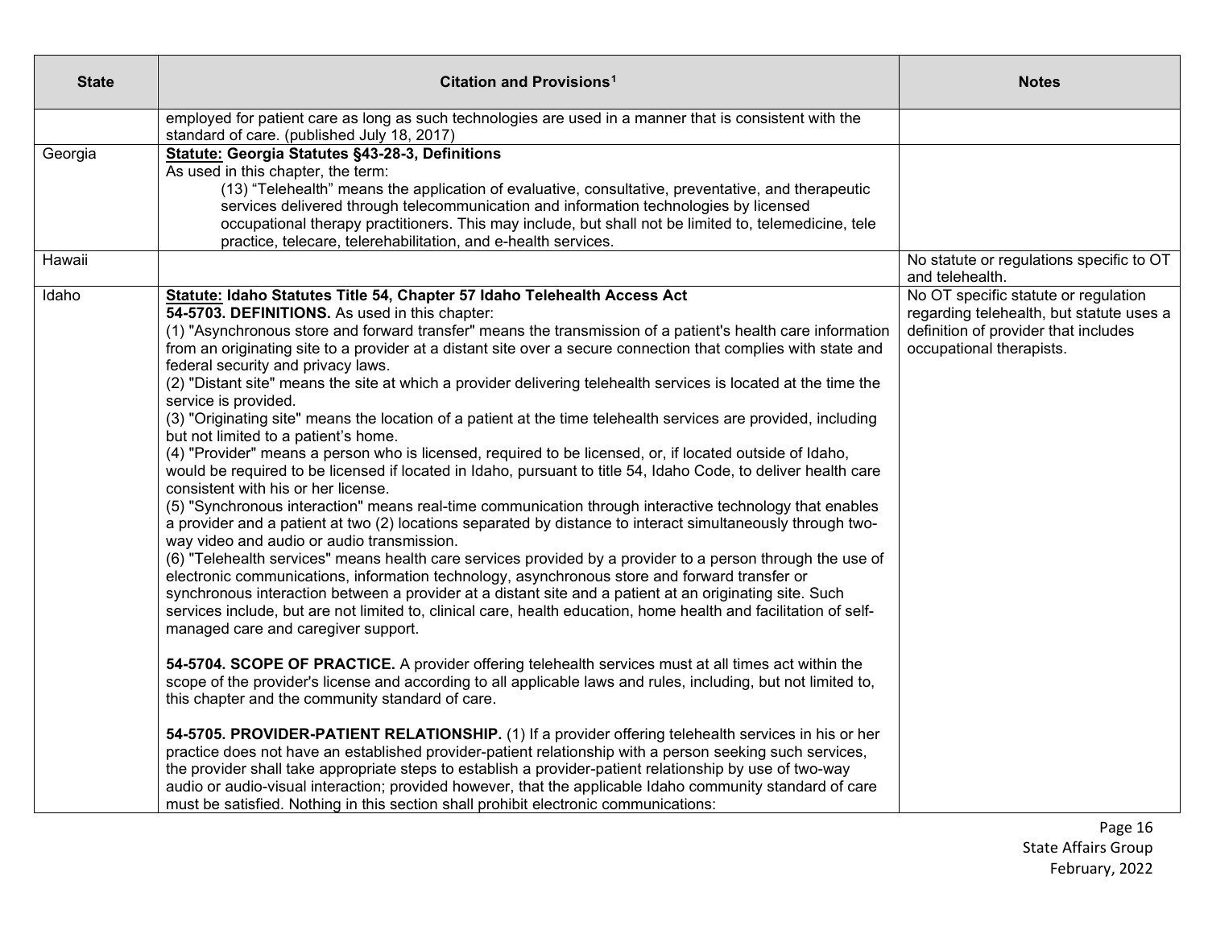| State | Citation and Provisions[1] | Notes |
|---|---|---|
| | employed for patient care as long as such technologies are used in a manner that is consistent with the standard of care. (published July 18, 2017) | |
| Georgia | **<u>Statute:</u> Georgia Statutes §43-28-3, Definitions**<br>As used in this chapter, the term:<br>(13) "Telehealth" means the application of evaluative, consultative, preventative, and therapeutic services delivered through telecommunication and information technologies by licensed occupational therapy practitioners. This may include, but shall not be limited to, telemedicine, tele practice, telecare, telerehabilitation, and e-health services. | |
| Hawaii | | No statute or regulations specific to OT and telehealth. |
| Idaho | **<u>Statute:</u> Idaho Statutes Title 54, Chapter 57 Idaho Telehealth Access Act**<br>**54-5703. DEFINITIONS.** As used in this chapter:<br>(1) "Asynchronous store and forward transfer" means the transmission of a patient's health care information from an originating site to a provider at a distant site over a secure connection that complies with state and federal security and privacy laws.<br>(2) "Distant site" means the site at which a provider delivering telehealth services is located at the time the service is provided.<br>(3) "Originating site" means the location of a patient at the time telehealth services are provided, including but not limited to a patient's home.<br>(4) "Provider" means a person who is licensed, required to be licensed, or, if located outside of Idaho, would be required to be licensed if located in Idaho, pursuant to title 54, Idaho Code, to deliver health care consistent with his or her license.<br>(5) "Synchronous interaction" means real-time communication through interactive technology that enables a provider and a patient at two (2) locations separated by distance to interact simultaneously through two-way video and audio or audio transmission.<br>(6) "Telehealth services" means health care services provided by a provider to a person through the use of electronic communications, information technology, asynchronous store and forward transfer or synchronous interaction between a provider at a distant site and a patient at an originating site. Such services include, but are not limited to, clinical care, health education, home health and facilitation of self-managed care and caregiver support.<br><br>**54-5704. SCOPE OF PRACTICE.** A provider offering telehealth services must at all times act within the scope of the provider's license and according to all applicable laws and rules, including, but not limited to, this chapter and the community standard of care.<br><br>**54-5705. PROVIDER-PATIENT RELATIONSHIP.** (1) If a provider offering telehealth services in his or her practice does not have an established provider-patient relationship with a person seeking such services, the provider shall take appropriate steps to establish a provider-patient relationship by use of two-way audio or audio-visual interaction; provided however, that the applicable Idaho community standard of care must be satisfied. Nothing in this section shall prohibit electronic communications: | No OT specific statute or regulation regarding telehealth, but statute uses a definition of provider that includes occupational therapists. |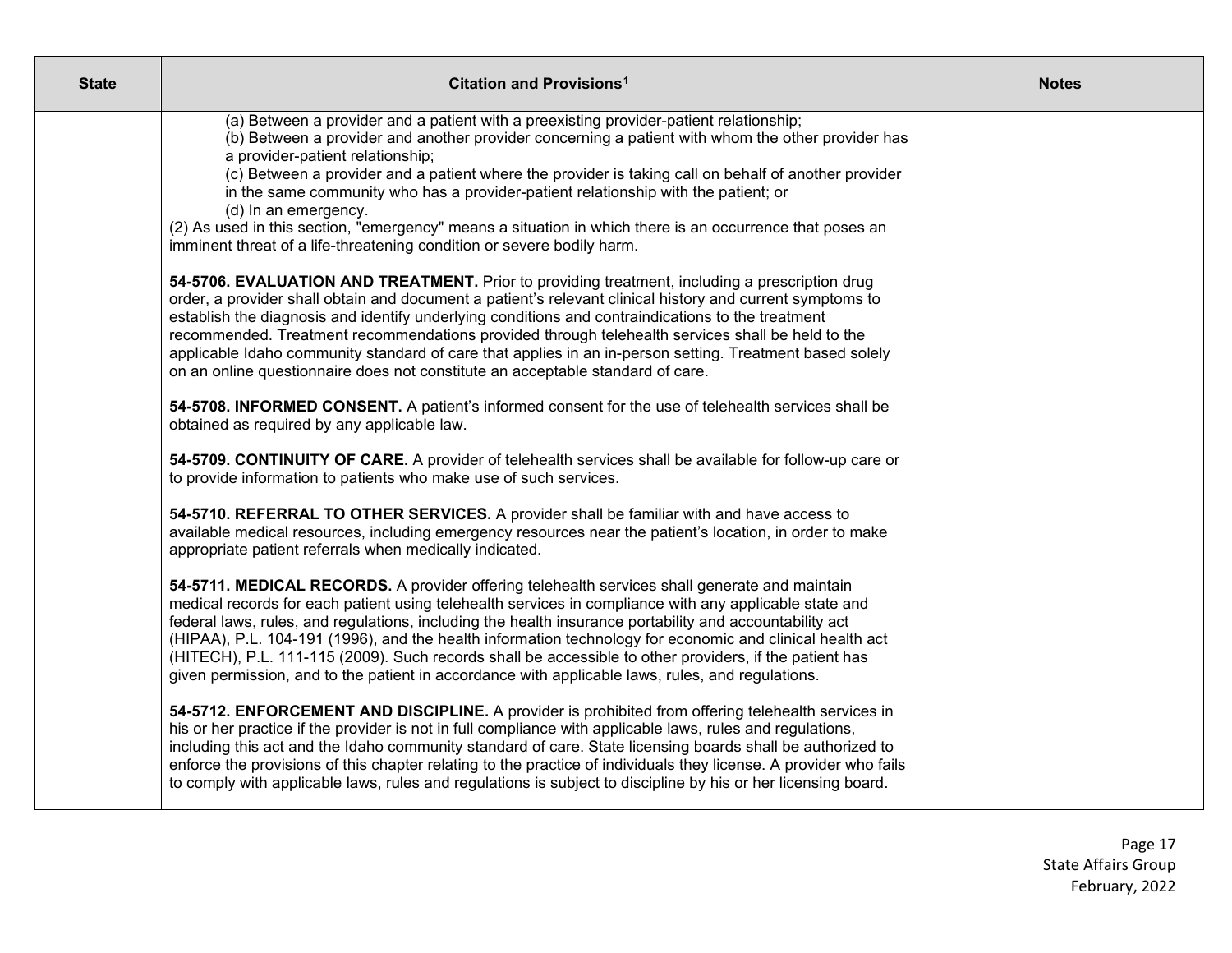| State | Citation and Provisions[1] | Notes |
|---|---|---|
| | (a) Between a provider and a patient with a preexisting provider-patient relationship;<br>(b) Between a provider and another provider concerning a patient with whom the other provider has a provider-patient relationship;<br>(c) Between a provider and a patient where the provider is taking call on behalf of another provider in the same community who has a provider-patient relationship with the patient; or<br>(d) In an emergency.<br>(2) As used in this section, "emergency" means a situation in which there is an occurrence that poses an imminent threat of a life-threatening condition or severe bodily harm.<br><br>**54-5706. EVALUATION AND TREATMENT.** Prior to providing treatment, including a prescription drug order, a provider shall obtain and document a patient's relevant clinical history and current symptoms to establish the diagnosis and identify underlying conditions and contraindications to the treatment recommended. Treatment recommendations provided through telehealth services shall be held to the applicable Idaho community standard of care that applies in an in-person setting. Treatment based solely on an online questionnaire does not constitute an acceptable standard of care.<br><br>**54-5708. INFORMED CONSENT.** A patient's informed consent for the use of telehealth services shall be obtained as required by any applicable law.<br><br>**54-5709. CONTINUITY OF CARE.** A provider of telehealth services shall be available for follow-up care or to provide information to patients who make use of such services.<br><br>**54-5710. REFERRAL TO OTHER SERVICES.** A provider shall be familiar with and have access to available medical resources, including emergency resources near the patient's location, in order to make appropriate patient referrals when medically indicated.<br><br>**54-5711. MEDICAL RECORDS.** A provider offering telehealth services shall generate and maintain medical records for each patient using telehealth services in compliance with any applicable state and federal laws, rules, and regulations, including the health insurance portability and accountability act (HIPAA), P.L. 104-191 (1996), and the health information technology for economic and clinical health act (HITECH), P.L. 111-115 (2009). Such records shall be accessible to other providers, if the patient has given permission, and to the patient in accordance with applicable laws, rules, and regulations.<br><br>**54-5712. ENFORCEMENT AND DISCIPLINE.** A provider is prohibited from offering telehealth services in his or her practice if the provider is not in full compliance with applicable laws, rules and regulations, including this act and the Idaho community standard of care. State licensing boards shall be authorized to enforce the provisions of this chapter relating to the practice of individuals they license. A provider who fails to comply with applicable laws, rules and regulations is subject to discipline by his or her licensing board. | |

State Affairs Group
February, 2022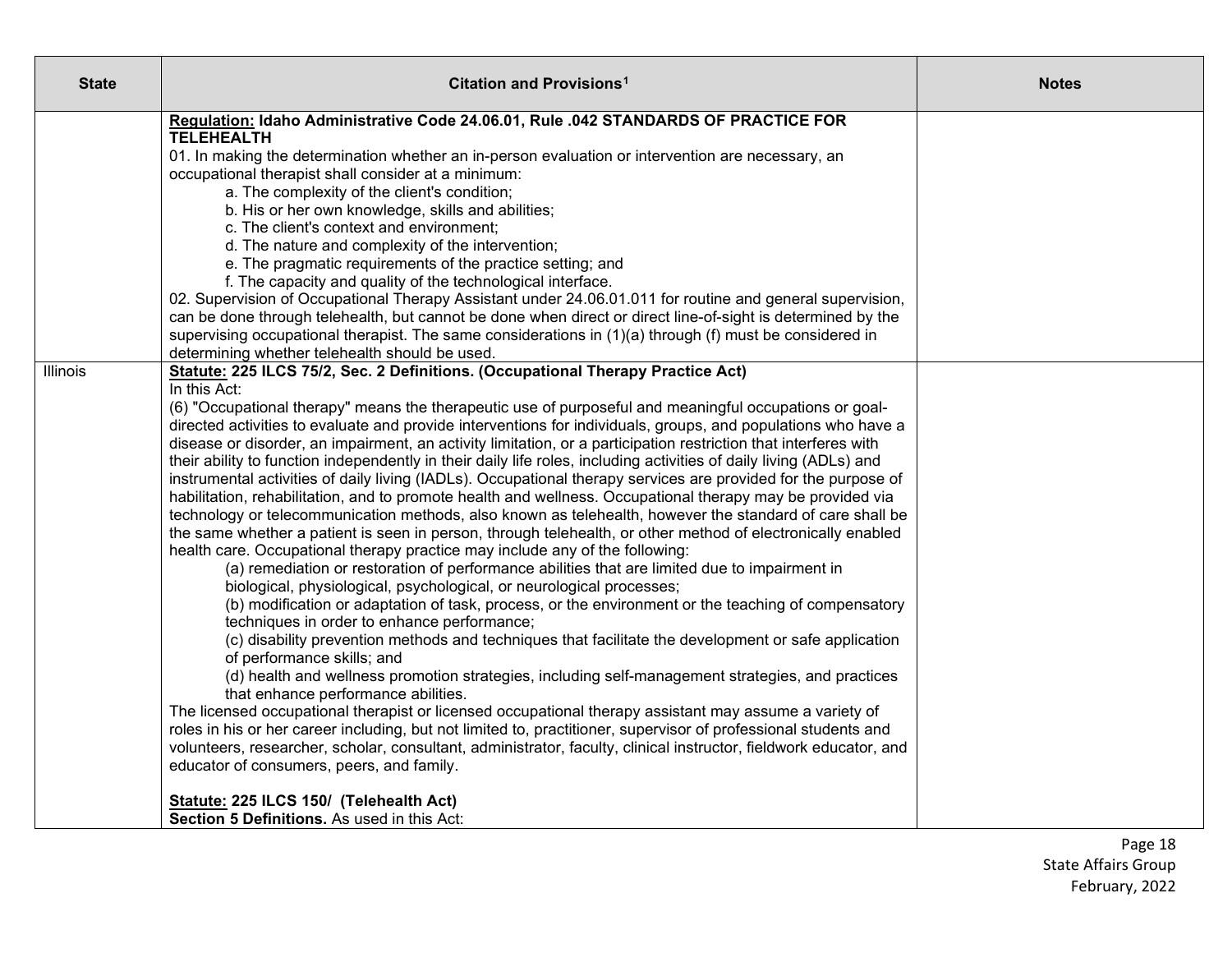| State | Citation and Provisions[1] | Notes |
|---|---|---|
| | **<u>Regulation:</u> Idaho Administrative Code 24.06.01, Rule .042 STANDARDS OF PRACTICE FOR TELEHEALTH**<br>01. In making the determination whether an in-person evaluation or intervention are necessary, an occupational therapist shall consider at a minimum:<br>a. The complexity of the client's condition;<br>b. His or her own knowledge, skills and abilities;<br>c. The client's context and environment;<br>d. The nature and complexity of the intervention;<br>e. The pragmatic requirements of the practice setting; and<br>f. The capacity and quality of the technological interface.<br>02. Supervision of Occupational Therapy Assistant under 24.06.01.011 for routine and general supervision, can be done through telehealth, but cannot be done when direct or direct line-of-sight is determined by the supervising occupational therapist. The same considerations in (1)(a) through (f) must be considered in determining whether telehealth should be used. | |
| Illinois | **<u>Statute:</u> 225 ILCS 75/2, Sec. 2 Definitions. (Occupational Therapy Practice Act)**<br>In this Act:<br>(6) "Occupational therapy" means the therapeutic use of purposeful and meaningful occupations or goal-directed activities to evaluate and provide interventions for individuals, groups, and populations who have a disease or disorder, an impairment, an activity limitation, or a participation restriction that interferes with their ability to function independently in their daily life roles, including activities of daily living (ADLs) and instrumental activities of daily living (IADLs). Occupational therapy services are provided for the purpose of habilitation, rehabilitation, and to promote health and wellness. Occupational therapy may be provided via technology or telecommunication methods, also known as telehealth, however the standard of care shall be the same whether a patient is seen in person, through telehealth, or other method of electronically enabled health care. Occupational therapy practice may include any of the following:<br>(a) remediation or restoration of performance abilities that are limited due to impairment in biological, physiological, psychological, or neurological processes;<br>(b) modification or adaptation of task, process, or the environment or the teaching of compensatory techniques in order to enhance performance;<br>(c) disability prevention methods and techniques that facilitate the development or safe application of performance skills; and<br>(d) health and wellness promotion strategies, including self-management strategies, and practices that enhance performance abilities.<br>The licensed occupational therapist or licensed occupational therapy assistant may assume a variety of roles in his or her career including, but not limited to, practitioner, supervisor of professional students and volunteers, researcher, scholar, consultant, administrator, faculty, clinical instructor, fieldwork educator, and educator of consumers, peers, and family.<br><br>**<u>Statute:</u> 225 ILCS 150/ (Telehealth Act)**<br>**Section 5 Definitions.** As used in this Act: | |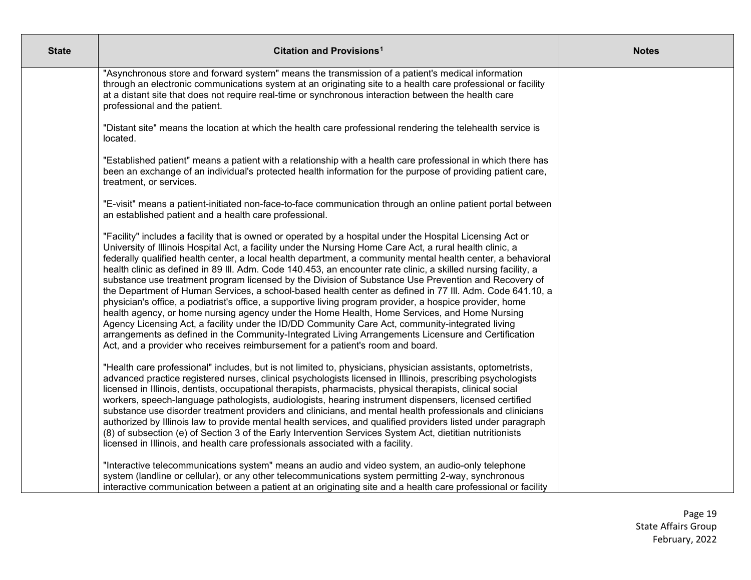| State | Citation and Provisions[1] | Notes |
|---|---|---|
| | "Asynchronous store and forward system" means the transmission of a patient's medical information through an electronic communications system at an originating site to a health care professional or facility at a distant site that does not require real-time or synchronous interaction between the health care professional and the patient.<br><br>"Distant site" means the location at which the health care professional rendering the telehealth service is located.<br><br>"Established patient" means a patient with a relationship with a health care professional in which there has been an exchange of an individual's protected health information for the purpose of providing patient care, treatment, or services.<br><br>"E-visit" means a patient-initiated non-face-to-face communication through an online patient portal between an established patient and a health care professional.<br><br>"Facility" includes a facility that is owned or operated by a hospital under the Hospital Licensing Act or University of Illinois Hospital Act, a facility under the Nursing Home Care Act, a rural health clinic, a federally qualified health center, a local health department, a community mental health center, a behavioral health clinic as defined in 89 Ill. Adm. Code 140.453, an encounter rate clinic, a skilled nursing facility, a substance use treatment program licensed by the Division of Substance Use Prevention and Recovery of the Department of Human Services, a school-based health center as defined in 77 Ill. Adm. Code 641.10, a physician's office, a podiatrist's office, a supportive living program provider, a hospice provider, home health agency, or home nursing agency under the Home Health, Home Services, and Home Nursing Agency Licensing Act, a facility under the ID/DD Community Care Act, community-integrated living arrangements as defined in the Community-Integrated Living Arrangements Licensure and Certification Act, and a provider who receives reimbursement for a patient's room and board.<br><br>"Health care professional" includes, but is not limited to, physicians, physician assistants, optometrists, advanced practice registered nurses, clinical psychologists licensed in Illinois, prescribing psychologists licensed in Illinois, dentists, occupational therapists, pharmacists, physical therapists, clinical social workers, speech-language pathologists, audiologists, hearing instrument dispensers, licensed certified substance use disorder treatment providers and clinicians, and mental health professionals and clinicians authorized by Illinois law to provide mental health services, and qualified providers listed under paragraph (8) of subsection (e) of Section 3 of the Early Intervention Services System Act, dietitian nutritionists licensed in Illinois, and health care professionals associated with a facility.<br><br>"Interactive telecommunications system" means an audio and video system, an audio-only telephone system (landline or cellular), or any other telecommunications system permitting 2-way, synchronous interactive communication between a patient at an originating site and a health care professional or facility | |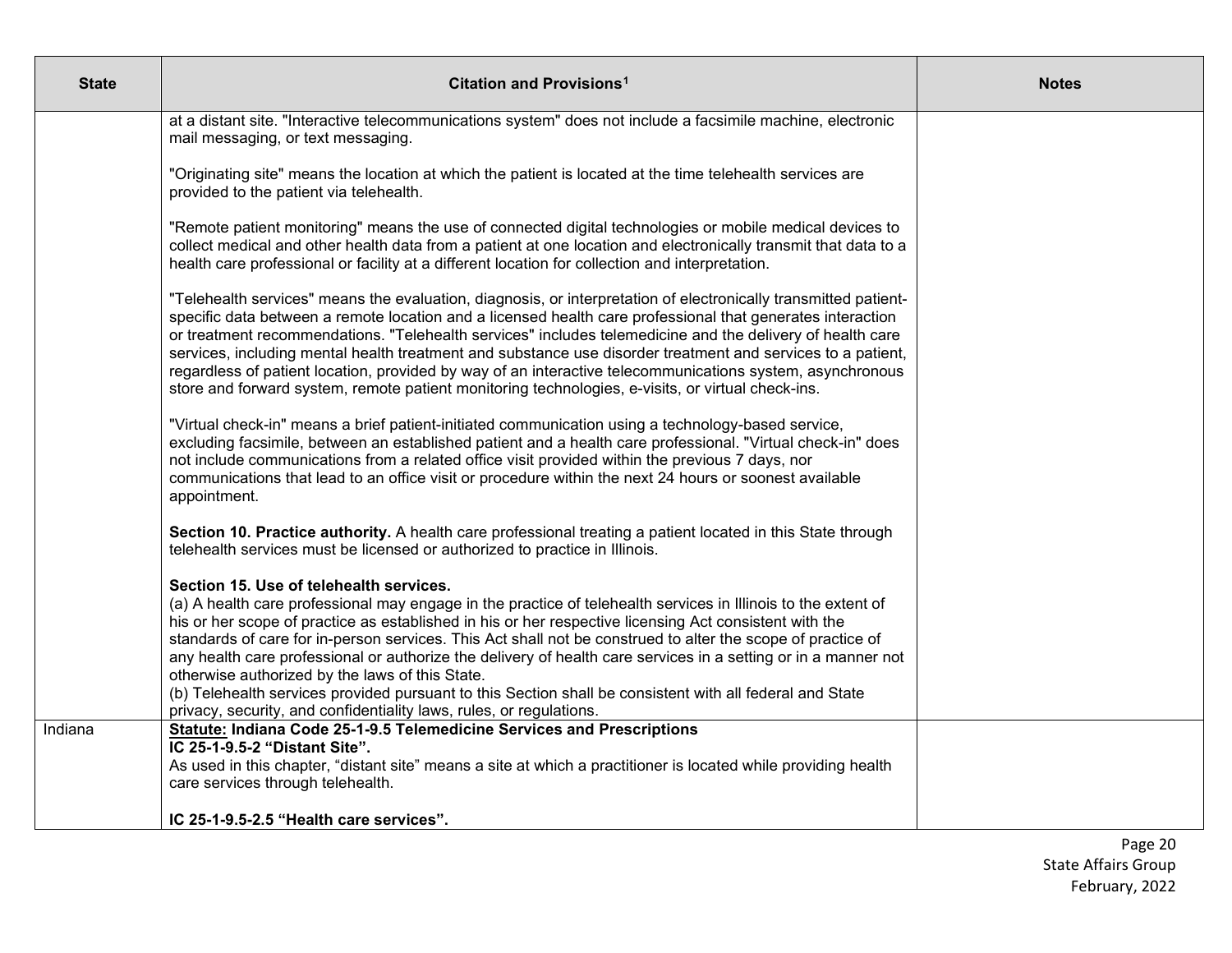| State | Citation and Provisions[1] | Notes |
|---|---|---|
| | at a distant site. "Interactive telecommunications system" does not include a facsimile machine, electronic mail messaging, or text messaging.<br><br>"Originating site" means the location at which the patient is located at the time telehealth services are provided to the patient via telehealth.<br><br>"Remote patient monitoring" means the use of connected digital technologies or mobile medical devices to collect medical and other health data from a patient at one location and electronically transmit that data to a health care professional or facility at a different location for collection and interpretation.<br><br>"Telehealth services" means the evaluation, diagnosis, or interpretation of electronically transmitted patient-specific data between a remote location and a licensed health care professional that generates interaction or treatment recommendations. "Telehealth services" includes telemedicine and the delivery of health care services, including mental health treatment and substance use disorder treatment and services to a patient, regardless of patient location, provided by way of an interactive telecommunications system, asynchronous store and forward system, remote patient monitoring technologies, e-visits, or virtual check-ins.<br><br>"Virtual check-in" means a brief patient-initiated communication using a technology-based service, excluding facsimile, between an established patient and a health care professional. "Virtual check-in" does not include communications from a related office visit provided within the previous 7 days, nor communications that lead to an office visit or procedure within the next 24 hours or soonest available appointment.<br><br>**Section 10. Practice authority.** A health care professional treating a patient located in this State through telehealth services must be licensed or authorized to practice in Illinois.<br><br>**Section 15. Use of telehealth services.**<br>(a) A health care professional may engage in the practice of telehealth services in Illinois to the extent of his or her scope of practice as established in his or her respective licensing Act consistent with the standards of care for in-person services. This Act shall not be construed to alter the scope of practice of any health care professional or authorize the delivery of health care services in a setting or in a manner not otherwise authorized by the laws of this State.<br>(b) Telehealth services provided pursuant to this Section shall be consistent with all federal and State privacy, security, and confidentiality laws, rules, or regulations. | |
| Indiana | **Statute: Indiana Code 25-1-9.5 Telemedicine Services and Prescriptions**<br>**IC 25-1-9.5-2 "Distant Site".**<br>As used in this chapter, "distant site" means a site at which a practitioner is located while providing health care services through telehealth.<br><br>**IC 25-1-9.5-2.5 "Health care services".** | |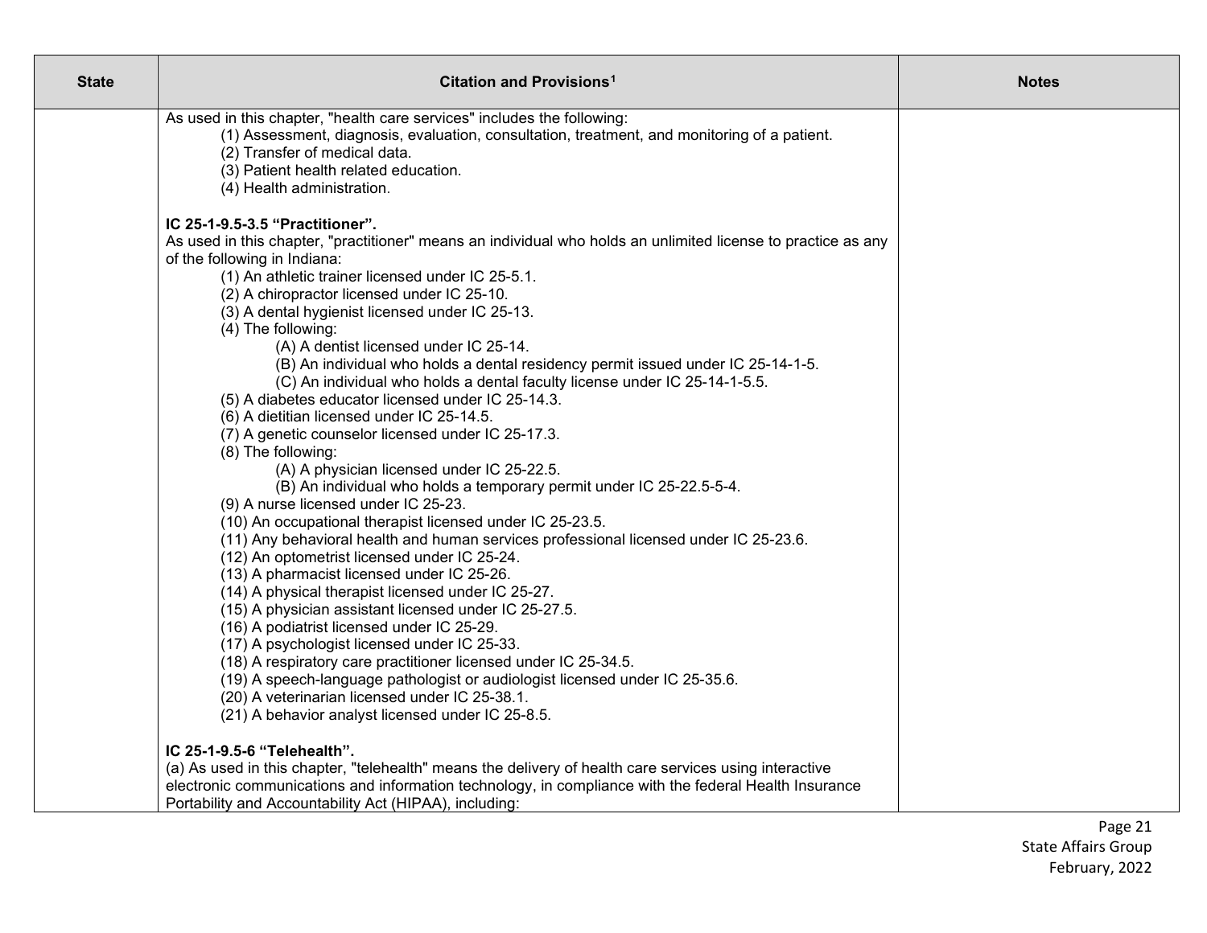| State | Citation and Provisions[1] | Notes |
|---|---|---|
| | As used in this chapter, "health care services" includes the following:<br>(1) Assessment, diagnosis, evaluation, consultation, treatment, and monitoring of a patient.<br>(2) Transfer of medical data.<br>(3) Patient health related education.<br>(4) Health administration.<br><br>**IC 25-1-9.5-3.5 "Practitioner".**<br>As used in this chapter, "practitioner" means an individual who holds an unlimited license to practice as any of the following in Indiana:<br>(1) An athletic trainer licensed under IC 25-5.1.<br>(2) A chiropractor licensed under IC 25-10.<br>(3) A dental hygienist licensed under IC 25-13.<br>(4) The following:<br>(A) A dentist licensed under IC 25-14.<br>(B) An individual who holds a dental residency permit issued under IC 25-14-1-5.<br>(C) An individual who holds a dental faculty license under IC 25-14-1-5.5.<br>(5) A diabetes educator licensed under IC 25-14.3.<br>(6) A dietitian licensed under IC 25-14.5.<br>(7) A genetic counselor licensed under IC 25-17.3.<br>(8) The following:<br>(A) A physician licensed under IC 25-22.5.<br>(B) An individual who holds a temporary permit under IC 25-22.5-5-4.<br>(9) A nurse licensed under IC 25-23.<br>(10) An occupational therapist licensed under IC 25-23.5.<br>(11) Any behavioral health and human services professional licensed under IC 25-23.6.<br>(12) An optometrist licensed under IC 25-24.<br>(13) A pharmacist licensed under IC 25-26.<br>(14) A physical therapist licensed under IC 25-27.<br>(15) A physician assistant licensed under IC 25-27.5.<br>(16) A podiatrist licensed under IC 25-29.<br>(17) A psychologist licensed under IC 25-33.<br>(18) A respiratory care practitioner licensed under IC 25-34.5.<br>(19) A speech-language pathologist or audiologist licensed under IC 25-35.6.<br>(20) A veterinarian licensed under IC 25-38.1.<br>(21) A behavior analyst licensed under IC 25-8.5.<br><br>**IC 25-1-9.5-6 "Telehealth".**<br>(a) As used in this chapter, "telehealth" means the delivery of health care services using interactive electronic communications and information technology, in compliance with the federal Health Insurance Portability and Accountability Act (HIPAA), including: | |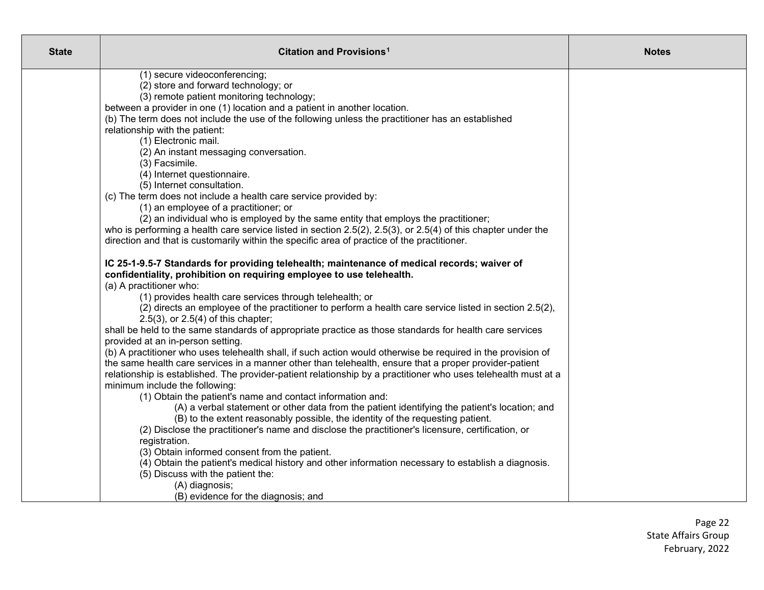| State | Citation and Provisions[1] | Notes |
| --- | --- | --- |
| | (1) secure videoconferencing;<br>(2) store and forward technology; or<br>(3) remote patient monitoring technology;<br>between a provider in one (1) location and a patient in another location.<br>(b) The term does not include the use of the following unless the practitioner has an established relationship with the patient:<br>(1) Electronic mail.<br>(2) An instant messaging conversation.<br>(3) Facsimile.<br>(4) Internet questionnaire.<br>(5) Internet consultation.<br>(c) The term does not include a health care service provided by:<br>(1) an employee of a practitioner; or<br>(2) an individual who is employed by the same entity that employs the practitioner;<br>who is performing a health care service listed in section 2.5(2), 2.5(3), or 2.5(4) of this chapter under the direction and that is customarily within the specific area of practice of the practitioner.<br><br>**IC 25-1-9.5-7 Standards for providing telehealth; maintenance of medical records; waiver of confidentiality, prohibition on requiring employee to use telehealth.**<br>(a) A practitioner who:<br>(1) provides health care services through telehealth; or<br>(2) directs an employee of the practitioner to perform a health care service listed in section 2.5(2), 2.5(3), or 2.5(4) of this chapter;<br>shall be held to the same standards of appropriate practice as those standards for health care services provided at an in-person setting.<br>(b) A practitioner who uses telehealth shall, if such action would otherwise be required in the provision of the same health care services in a manner other than telehealth, ensure that a proper provider-patient relationship is established. The provider-patient relationship by a practitioner who uses telehealth must at a minimum include the following:<br>(1) Obtain the patient's name and contact information and:<br>(A) a verbal statement or other data from the patient identifying the patient's location; and<br>(B) to the extent reasonably possible, the identity of the requesting patient.<br>(2) Disclose the practitioner's name and disclose the practitioner's licensure, certification, or registration.<br>(3) Obtain informed consent from the patient.<br>(4) Obtain the patient's medical history and other information necessary to establish a diagnosis.<br>(5) Discuss with the patient the:<br>(A) diagnosis;<br>(B) evidence for the diagnosis; and | |

State Affairs Group
February, 2022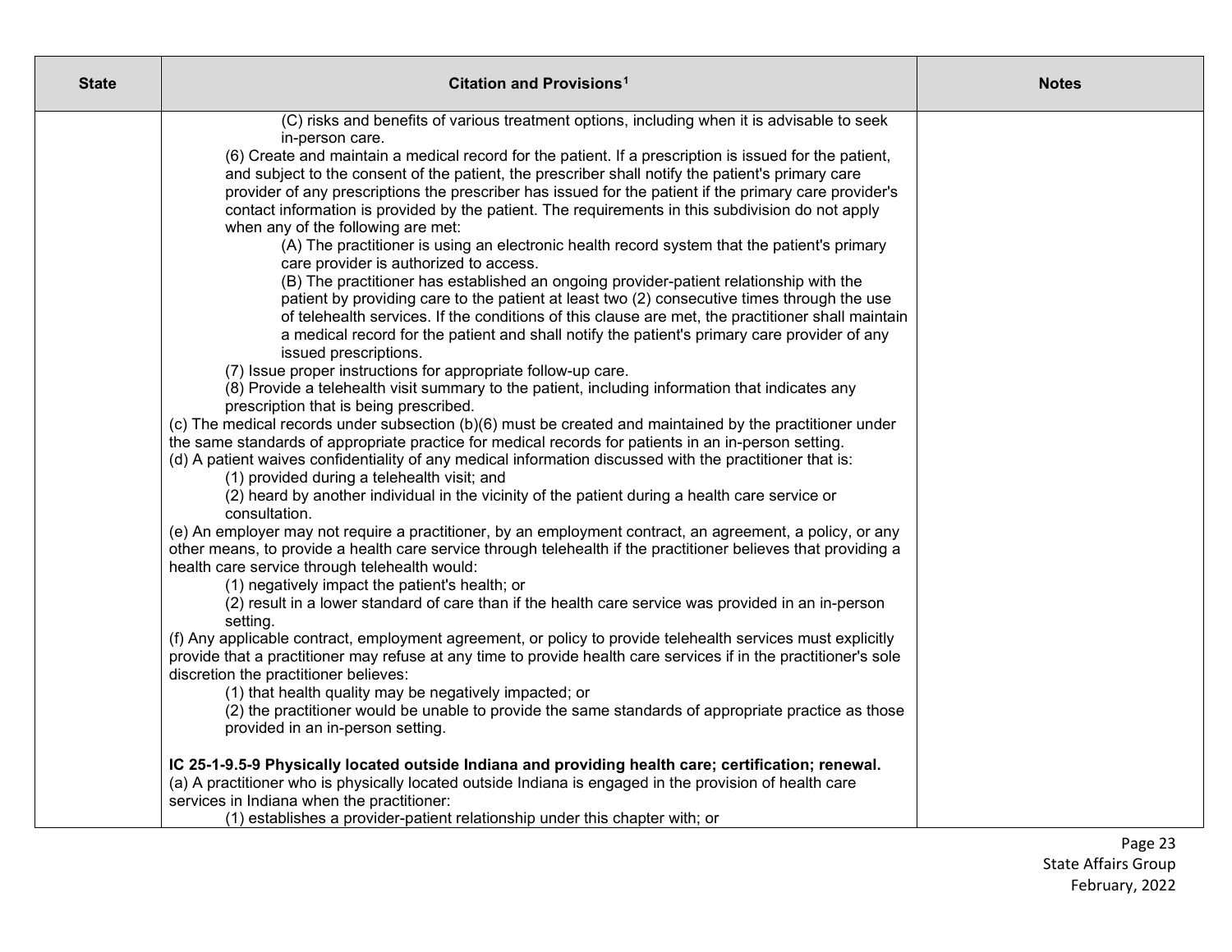| State | Citation and Provisions[1] | Notes |
|---|---|---|
| | (C) risks and benefits of various treatment options, including when it is advisable to seek in-person care.<br>(6) Create and maintain a medical record for the patient. If a prescription is issued for the patient, and subject to the consent of the patient, the prescriber shall notify the patient's primary care provider of any prescriptions the prescriber has issued for the patient if the primary care provider's contact information is provided by the patient. The requirements in this subdivision do not apply when any of the following are met:<br>(A) The practitioner is using an electronic health record system that the patient's primary care provider is authorized to access.<br>(B) The practitioner has established an ongoing provider-patient relationship with the patient by providing care to the patient at least two (2) consecutive times through the use of telehealth services. If the conditions of this clause are met, the practitioner shall maintain a medical record for the patient and shall notify the patient's primary care provider of any issued prescriptions.<br>(7) Issue proper instructions for appropriate follow-up care.<br>(8) Provide a telehealth visit summary to the patient, including information that indicates any prescription that is being prescribed.<br>(c) The medical records under subsection (b)(6) must be created and maintained by the practitioner under the same standards of appropriate practice for medical records for patients in an in-person setting.<br>(d) A patient waives confidentiality of any medical information discussed with the practitioner that is:<br>(1) provided during a telehealth visit; and<br>(2) heard by another individual in the vicinity of the patient during a health care service or consultation.<br>(e) An employer may not require a practitioner, by an employment contract, an agreement, a policy, or any other means, to provide a health care service through telehealth if the practitioner believes that providing a health care service through telehealth would:<br>(1) negatively impact the patient's health; or<br>(2) result in a lower standard of care than if the health care service was provided in an in-person setting.<br>(f) Any applicable contract, employment agreement, or policy to provide telehealth services must explicitly provide that a practitioner may refuse at any time to provide health care services if in the practitioner's sole discretion the practitioner believes:<br>(1) that health quality may be negatively impacted; or<br>(2) the practitioner would be unable to provide the same standards of appropriate practice as those provided in an in-person setting.<br><br>**IC 25-1-9.5-9 Physically located outside Indiana and providing health care; certification; renewal.**<br>(a) A practitioner who is physically located outside Indiana is engaged in the provision of health care services in Indiana when the practitioner:<br>(1) establishes a provider-patient relationship under this chapter with; or | |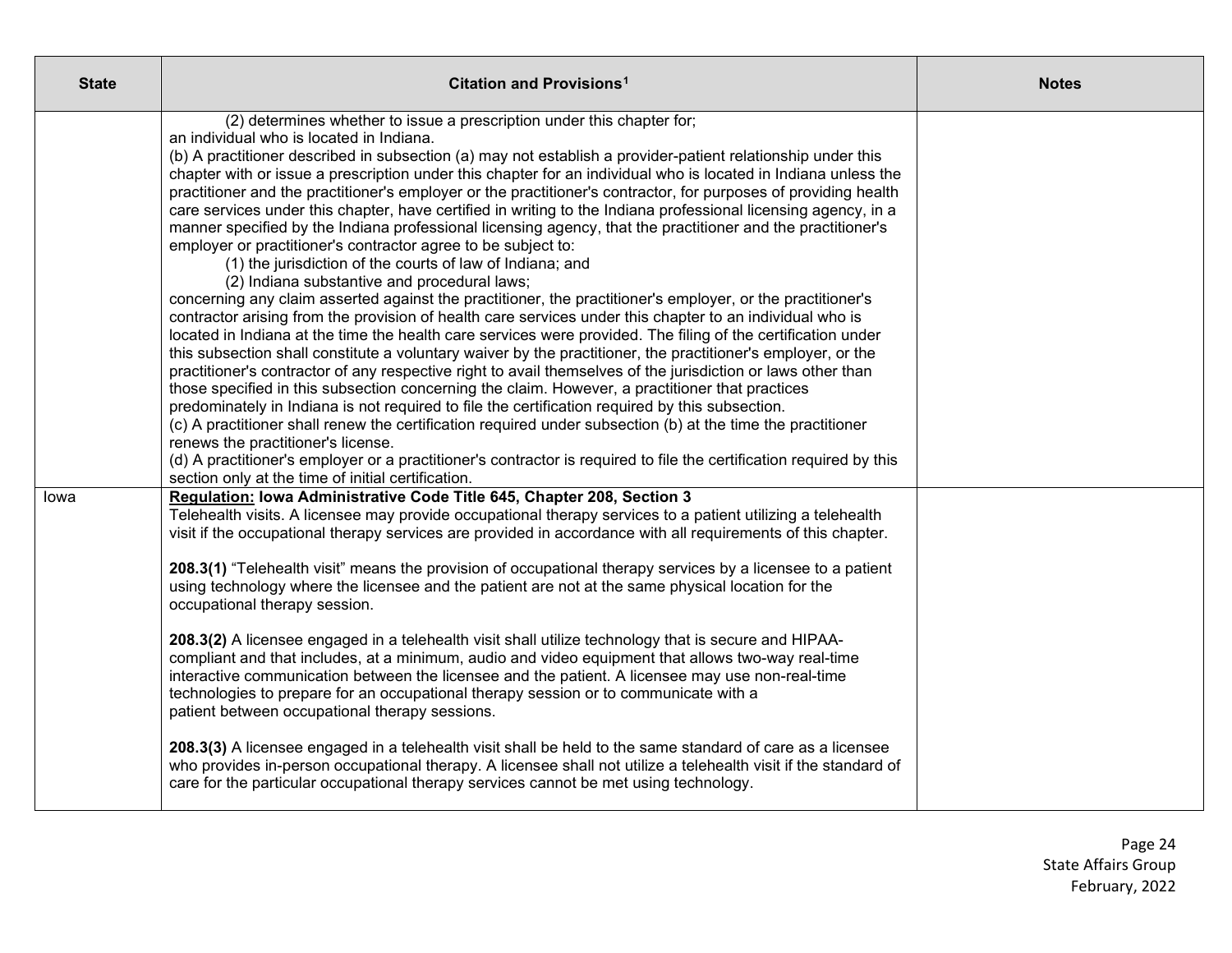| State | Citation and Provisions[1] | Notes |
|---|---|---|
| | (2) determines whether to issue a prescription under this chapter for;<br>an individual who is located in Indiana.<br>(b) A practitioner described in subsection (a) may not establish a provider-patient relationship under this chapter with or issue a prescription under this chapter for an individual who is located in Indiana unless the practitioner and the practitioner's employer or the practitioner's contractor, for purposes of providing health care services under this chapter, have certified in writing to the Indiana professional licensing agency, in a manner specified by the Indiana professional licensing agency, that the practitioner and the practitioner's employer or practitioner's contractor agree to be subject to:<br>(1) the jurisdiction of the courts of law of Indiana; and<br>(2) Indiana substantive and procedural laws;<br>concerning any claim asserted against the practitioner, the practitioner's employer, or the practitioner's contractor arising from the provision of health care services under this chapter to an individual who is located in Indiana at the time the health care services were provided. The filing of the certification under this subsection shall constitute a voluntary waiver by the practitioner, the practitioner's employer, or the practitioner's contractor of any respective right to avail themselves of the jurisdiction or laws other than those specified in this subsection concerning the claim. However, a practitioner that practices predominately in Indiana is not required to file the certification required by this subsection.<br>(c) A practitioner shall renew the certification required under subsection (b) at the time the practitioner renews the practitioner's license.<br>(d) A practitioner's employer or a practitioner's contractor is required to file the certification required by this section only at the time of initial certification. | |
| Iowa | **<u>Regulation:</u> Iowa Administrative Code Title 645, Chapter 208, Section 3**<br>Telehealth visits. A licensee may provide occupational therapy services to a patient utilizing a telehealth visit if the occupational therapy services are provided in accordance with all requirements of this chapter.<br><br>**208.3(1)** "Telehealth visit" means the provision of occupational therapy services by a licensee to a patient using technology where the licensee and the patient are not at the same physical location for the occupational therapy session.<br><br>**208.3(2)** A licensee engaged in a telehealth visit shall utilize technology that is secure and HIPAA-compliant and that includes, at a minimum, audio and video equipment that allows two-way real-time interactive communication between the licensee and the patient. A licensee may use non-real-time technologies to prepare for an occupational therapy session or to communicate with a patient between occupational therapy sessions.<br><br>**208.3(3)** A licensee engaged in a telehealth visit shall be held to the same standard of care as a licensee who provides in-person occupational therapy. A licensee shall not utilize a telehealth visit if the standard of care for the particular occupational therapy services cannot be met using technology. | |

State Affairs Group
February, 2022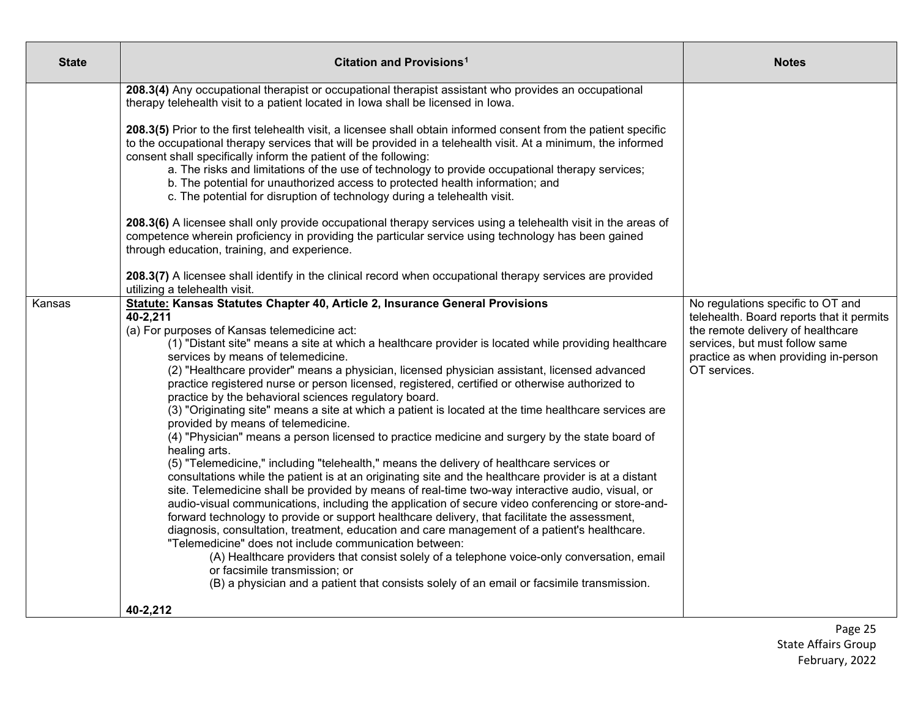| State | Citation and Provisions[1] | Notes |
|---|---|---|
| | **208.3(4)** Any occupational therapist or occupational therapist assistant who provides an occupational therapy telehealth visit to a patient located in Iowa shall be licensed in Iowa.<br><br>**208.3(5)** Prior to the first telehealth visit, a licensee shall obtain informed consent from the patient specific to the occupational therapy services that will be provided in a telehealth visit. At a minimum, the informed consent shall specifically inform the patient of the following:<br>a. The risks and limitations of the use of technology to provide occupational therapy services;<br>b. The potential for unauthorized access to protected health information; and<br>c. The potential for disruption of technology during a telehealth visit.<br><br>**208.3(6)** A licensee shall only provide occupational therapy services using a telehealth visit in the areas of competence wherein proficiency in providing the particular service using technology has been gained through education, training, and experience.<br><br>**208.3(7)** A licensee shall identify in the clinical record when occupational therapy services are provided utilizing a telehealth visit. | |
| Kansas | **Statute: Kansas Statutes Chapter 40, Article 2, Insurance General Provisions**<br>**40-2,211**<br>(a) For purposes of Kansas telemedicine act:<br>(1) "Distant site" means a site at which a healthcare provider is located while providing healthcare services by means of telemedicine.<br>(2) "Healthcare provider" means a physician, licensed physician assistant, licensed advanced practice registered nurse or person licensed, registered, certified or otherwise authorized to practice by the behavioral sciences regulatory board.<br>(3) "Originating site" means a site at which a patient is located at the time healthcare services are provided by means of telemedicine.<br>(4) "Physician" means a person licensed to practice medicine and surgery by the state board of healing arts.<br>(5) "Telemedicine," including "telehealth," means the delivery of healthcare services or consultations while the patient is at an originating site and the healthcare provider is at a distant site. Telemedicine shall be provided by means of real-time two-way interactive audio, visual, or audio-visual communications, including the application of secure video conferencing or store-and-forward technology to provide or support healthcare delivery, that facilitate the assessment, diagnosis, consultation, treatment, education and care management of a patient's healthcare. "Telemedicine" does not include communication between:<br>(A) Healthcare providers that consist solely of a telephone voice-only conversation, email or facsimile transmission; or<br>(B) a physician and a patient that consists solely of an email or facsimile transmission.<br><br>**40-2,212** | No regulations specific to OT and telehealth. Board reports that it permits the remote delivery of healthcare services, but must follow same practice as when providing in-person OT services. |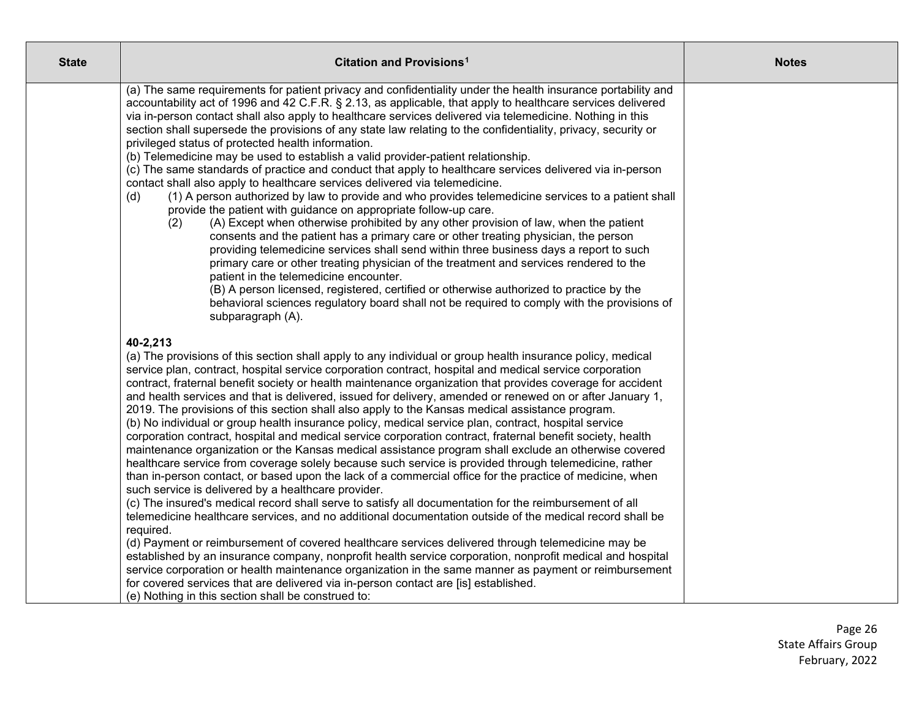| State | Citation and Provisions[1] | Notes |
|---|---|---|
| | (a) The same requirements for patient privacy and confidentiality under the health insurance portability and accountability act of 1996 and 42 C.F.R. § 2.13, as applicable, that apply to healthcare services delivered via in-person contact shall also apply to healthcare services delivered via telemedicine. Nothing in this section shall supersede the provisions of any state law relating to the confidentiality, privacy, security or privileged status of protected health information.<br>(b) Telemedicine may be used to establish a valid provider-patient relationship.<br>(c) The same standards of practice and conduct that apply to healthcare services delivered via in-person contact shall also apply to healthcare services delivered via telemedicine.<br>(d) (1) A person authorized by law to provide and who provides telemedicine services to a patient shall provide the patient with guidance on appropriate follow-up care.<br>(2) (A) Except when otherwise prohibited by any other provision of law, when the patient consents and the patient has a primary care or other treating physician, the person providing telemedicine services shall send within three business days a report to such primary care or other treating physician of the treatment and services rendered to the patient in the telemedicine encounter.<br>(B) A person licensed, registered, certified or otherwise authorized to practice by the behavioral sciences regulatory board shall not be required to comply with the provisions of subparagraph (A).<br><br>**40-2,213**<br>(a) The provisions of this section shall apply to any individual or group health insurance policy, medical service plan, contract, hospital service corporation contract, hospital and medical service corporation contract, fraternal benefit society or health maintenance organization that provides coverage for accident and health services and that is delivered, issued for delivery, amended or renewed on or after January 1, 2019. The provisions of this section shall also apply to the Kansas medical assistance program.<br>(b) No individual or group health insurance policy, medical service plan, contract, hospital service corporation contract, hospital and medical service corporation contract, fraternal benefit society, health maintenance organization or the Kansas medical assistance program shall exclude an otherwise covered healthcare service from coverage solely because such service is provided through telemedicine, rather than in-person contact, or based upon the lack of a commercial office for the practice of medicine, when such service is delivered by a healthcare provider.<br>(c) The insured's medical record shall serve to satisfy all documentation for the reimbursement of all telemedicine healthcare services, and no additional documentation outside of the medical record shall be required.<br>(d) Payment or reimbursement of covered healthcare services delivered through telemedicine may be established by an insurance company, nonprofit health service corporation, nonprofit medical and hospital service corporation or health maintenance organization in the same manner as payment or reimbursement for covered services that are delivered via in-person contact are [is] established.<br>(e) Nothing in this section shall be construed to: | |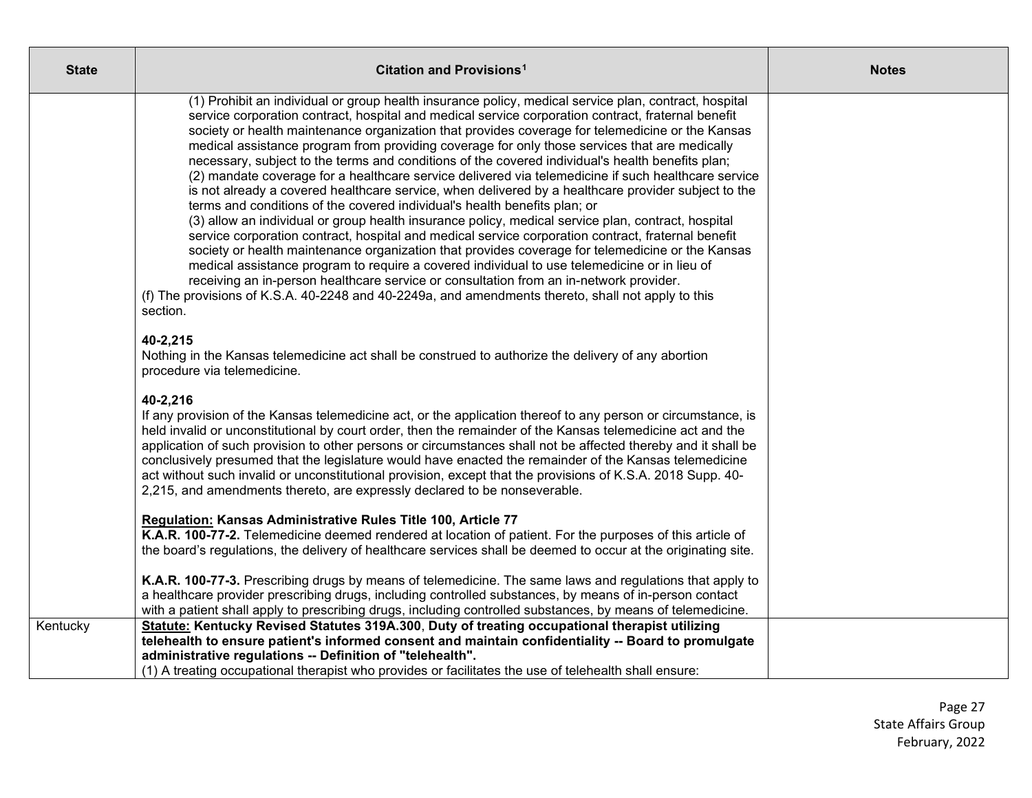| State | Citation and Provisions[1] | Notes |
|---|---|---|
| | (1) Prohibit an individual or group health insurance policy, medical service plan, contract, hospital service corporation contract, hospital and medical service corporation contract, fraternal benefit society or health maintenance organization that provides coverage for telemedicine or the Kansas medical assistance program from providing coverage for only those services that are medically necessary, subject to the terms and conditions of the covered individual's health benefits plan;<br>(2) mandate coverage for a healthcare service delivered via telemedicine if such healthcare service is not already a covered healthcare service, when delivered by a healthcare provider subject to the terms and conditions of the covered individual's health benefits plan; or<br>(3) allow an individual or group health insurance policy, medical service plan, contract, hospital service corporation contract, hospital and medical service corporation contract, fraternal benefit society or health maintenance organization that provides coverage for telemedicine or the Kansas medical assistance program to require a covered individual to use telemedicine or in lieu of receiving an in-person healthcare service or consultation from an in-network provider.<br>(f) The provisions of K.S.A. 40-2248 and 40-2249a, and amendments thereto, shall not apply to this section.<br><br>**40-2,215**<br>Nothing in the Kansas telemedicine act shall be construed to authorize the delivery of any abortion procedure via telemedicine.<br><br>**40-2,216**<br>If any provision of the Kansas telemedicine act, or the application thereof to any person or circumstance, is held invalid or unconstitutional by court order, then the remainder of the Kansas telemedicine act and the application of such provision to other persons or circumstances shall not be affected thereby and it shall be conclusively presumed that the legislature would have enacted the remainder of the Kansas telemedicine act without such invalid or unconstitutional provision, except that the provisions of K.S.A. 2018 Supp. 40-2,215, and amendments thereto, are expressly declared to be nonseverable.<br><br>**<u>Regulation:</u> Kansas Administrative Rules Title 100, Article 77**<br>**K.A.R. 100-77-2.** Telemedicine deemed rendered at location of patient. For the purposes of this article of the board's regulations, the delivery of healthcare services shall be deemed to occur at the originating site.<br><br>**K.A.R. 100-77-3.** Prescribing drugs by means of telemedicine. The same laws and regulations that apply to a healthcare provider prescribing drugs, including controlled substances, by means of in-person contact with a patient shall apply to prescribing drugs, including controlled substances, by means of telemedicine. | |
| Kentucky | **<u>Statute:</u> Kentucky Revised Statutes 319A.300, Duty of treating occupational therapist utilizing telehealth to ensure patient's informed consent and maintain confidentiality -- Board to promulgate administrative regulations -- Definition of "telehealth".**<br>(1) A treating occupational therapist who provides or facilitates the use of telehealth shall ensure: | |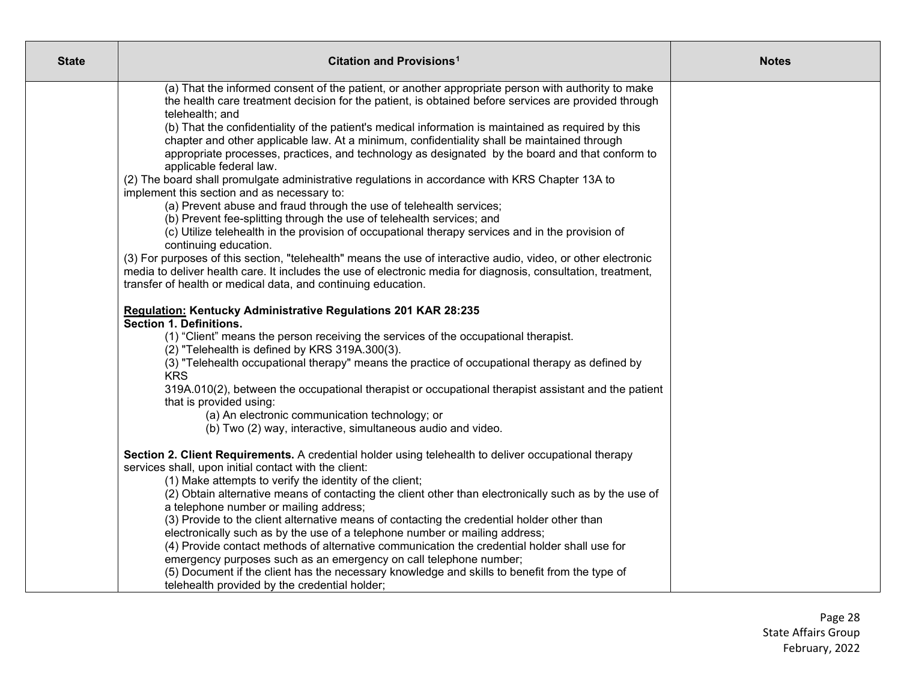| State | Citation and Provisions[1] | Notes |
| --- | --- | --- |
| | (a) That the informed consent of the patient, or another appropriate person with authority to make the health care treatment decision for the patient, is obtained before services are provided through telehealth; and<br>(b) That the confidentiality of the patient's medical information is maintained as required by this chapter and other applicable law. At a minimum, confidentiality shall be maintained through appropriate processes, practices, and technology as designated by the board and that conform to applicable federal law.<br>(2) The board shall promulgate administrative regulations in accordance with KRS Chapter 13A to implement this section and as necessary to:<br>(a) Prevent abuse and fraud through the use of telehealth services;<br>(b) Prevent fee-splitting through the use of telehealth services; and<br>(c) Utilize telehealth in the provision of occupational therapy services and in the provision of continuing education.<br>(3) For purposes of this section, "telehealth" means the use of interactive audio, video, or other electronic media to deliver health care. It includes the use of electronic media for diagnosis, consultation, treatment, transfer of health or medical data, and continuing education.<br><br>**<u>Regulation:</u> Kentucky Administrative Regulations 201 KAR 28:235**<br>**Section 1. Definitions.**<br>(1) "Client" means the person receiving the services of the occupational therapist.<br>(2) "Telehealth is defined by KRS 319A.300(3).<br>(3) "Telehealth occupational therapy" means the practice of occupational therapy as defined by KRS 319A.010(2), between the occupational therapist or occupational therapist assistant and the patient that is provided using:<br>(a) An electronic communication technology; or<br>(b) Two (2) way, interactive, simultaneous audio and video.<br><br>**Section 2. Client Requirements.** A credential holder using telehealth to deliver occupational therapy services shall, upon initial contact with the client:<br>(1) Make attempts to verify the identity of the client;<br>(2) Obtain alternative means of contacting the client other than electronically such as by the use of a telephone number or mailing address;<br>(3) Provide to the client alternative means of contacting the credential holder other than electronically such as by the use of a telephone number or mailing address;<br>(4) Provide contact methods of alternative communication the credential holder shall use for emergency purposes such as an emergency on call telephone number;<br>(5) Document if the client has the necessary knowledge and skills to benefit from the type of telehealth provided by the credential holder; | |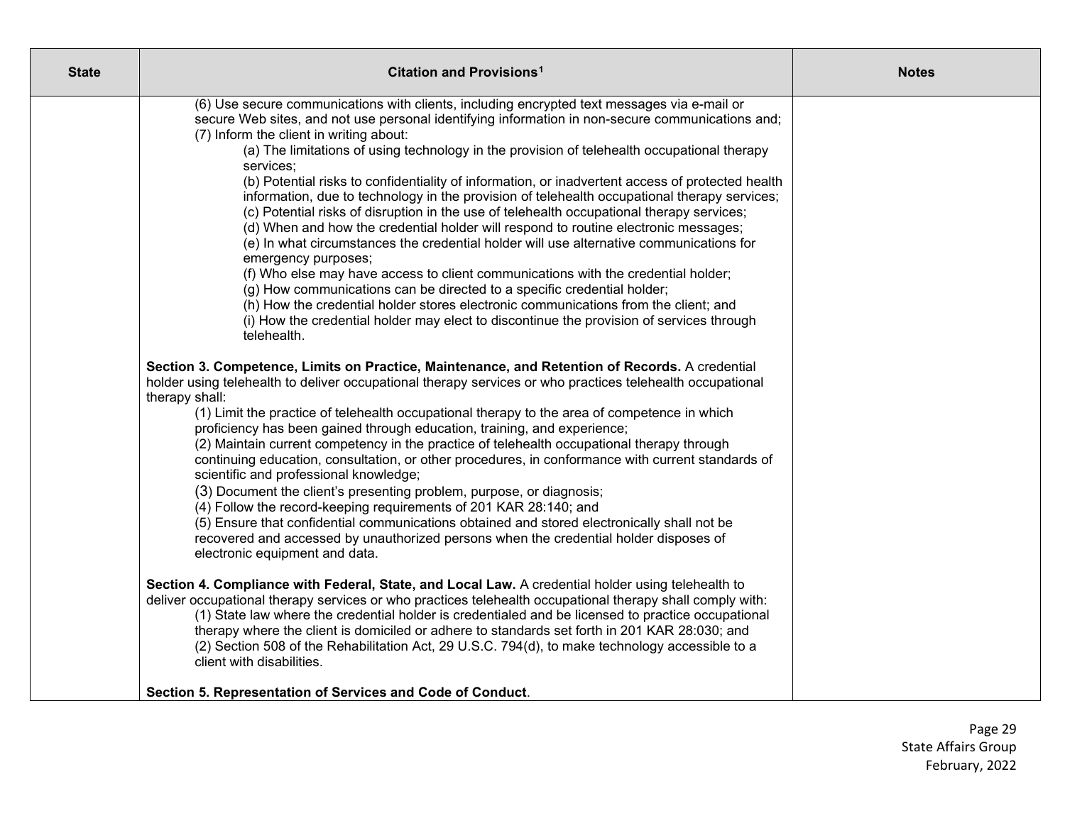| State | Citation and Provisions[1] | Notes |
| --- | --- | --- |
| | (6) Use secure communications with clients, including encrypted text messages via e-mail or secure Web sites, and not use personal identifying information in non-secure communications and;<br>(7) Inform the client in writing about:<br>(a) The limitations of using technology in the provision of telehealth occupational therapy services;<br>(b) Potential risks to confidentiality of information, or inadvertent access of protected health information, due to technology in the provision of telehealth occupational therapy services;<br>(c) Potential risks of disruption in the use of telehealth occupational therapy services;<br>(d) When and how the credential holder will respond to routine electronic messages;<br>(e) In what circumstances the credential holder will use alternative communications for emergency purposes;<br>(f) Who else may have access to client communications with the credential holder;<br>(g) How communications can be directed to a specific credential holder;<br>(h) How the credential holder stores electronic communications from the client; and<br>(i) How the credential holder may elect to discontinue the provision of services through telehealth.<br><br>**Section 3. Competence, Limits on Practice, Maintenance, and Retention of Records.** A credential holder using telehealth to deliver occupational therapy services or who practices telehealth occupational therapy shall:<br>(1) Limit the practice of telehealth occupational therapy to the area of competence in which proficiency has been gained through education, training, and experience;<br>(2) Maintain current competency in the practice of telehealth occupational therapy through continuing education, consultation, or other procedures, in conformance with current standards of scientific and professional knowledge;<br>(3) Document the client's presenting problem, purpose, or diagnosis;<br>(4) Follow the record-keeping requirements of 201 KAR 28:140; and<br>(5) Ensure that confidential communications obtained and stored electronically shall not be recovered and accessed by unauthorized persons when the credential holder disposes of electronic equipment and data.<br><br>**Section 4. Compliance with Federal, State, and Local Law.** A credential holder using telehealth to deliver occupational therapy services or who practices telehealth occupational therapy shall comply with:<br>(1) State law where the credential holder is credentialed and be licensed to practice occupational therapy where the client is domiciled or adhere to standards set forth in 201 KAR 28:030; and<br>(2) Section 508 of the Rehabilitation Act, 29 U.S.C. 794(d), to make technology accessible to a client with disabilities.<br><br>**Section 5. Representation of Services and Code of Conduct**. | |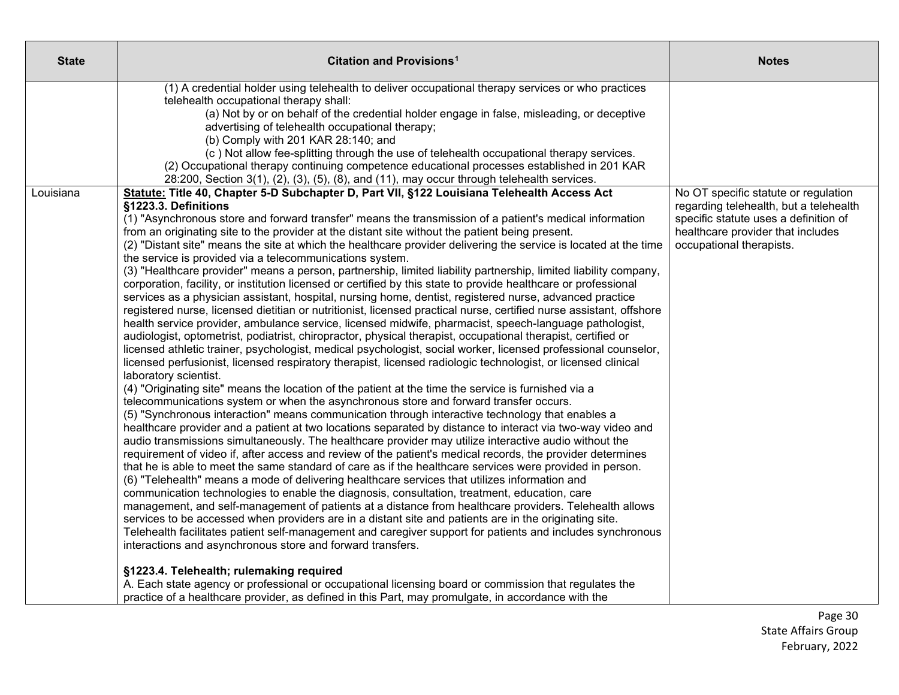| State | Citation and Provisions[1] | Notes |
|---|---|---|
| | (1) A credential holder using telehealth to deliver occupational therapy services or who practices telehealth occupational therapy shall:<br>(a) Not by or on behalf of the credential holder engage in false, misleading, or deceptive advertising of telehealth occupational therapy;<br>(b) Comply with 201 KAR 28:140; and<br>(c ) Not allow fee-splitting through the use of telehealth occupational therapy services.<br>(2) Occupational therapy continuing competence educational processes established in 201 KAR 28:200, Section 3(1), (2), (3), (5), (8), and (11), may occur through telehealth services. | |
| Louisiana | **Statute: Title 40, Chapter 5-D Subchapter D, Part VII, §122 Louisiana Telehealth Access Act**<br>**§1223.3. Definitions**<br>(1) "Asynchronous store and forward transfer" means the transmission of a patient's medical information from an originating site to the provider at the distant site without the patient being present.<br>(2) "Distant site" means the site at which the healthcare provider delivering the service is located at the time the service is provided via a telecommunications system.<br>(3) "Healthcare provider" means a person, partnership, limited liability partnership, limited liability company, corporation, facility, or institution licensed or certified by this state to provide healthcare or professional services as a physician assistant, hospital, nursing home, dentist, registered nurse, advanced practice registered nurse, licensed dietitian or nutritionist, licensed practical nurse, certified nurse assistant, offshore health service provider, ambulance service, licensed midwife, pharmacist, speech-language pathologist, audiologist, optometrist, podiatrist, chiropractor, physical therapist, occupational therapist, certified or licensed athletic trainer, psychologist, medical psychologist, social worker, licensed professional counselor, licensed perfusionist, licensed respiratory therapist, licensed radiologic technologist, or licensed clinical laboratory scientist.<br>(4) "Originating site" means the location of the patient at the time the service is furnished via a telecommunications system or when the asynchronous store and forward transfer occurs.<br>(5) "Synchronous interaction" means communication through interactive technology that enables a healthcare provider and a patient at two locations separated by distance to interact via two-way video and audio transmissions simultaneously. The healthcare provider may utilize interactive audio without the requirement of video if, after access and review of the patient's medical records, the provider determines that he is able to meet the same standard of care as if the healthcare services were provided in person.<br>(6) "Telehealth" means a mode of delivering healthcare services that utilizes information and communication technologies to enable the diagnosis, consultation, treatment, education, care management, and self-management of patients at a distance from healthcare providers. Telehealth allows services to be accessed when providers are in a distant site and patients are in the originating site. Telehealth facilitates patient self-management and caregiver support for patients and includes synchronous interactions and asynchronous store and forward transfers.<br><br>**§1223.4. Telehealth; rulemaking required**<br>A. Each state agency or professional or occupational licensing board or commission that regulates the practice of a healthcare provider, as defined in this Part, may promulgate, in accordance with the | No OT specific statute or regulation regarding telehealth, but a telehealth specific statute uses a definition of healthcare provider that includes occupational therapists. |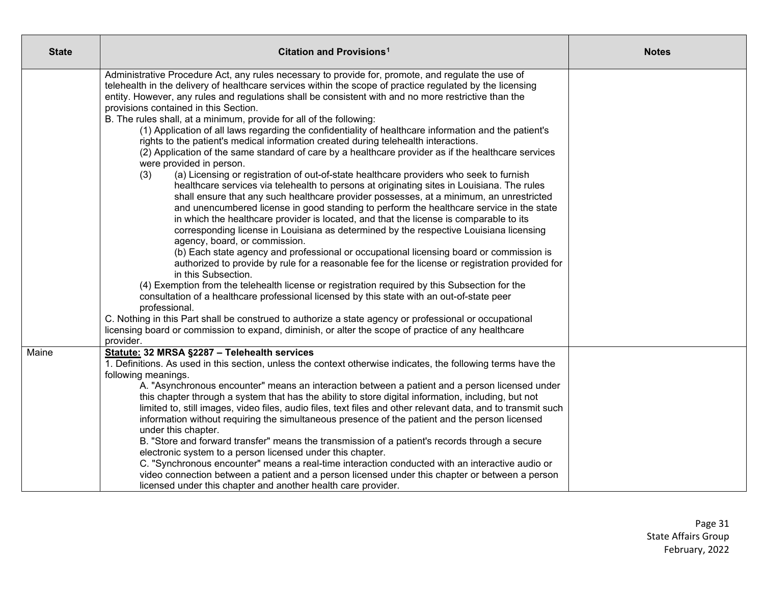| State | Citation and Provisions[1] | Notes |
|---|---|---|
| | Administrative Procedure Act, any rules necessary to provide for, promote, and regulate the use of telehealth in the delivery of healthcare services within the scope of practice regulated by the licensing entity. However, any rules and regulations shall be consistent with and no more restrictive than the provisions contained in this Section.<br>B. The rules shall, at a minimum, provide for all of the following:<br>(1) Application of all laws regarding the confidentiality of healthcare information and the patient's rights to the patient's medical information created during telehealth interactions.<br>(2) Application of the same standard of care by a healthcare provider as if the healthcare services were provided in person.<br>(3) (a) Licensing or registration of out-of-state healthcare providers who seek to furnish healthcare services via telehealth to persons at originating sites in Louisiana. The rules shall ensure that any such healthcare provider possesses, at a minimum, an unrestricted and unencumbered license in good standing to perform the healthcare service in the state in which the healthcare provider is located, and that the license is comparable to its corresponding license in Louisiana as determined by the respective Louisiana licensing agency, board, or commission.<br>(b) Each state agency and professional or occupational licensing board or commission is authorized to provide by rule for a reasonable fee for the license or registration provided for in this Subsection.<br>(4) Exemption from the telehealth license or registration required by this Subsection for the consultation of a healthcare professional licensed by this state with an out-of-state peer professional.<br>C. Nothing in this Part shall be construed to authorize a state agency or professional or occupational licensing board or commission to expand, diminish, or alter the scope of practice of any healthcare provider. | |
| Maine | **<u>Statute:</u> 32 MRSA §2287 – Telehealth services**<br>1. Definitions. As used in this section, unless the context otherwise indicates, the following terms have the following meanings.<br>A. "Asynchronous encounter" means an interaction between a patient and a person licensed under this chapter through a system that has the ability to store digital information, including, but not limited to, still images, video files, audio files, text files and other relevant data, and to transmit such information without requiring the simultaneous presence of the patient and the person licensed under this chapter.<br>B. "Store and forward transfer" means the transmission of a patient's records through a secure electronic system to a person licensed under this chapter.<br>C. "Synchronous encounter" means a real-time interaction conducted with an interactive audio or video connection between a patient and a person licensed under this chapter or between a person licensed under this chapter and another health care provider. | |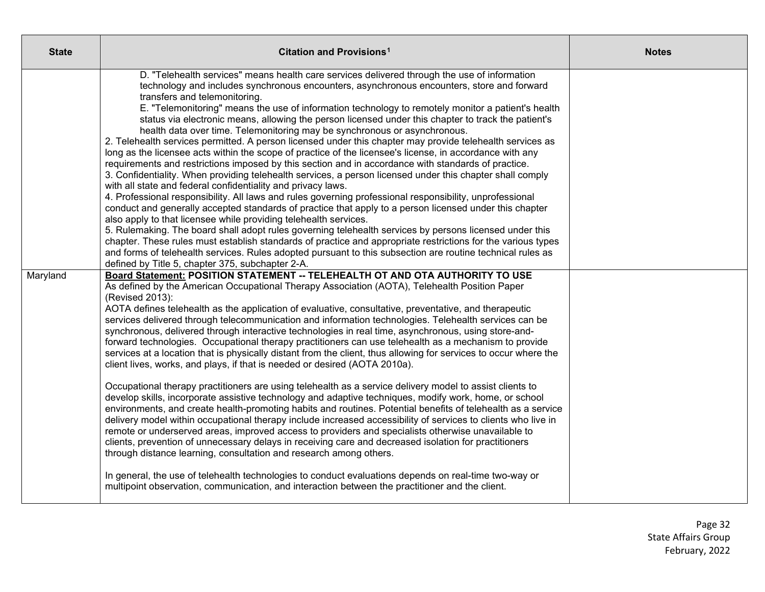| State | Citation and Provisions[1] | Notes |
| --- | --- | --- |
| | D. "Telehealth services" means health care services delivered through the use of information technology and includes synchronous encounters, asynchronous encounters, store and forward transfers and telemonitoring.<br>E. "Telemonitoring" means the use of information technology to remotely monitor a patient's health status via electronic means, allowing the person licensed under this chapter to track the patient's health data over time. Telemonitoring may be synchronous or asynchronous.<br>2. Telehealth services permitted. A person licensed under this chapter may provide telehealth services as long as the licensee acts within the scope of practice of the licensee's license, in accordance with any requirements and restrictions imposed by this section and in accordance with standards of practice.<br>3. Confidentiality. When providing telehealth services, a person licensed under this chapter shall comply with all state and federal confidentiality and privacy laws.<br>4. Professional responsibility. All laws and rules governing professional responsibility, unprofessional conduct and generally accepted standards of practice that apply to a person licensed under this chapter also apply to that licensee while providing telehealth services.<br>5. Rulemaking. The board shall adopt rules governing telehealth services by persons licensed under this chapter. These rules must establish standards of practice and appropriate restrictions for the various types and forms of telehealth services. Rules adopted pursuant to this subsection are routine technical rules as defined by Title 5, chapter 375, subchapter 2-A. | |
| Maryland | **Board Statement: POSITION STATEMENT -- TELEHEALTH OT AND OTA AUTHORITY TO USE**<br>As defined by the American Occupational Therapy Association (AOTA), Telehealth Position Paper (Revised 2013):<br>AOTA defines telehealth as the application of evaluative, consultative, preventative, and therapeutic services delivered through telecommunication and information technologies. Telehealth services can be synchronous, delivered through interactive technologies in real time, asynchronous, using store-and-forward technologies. Occupational therapy practitioners can use telehealth as a mechanism to provide services at a location that is physically distant from the client, thus allowing for services to occur where the client lives, works, and plays, if that is needed or desired (AOTA 2010a).<br><br>Occupational therapy practitioners are using telehealth as a service delivery model to assist clients to develop skills, incorporate assistive technology and adaptive techniques, modify work, home, or school environments, and create health-promoting habits and routines. Potential benefits of telehealth as a service delivery model within occupational therapy include increased accessibility of services to clients who live in remote or underserved areas, improved access to providers and specialists otherwise unavailable to clients, prevention of unnecessary delays in receiving care and decreased isolation for practitioners through distance learning, consultation and research among others.<br><br>In general, the use of telehealth technologies to conduct evaluations depends on real-time two-way or multipoint observation, communication, and interaction between the practitioner and the client. | |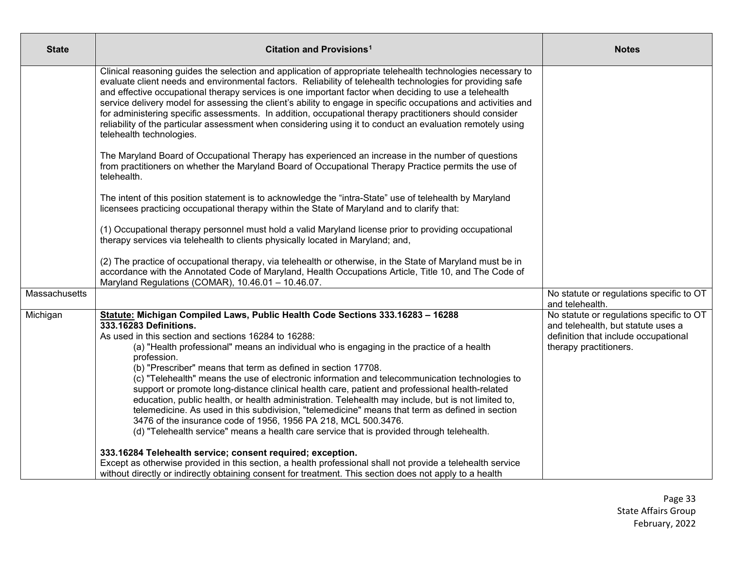| State | Citation and Provisions[1] | Notes |
| --- | --- | --- |
| | Clinical reasoning guides the selection and application of appropriate telehealth technologies necessary to evaluate client needs and environmental factors. Reliability of telehealth technologies for providing safe and effective occupational therapy services is one important factor when deciding to use a telehealth service delivery model for assessing the client's ability to engage in specific occupations and activities and for administering specific assessments. In addition, occupational therapy practitioners should consider reliability of the particular assessment when considering using it to conduct an evaluation remotely using telehealth technologies.<br><br>The Maryland Board of Occupational Therapy has experienced an increase in the number of questions from practitioners on whether the Maryland Board of Occupational Therapy Practice permits the use of telehealth.<br><br>The intent of this position statement is to acknowledge the "intra-State" use of telehealth by Maryland licensees practicing occupational therapy within the State of Maryland and to clarify that:<br><br>(1) Occupational therapy personnel must hold a valid Maryland license prior to providing occupational therapy services via telehealth to clients physically located in Maryland; and,<br><br>(2) The practice of occupational therapy, via telehealth or otherwise, in the State of Maryland must be in accordance with the Annotated Code of Maryland, Health Occupations Article, Title 10, and The Code of Maryland Regulations (COMAR), 10.46.01 – 10.46.07. | |
| Massachusetts | | No statute or regulations specific to OT and telehealth. |
| Michigan | **<u>Statute:</u> Michigan Compiled Laws, Public Health Code Sections 333.16283 – 16288**<br>**333.16283 Definitions.**<br>As used in this section and sections 16284 to 16288:<br>(a) "Health professional" means an individual who is engaging in the practice of a health profession.<br>(b) "Prescriber" means that term as defined in section 17708.<br>(c) "Telehealth" means the use of electronic information and telecommunication technologies to support or promote long-distance clinical health care, patient and professional health-related education, public health, or health administration. Telehealth may include, but is not limited to, telemedicine. As used in this subdivision, "telemedicine" means that term as defined in section 3476 of the insurance code of 1956, 1956 PA 218, MCL 500.3476.<br>(d) "Telehealth service" means a health care service that is provided through telehealth.<br><br>**333.16284 Telehealth service; consent required; exception.**<br>Except as otherwise provided in this section, a health professional shall not provide a telehealth service without directly or indirectly obtaining consent for treatment. This section does not apply to a health | No statute or regulations specific to OT and telehealth, but statute uses a definition that include occupational therapy practitioners. |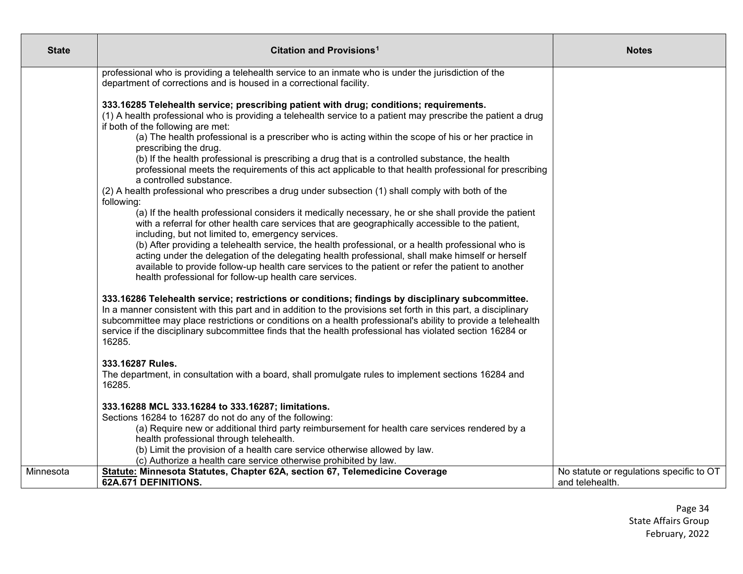| State | Citation and Provisions[1] | Notes |
|---|---|---|
| | professional who is providing a telehealth service to an inmate who is under the jurisdiction of the department of corrections and is housed in a correctional facility.<br><br>**333.16285 Telehealth service; prescribing patient with drug; conditions; requirements.**<br>(1) A health professional who is providing a telehealth service to a patient may prescribe the patient a drug if both of the following are met:<br>(a) The health professional is a prescriber who is acting within the scope of his or her practice in prescribing the drug.<br>(b) If the health professional is prescribing a drug that is a controlled substance, the health professional meets the requirements of this act applicable to that health professional for prescribing a controlled substance.<br>(2) A health professional who prescribes a drug under subsection (1) shall comply with both of the following:<br>(a) If the health professional considers it medically necessary, he or she shall provide the patient with a referral for other health care services that are geographically accessible to the patient, including, but not limited to, emergency services.<br>(b) After providing a telehealth service, the health professional, or a health professional who is acting under the delegation of the delegating health professional, shall make himself or herself available to provide follow-up health care services to the patient or refer the patient to another health professional for follow-up health care services.<br><br>**333.16286 Telehealth service; restrictions or conditions; findings by disciplinary subcommittee.**<br>In a manner consistent with this part and in addition to the provisions set forth in this part, a disciplinary subcommittee may place restrictions or conditions on a health professional's ability to provide a telehealth service if the disciplinary subcommittee finds that the health professional has violated section 16284 or 16285.<br><br>**333.16287 Rules.**<br>The department, in consultation with a board, shall promulgate rules to implement sections 16284 and 16285.<br><br>**333.16288 MCL 333.16284 to 333.16287; limitations.**<br>Sections 16284 to 16287 do not do any of the following:<br>(a) Require new or additional third party reimbursement for health care services rendered by a health professional through telehealth.<br>(b) Limit the provision of a health care service otherwise allowed by law.<br>(c) Authorize a health care service otherwise prohibited by law. | |
| Minnesota | **<u>Statute:</u> Minnesota Statutes, Chapter 62A, section 67, Telemedicine Coverage**<br>**62A.671 DEFINITIONS.** | No statute or regulations specific to OT and telehealth. |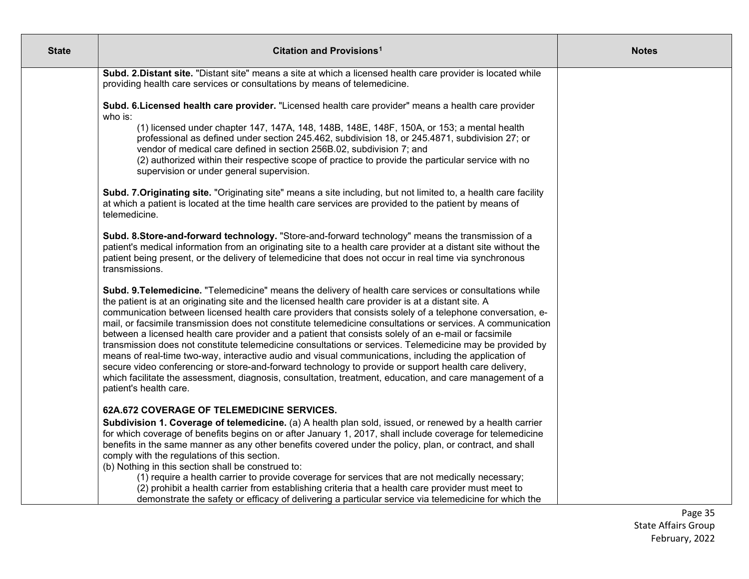| State | Citation and Provisions[1] | Notes |
| --- | --- | --- |
| | **Subd. 2.Distant site.** "Distant site" means a site at which a licensed health care provider is located while providing health care services or consultations by means of telemedicine.<br><br>**Subd. 6.Licensed health care provider.** "Licensed health care provider" means a health care provider who is:<br>(1) licensed under chapter 147, 147A, 148, 148B, 148E, 148F, 150A, or 153; a mental health professional as defined under section 245.462, subdivision 18, or 245.4871, subdivision 27; or vendor of medical care defined in section 256B.02, subdivision 7; and<br>(2) authorized within their respective scope of practice to provide the particular service with no supervision or under general supervision.<br><br>**Subd. 7.Originating site.** "Originating site" means a site including, but not limited to, a health care facility at which a patient is located at the time health care services are provided to the patient by means of telemedicine.<br><br>**Subd. 8.Store-and-forward technology.** "Store-and-forward technology" means the transmission of a patient's medical information from an originating site to a health care provider at a distant site without the patient being present, or the delivery of telemedicine that does not occur in real time via synchronous transmissions.<br><br>**Subd. 9.Telemedicine.** "Telemedicine" means the delivery of health care services or consultations while the patient is at an originating site and the licensed health care provider is at a distant site. A communication between licensed health care providers that consists solely of a telephone conversation, e-mail, or facsimile transmission does not constitute telemedicine consultations or services. A communication between a licensed health care provider and a patient that consists solely of an e-mail or facsimile transmission does not constitute telemedicine consultations or services. Telemedicine may be provided by means of real-time two-way, interactive audio and visual communications, including the application of secure video conferencing or store-and-forward technology to provide or support health care delivery, which facilitate the assessment, diagnosis, consultation, treatment, education, and care management of a patient's health care.<br><br>**62A.672 COVERAGE OF TELEMEDICINE SERVICES.**<br>**Subdivision 1. Coverage of telemedicine.** (a) A health plan sold, issued, or renewed by a health carrier for which coverage of benefits begins on or after January 1, 2017, shall include coverage for telemedicine benefits in the same manner as any other benefits covered under the policy, plan, or contract, and shall comply with the regulations of this section.<br>(b) Nothing in this section shall be construed to:<br>(1) require a health carrier to provide coverage for services that are not medically necessary;<br>(2) prohibit a health carrier from establishing criteria that a health care provider must meet to demonstrate the safety or efficacy of delivering a particular service via telemedicine for which the | |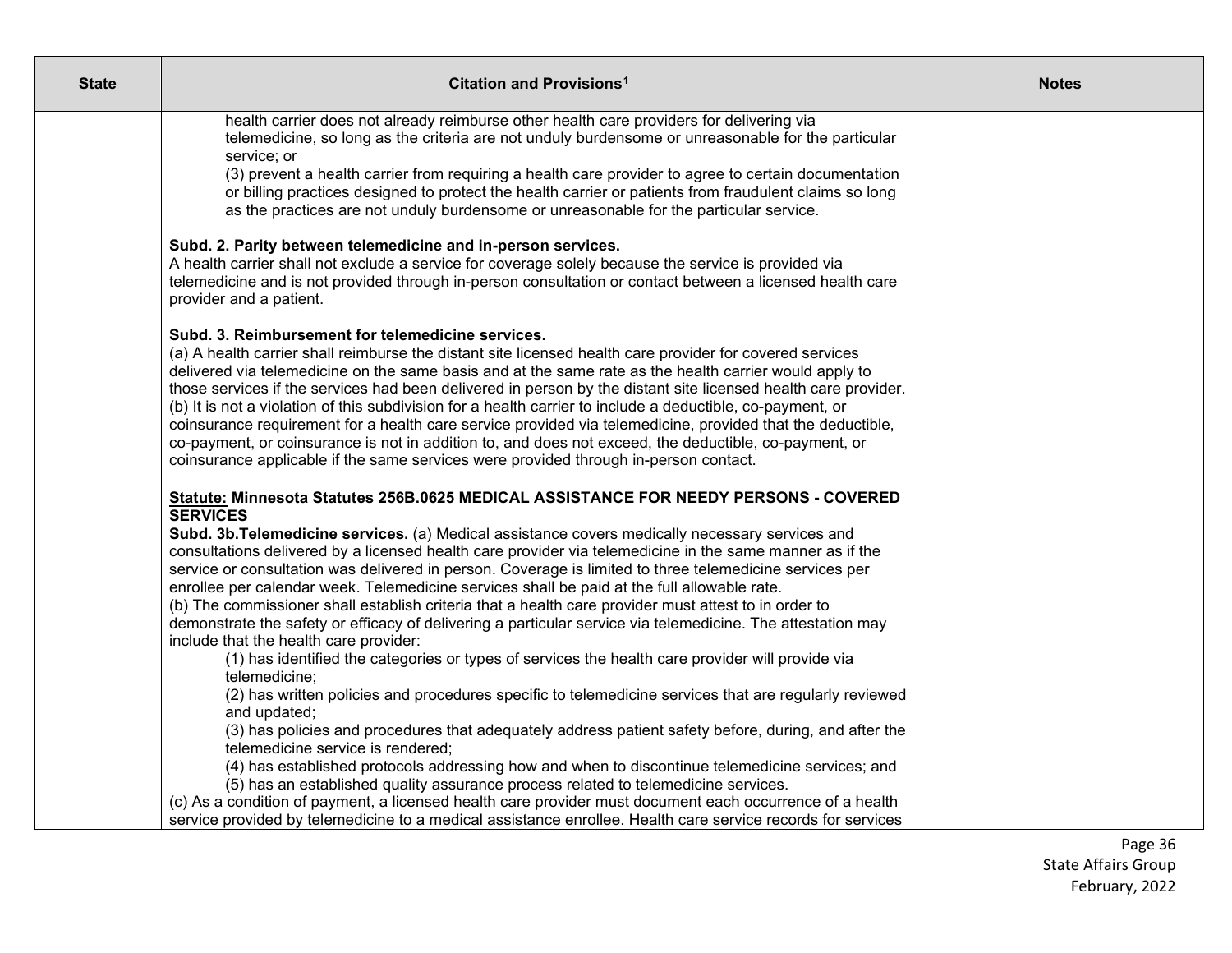| State | Citation and Provisions[1] | Notes |
| --- | --- | --- |
| | health carrier does not already reimburse other health care providers for delivering via telemedicine, so long as the criteria are not unduly burdensome or unreasonable for the particular service; or<br>(3) prevent a health carrier from requiring a health care provider to agree to certain documentation or billing practices designed to protect the health carrier or patients from fraudulent claims so long as the practices are not unduly burdensome or unreasonable for the particular service.<br><br>**Subd. 2. Parity between telemedicine and in-person services.**<br>A health carrier shall not exclude a service for coverage solely because the service is provided via telemedicine and is not provided through in-person consultation or contact between a licensed health care provider and a patient.<br><br>**Subd. 3. Reimbursement for telemedicine services.**<br>(a) A health carrier shall reimburse the distant site licensed health care provider for covered services delivered via telemedicine on the same basis and at the same rate as the health carrier would apply to those services if the services had been delivered in person by the distant site licensed health care provider.<br>(b) It is not a violation of this subdivision for a health carrier to include a deductible, co-payment, or coinsurance requirement for a health care service provided via telemedicine, provided that the deductible, co-payment, or coinsurance is not in addition to, and does not exceed, the deductible, co-payment, or coinsurance applicable if the same services were provided through in-person contact.<br><br>**<u>Statute:</u> Minnesota Statutes 256B.0625 MEDICAL ASSISTANCE FOR NEEDY PERSONS - COVERED SERVICES**<br>**Subd. 3b.Telemedicine services.** (a) Medical assistance covers medically necessary services and consultations delivered by a licensed health care provider via telemedicine in the same manner as if the service or consultation was delivered in person. Coverage is limited to three telemedicine services per enrollee per calendar week. Telemedicine services shall be paid at the full allowable rate.<br>(b) The commissioner shall establish criteria that a health care provider must attest to in order to demonstrate the safety or efficacy of delivering a particular service via telemedicine. The attestation may include that the health care provider:<br>(1) has identified the categories or types of services the health care provider will provide via telemedicine;<br>(2) has written policies and procedures specific to telemedicine services that are regularly reviewed and updated;<br>(3) has policies and procedures that adequately address patient safety before, during, and after the telemedicine service is rendered;<br>(4) has established protocols addressing how and when to discontinue telemedicine services; and<br>(5) has an established quality assurance process related to telemedicine services.<br>(c) As a condition of payment, a licensed health care provider must document each occurrence of a health service provided by telemedicine to a medical assistance enrollee. Health care service records for services | |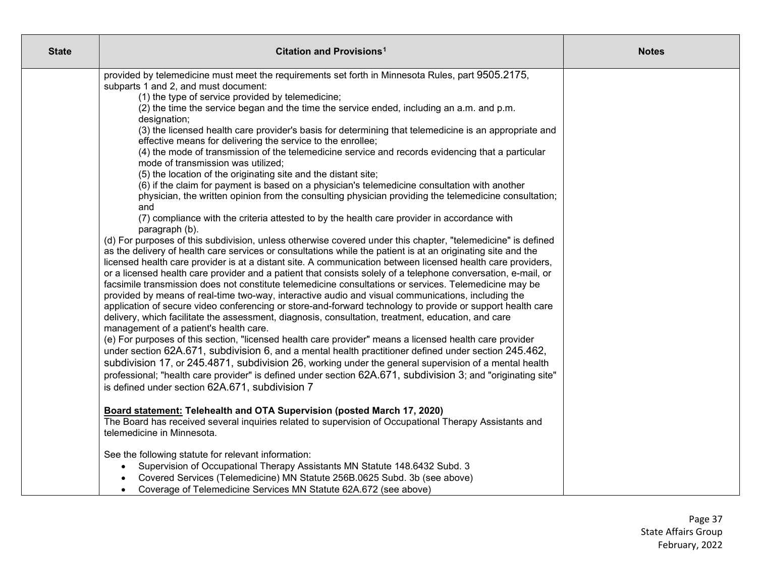| State | Citation and Provisions[1] | Notes |
|---|---|---|
| | provided by telemedicine must meet the requirements set forth in Minnesota Rules, part 9505.2175, subparts 1 and 2, and must document:<br>(1) the type of service provided by telemedicine;<br>(2) the time the service began and the time the service ended, including an a.m. and p.m. designation;<br>(3) the licensed health care provider's basis for determining that telemedicine is an appropriate and effective means for delivering the service to the enrollee;<br>(4) the mode of transmission of the telemedicine service and records evidencing that a particular mode of transmission was utilized;<br>(5) the location of the originating site and the distant site;<br>(6) if the claim for payment is based on a physician's telemedicine consultation with another physician, the written opinion from the consulting physician providing the telemedicine consultation; and<br>(7) compliance with the criteria attested to by the health care provider in accordance with paragraph (b).<br>(d) For purposes of this subdivision, unless otherwise covered under this chapter, "telemedicine" is defined as the delivery of health care services or consultations while the patient is at an originating site and the licensed health care provider is at a distant site. A communication between licensed health care providers, or a licensed health care provider and a patient that consists solely of a telephone conversation, e-mail, or facsimile transmission does not constitute telemedicine consultations or services. Telemedicine may be provided by means of real-time two-way, interactive audio and visual communications, including the application of secure video conferencing or store-and-forward technology to provide or support health care delivery, which facilitate the assessment, diagnosis, consultation, treatment, education, and care management of a patient's health care.<br>(e) For purposes of this section, "licensed health care provider" means a licensed health care provider under section 62A.671, subdivision 6, and a mental health practitioner defined under section 245.462, subdivision 17, or 245.4871, subdivision 26, working under the general supervision of a mental health professional; "health care provider" is defined under section 62A.671, subdivision 3; and "originating site" is defined under section 62A.671, subdivision 7<br><br>**<u>Board statement:</u> Telehealth and OTA Supervision (posted March 17, 2020)**<br>The Board has received several inquiries related to supervision of Occupational Therapy Assistants and telemedicine in Minnesota.<br><br>See the following statute for relevant information:<br>• Supervision of Occupational Therapy Assistants MN Statute 148.6432 Subd. 3<br>• Covered Services (Telemedicine) MN Statute 256B.0625 Subd. 3b (see above)<br>• Coverage of Telemedicine Services MN Statute 62A.672 (see above) | |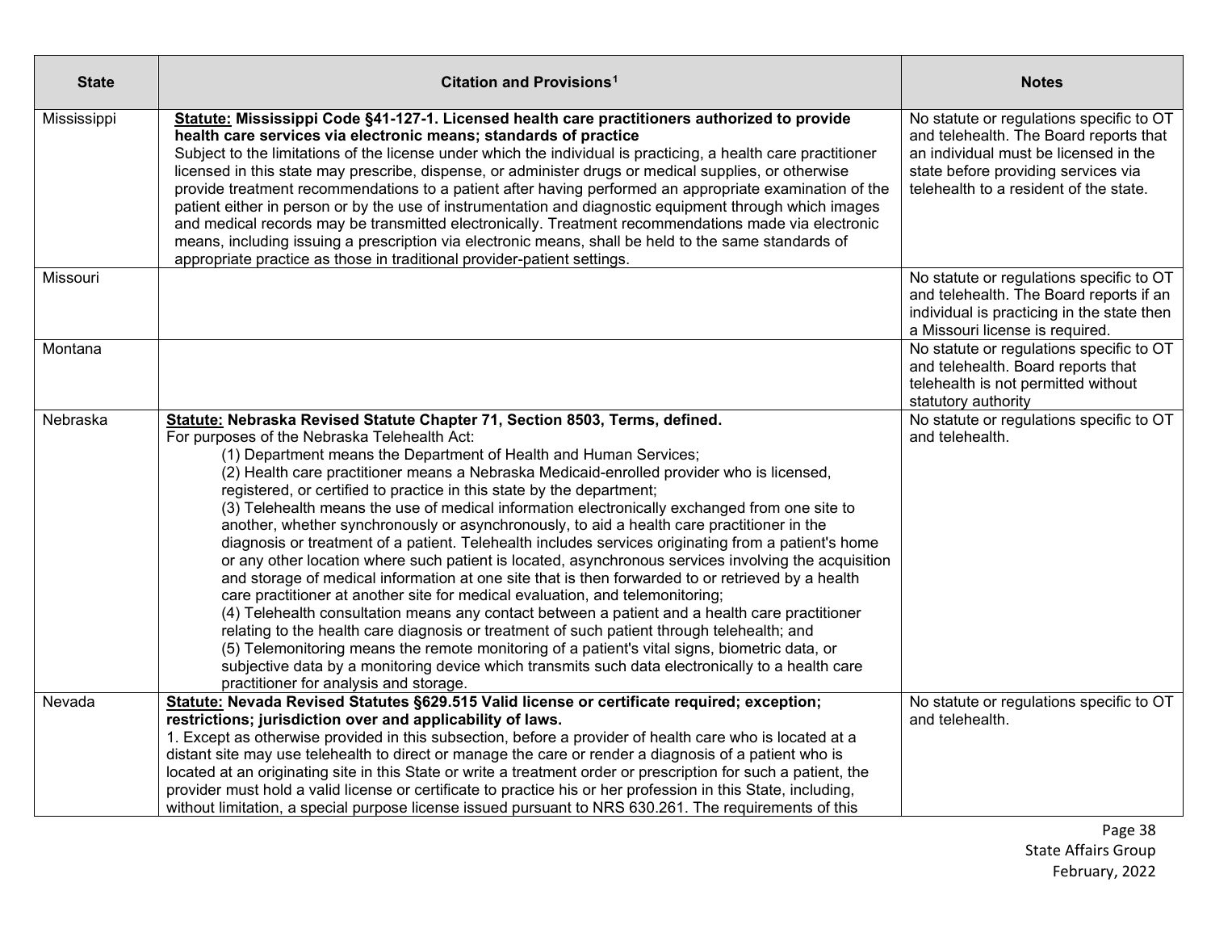| State | Citation and Provisions[1] | Notes |
| --- | --- | --- |
| Mississippi | **<u>Statute:</u> Mississippi Code §41-127-1. Licensed health care practitioners authorized to provide health care services via electronic means; standards of practice**<br>Subject to the limitations of the license under which the individual is practicing, a health care practitioner licensed in this state may prescribe, dispense, or administer drugs or medical supplies, or otherwise provide treatment recommendations to a patient after having performed an appropriate examination of the patient either in person or by the use of instrumentation and diagnostic equipment through which images and medical records may be transmitted electronically. Treatment recommendations made via electronic means, including issuing a prescription via electronic means, shall be held to the same standards of appropriate practice as those in traditional provider-patient settings. | No statute or regulations specific to OT and telehealth. The Board reports that an individual must be licensed in the state before providing services via telehealth to a resident of the state. |
| Missouri | | No statute or regulations specific to OT and telehealth. The Board reports if an individual is practicing in the state then a Missouri license is required. |
| Montana | | No statute or regulations specific to OT and telehealth. Board reports that telehealth is not permitted without statutory authority |
| Nebraska | **<u>Statute:</u> Nebraska Revised Statute Chapter 71, Section 8503, Terms, defined.**<br>For purposes of the Nebraska Telehealth Act:<br>(1) Department means the Department of Health and Human Services;<br>(2) Health care practitioner means a Nebraska Medicaid-enrolled provider who is licensed, registered, or certified to practice in this state by the department;<br>(3) Telehealth means the use of medical information electronically exchanged from one site to another, whether synchronously or asynchronously, to aid a health care practitioner in the diagnosis or treatment of a patient. Telehealth includes services originating from a patient's home or any other location where such patient is located, asynchronous services involving the acquisition and storage of medical information at one site that is then forwarded to or retrieved by a health care practitioner at another site for medical evaluation, and telemonitoring;<br>(4) Telehealth consultation means any contact between a patient and a health care practitioner relating to the health care diagnosis or treatment of such patient through telehealth; and<br>(5) Telemonitoring means the remote monitoring of a patient's vital signs, biometric data, or subjective data by a monitoring device which transmits such data electronically to a health care practitioner for analysis and storage. | No statute or regulations specific to OT and telehealth. |
| Nevada | **<u>Statute:</u> Nevada Revised Statutes §629.515 Valid license or certificate required; exception; restrictions; jurisdiction over and applicability of laws.**<br>1. Except as otherwise provided in this subsection, before a provider of health care who is located at a distant site may use telehealth to direct or manage the care or render a diagnosis of a patient who is located at an originating site in this State or write a treatment order or prescription for such a patient, the provider must hold a valid license or certificate to practice his or her profession in this State, including, without limitation, a special purpose license issued pursuant to NRS 630.261. The requirements of this | No statute or regulations specific to OT and telehealth. |

State Affairs Group
February, 2022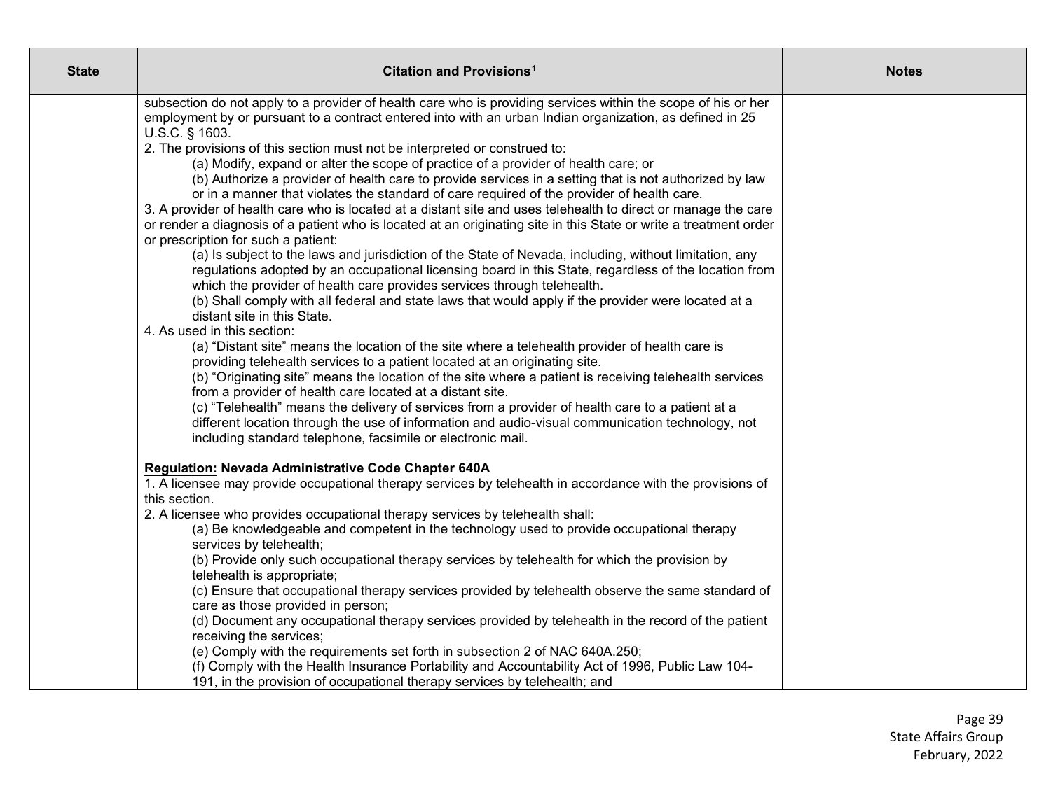| State | Citation and Provisions[1] | Notes |
| --- | --- | --- |
| | subsection do not apply to a provider of health care who is providing services within the scope of his or her employment by or pursuant to a contract entered into with an urban Indian organization, as defined in 25 U.S.C. § 1603.<br>2. The provisions of this section must not be interpreted or construed to:<br>(a) Modify, expand or alter the scope of practice of a provider of health care; or<br>(b) Authorize a provider of health care to provide services in a setting that is not authorized by law or in a manner that violates the standard of care required of the provider of health care.<br>3. A provider of health care who is located at a distant site and uses telehealth to direct or manage the care or render a diagnosis of a patient who is located at an originating site in this State or write a treatment order or prescription for such a patient:<br>(a) Is subject to the laws and jurisdiction of the State of Nevada, including, without limitation, any regulations adopted by an occupational licensing board in this State, regardless of the location from which the provider of health care provides services through telehealth.<br>(b) Shall comply with all federal and state laws that would apply if the provider were located at a distant site in this State.<br>4. As used in this section:<br>(a) "Distant site" means the location of the site where a telehealth provider of health care is providing telehealth services to a patient located at an originating site.<br>(b) "Originating site" means the location of the site where a patient is receiving telehealth services from a provider of health care located at a distant site.<br>(c) "Telehealth" means the delivery of services from a provider of health care to a patient at a different location through the use of information and audio-visual communication technology, not including standard telephone, facsimile or electronic mail.<br><br>**Regulation: Nevada Administrative Code Chapter 640A**<br>1. A licensee may provide occupational therapy services by telehealth in accordance with the provisions of this section.<br>2. A licensee who provides occupational therapy services by telehealth shall:<br>(a) Be knowledgeable and competent in the technology used to provide occupational therapy services by telehealth;<br>(b) Provide only such occupational therapy services by telehealth for which the provision by telehealth is appropriate;<br>(c) Ensure that occupational therapy services provided by telehealth observe the same standard of care as those provided in person;<br>(d) Document any occupational therapy services provided by telehealth in the record of the patient receiving the services;<br>(e) Comply with the requirements set forth in subsection 2 of NAC 640A.250;<br>(f) Comply with the Health Insurance Portability and Accountability Act of 1996, Public Law 104-191, in the provision of occupational therapy services by telehealth; and | |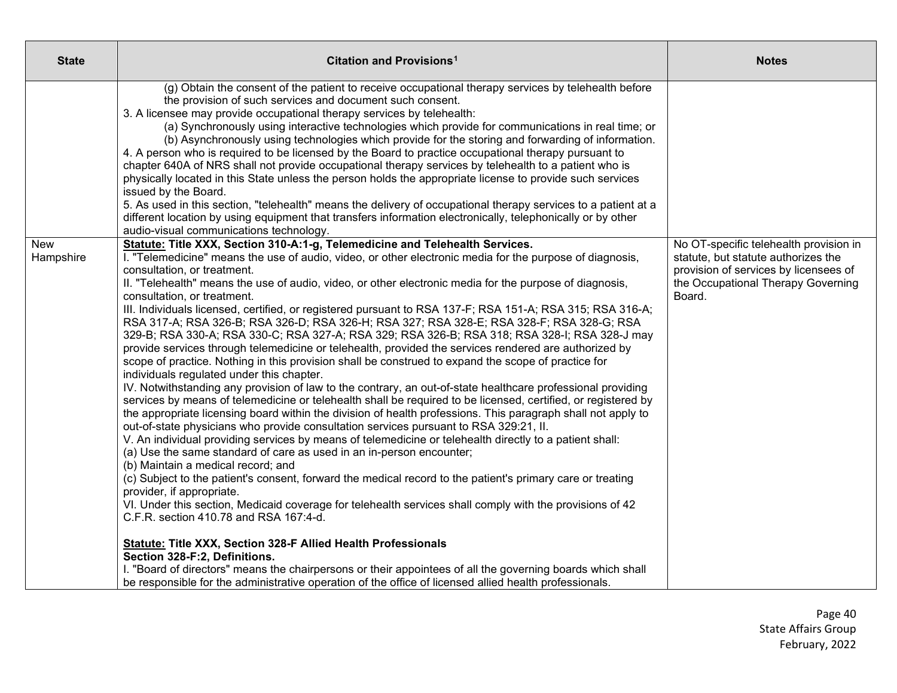| State | Citation and Provisions[1] | Notes |
|---|---|---|
| | (g) Obtain the consent of the patient to receive occupational therapy services by telehealth before the provision of such services and document such consent.<br>3. A licensee may provide occupational therapy services by telehealth:<br>(a) Synchronously using interactive technologies which provide for communications in real time; or<br>(b) Asynchronously using technologies which provide for the storing and forwarding of information.<br>4. A person who is required to be licensed by the Board to practice occupational therapy pursuant to chapter 640A of NRS shall not provide occupational therapy services by telehealth to a patient who is physically located in this State unless the person holds the appropriate license to provide such services issued by the Board.<br>5. As used in this section, "telehealth" means the delivery of occupational therapy services to a patient at a different location by using equipment that transfers information electronically, telephonically or by other audio-visual communications technology. | |
| New Hampshire | **<u>Statute:</u> Title XXX, Section 310-A:1-g, Telemedicine and Telehealth Services.**<br>I. "Telemedicine" means the use of audio, video, or other electronic media for the purpose of diagnosis, consultation, or treatment.<br>II. "Telehealth" means the use of audio, video, or other electronic media for the purpose of diagnosis, consultation, or treatment.<br>III. Individuals licensed, certified, or registered pursuant to RSA 137-F; RSA 151-A; RSA 315; RSA 316-A; RSA 317-A; RSA 326-B; RSA 326-D; RSA 326-H; RSA 327; RSA 328-E; RSA 328-F; RSA 328-G; RSA 329-B; RSA 330-A; RSA 330-C; RSA 327-A; RSA 329; RSA 326-B; RSA 318; RSA 328-I; RSA 328-J may provide services through telemedicine or telehealth, provided the services rendered are authorized by scope of practice. Nothing in this provision shall be construed to expand the scope of practice for individuals regulated under this chapter.<br>IV. Notwithstanding any provision of law to the contrary, an out-of-state healthcare professional providing services by means of telemedicine or telehealth shall be required to be licensed, certified, or registered by the appropriate licensing board within the division of health professions. This paragraph shall not apply to out-of-state physicians who provide consultation services pursuant to RSA 329:21, II.<br>V. An individual providing services by means of telemedicine or telehealth directly to a patient shall:<br>(a) Use the same standard of care as used in an in-person encounter;<br>(b) Maintain a medical record; and<br>(c) Subject to the patient's consent, forward the medical record to the patient's primary care or treating provider, if appropriate.<br>VI. Under this section, Medicaid coverage for telehealth services shall comply with the provisions of 42 C.F.R. section 410.78 and RSA 167:4-d.<br><br>**<u>Statute:</u> Title XXX, Section 328-F Allied Health Professionals**<br>**Section 328-F:2, Definitions.**<br>I. "Board of directors" means the chairpersons or their appointees of all the governing boards which shall be responsible for the administrative operation of the office of licensed allied health professionals. | No OT-specific telehealth provision in statute, but statute authorizes the provision of services by licensees of the Occupational Therapy Governing Board. |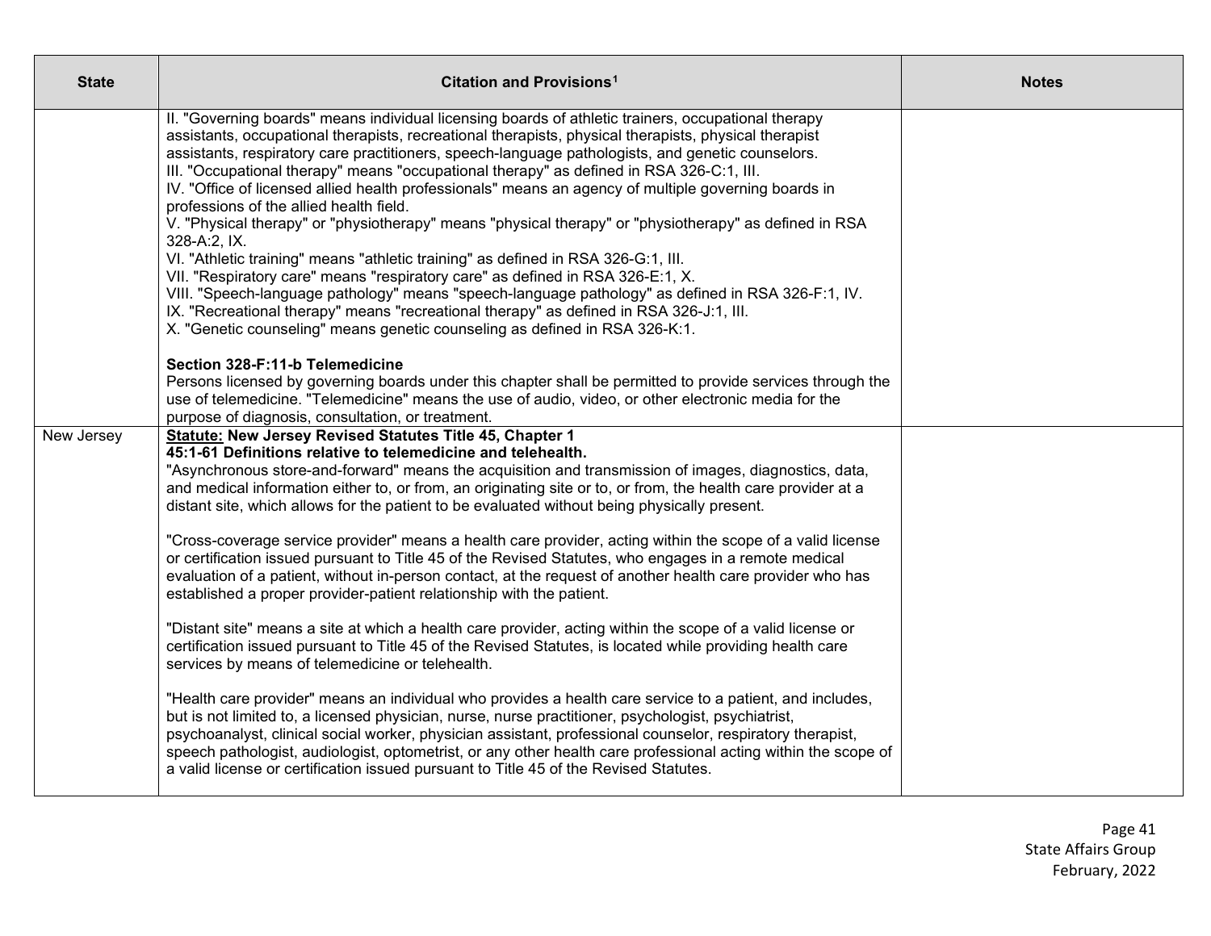| State | Citation and Provisions[1] | Notes |
|---|---|---|
| | II. "Governing boards" means individual licensing boards of athletic trainers, occupational therapy assistants, occupational therapists, recreational therapists, physical therapists, physical therapist assistants, respiratory care practitioners, speech-language pathologists, and genetic counselors.<br>III. "Occupational therapy" means "occupational therapy" as defined in RSA 326-C:1, III.<br>IV. "Office of licensed allied health professionals" means an agency of multiple governing boards in professions of the allied health field.<br>V. "Physical therapy" or "physiotherapy" means "physical therapy" or "physiotherapy" as defined in RSA 328-A:2, IX.<br>VI. "Athletic training" means "athletic training" as defined in RSA 326-G:1, III.<br>VII. "Respiratory care" means "respiratory care" as defined in RSA 326-E:1, X.<br>VIII. "Speech-language pathology" means "speech-language pathology" as defined in RSA 326-F:1, IV.<br>IX. "Recreational therapy" means "recreational therapy" as defined in RSA 326-J:1, III.<br>X. "Genetic counseling" means genetic counseling as defined in RSA 326-K:1.<br><br>**Section 328-F:11-b Telemedicine**<br>Persons licensed by governing boards under this chapter shall be permitted to provide services through the use of telemedicine. "Telemedicine" means the use of audio, video, or other electronic media for the purpose of diagnosis, consultation, or treatment. | |
| New Jersey | **<u>Statute:</u> New Jersey Revised Statutes Title 45, Chapter 1**<br>**45:1-61 Definitions relative to telemedicine and telehealth.**<br>"Asynchronous store-and-forward" means the acquisition and transmission of images, diagnostics, data, and medical information either to, or from, an originating site or to, or from, the health care provider at a distant site, which allows for the patient to be evaluated without being physically present.<br><br>"Cross-coverage service provider" means a health care provider, acting within the scope of a valid license or certification issued pursuant to Title 45 of the Revised Statutes, who engages in a remote medical evaluation of a patient, without in-person contact, at the request of another health care provider who has established a proper provider-patient relationship with the patient.<br><br>"Distant site" means a site at which a health care provider, acting within the scope of a valid license or certification issued pursuant to Title 45 of the Revised Statutes, is located while providing health care services by means of telemedicine or telehealth.<br><br>"Health care provider" means an individual who provides a health care service to a patient, and includes, but is not limited to, a licensed physician, nurse, nurse practitioner, psychologist, psychiatrist, psychoanalyst, clinical social worker, physician assistant, professional counselor, respiratory therapist, speech pathologist, audiologist, optometrist, or any other health care professional acting within the scope of a valid license or certification issued pursuant to Title 45 of the Revised Statutes. | |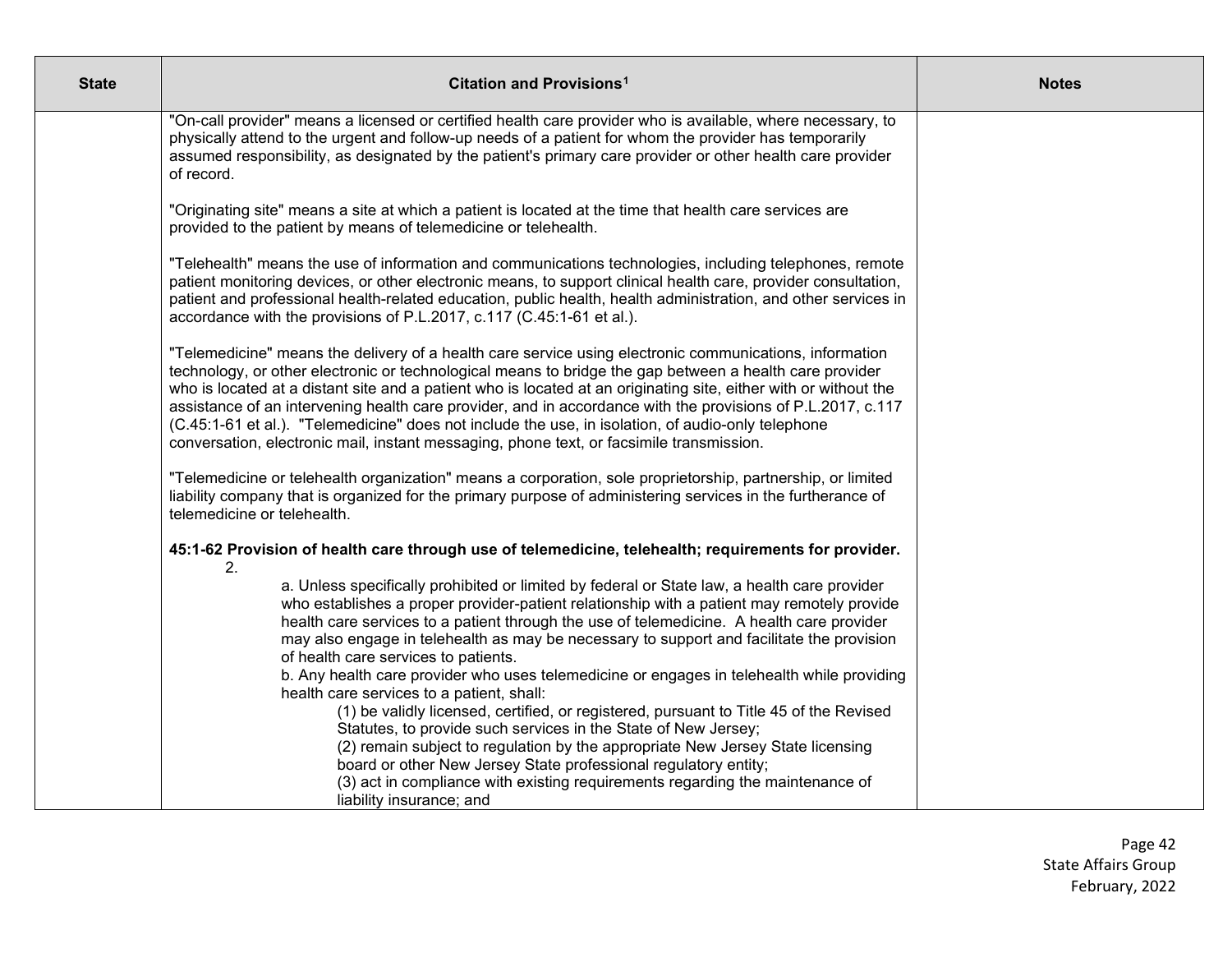| State | Citation and Provisions[1] | Notes |
| --- | --- | --- |
| | "On-call provider" means a licensed or certified health care provider who is available, where necessary, to physically attend to the urgent and follow-up needs of a patient for whom the provider has temporarily assumed responsibility, as designated by the patient's primary care provider or other health care provider of record.<br><br>"Originating site" means a site at which a patient is located at the time that health care services are provided to the patient by means of telemedicine or telehealth.<br><br>"Telehealth" means the use of information and communications technologies, including telephones, remote patient monitoring devices, or other electronic means, to support clinical health care, provider consultation, patient and professional health-related education, public health, health administration, and other services in accordance with the provisions of P.L.2017, c.117 (C.45:1-61 et al.).<br><br>"Telemedicine" means the delivery of a health care service using electronic communications, information technology, or other electronic or technological means to bridge the gap between a health care provider who is located at a distant site and a patient who is located at an originating site, either with or without the assistance of an intervening health care provider, and in accordance with the provisions of P.L.2017, c.117 (C.45:1-61 et al.). "Telemedicine" does not include the use, in isolation, of audio-only telephone conversation, electronic mail, instant messaging, phone text, or facsimile transmission.<br><br>"Telemedicine or telehealth organization" means a corporation, sole proprietorship, partnership, or limited liability company that is organized for the primary purpose of administering services in the furtherance of telemedicine or telehealth.<br><br>**45:1-62 Provision of health care through use of telemedicine, telehealth; requirements for provider.**<br>2.<br>a. Unless specifically prohibited or limited by federal or State law, a health care provider who establishes a proper provider-patient relationship with a patient may remotely provide health care services to a patient through the use of telemedicine. A health care provider may also engage in telehealth as may be necessary to support and facilitate the provision of health care services to patients.<br>b. Any health care provider who uses telemedicine or engages in telehealth while providing health care services to a patient, shall:<br>(1) be validly licensed, certified, or registered, pursuant to Title 45 of the Revised Statutes, to provide such services in the State of New Jersey;<br>(2) remain subject to regulation by the appropriate New Jersey State licensing board or other New Jersey State professional regulatory entity;<br>(3) act in compliance with existing requirements regarding the maintenance of liability insurance; and | |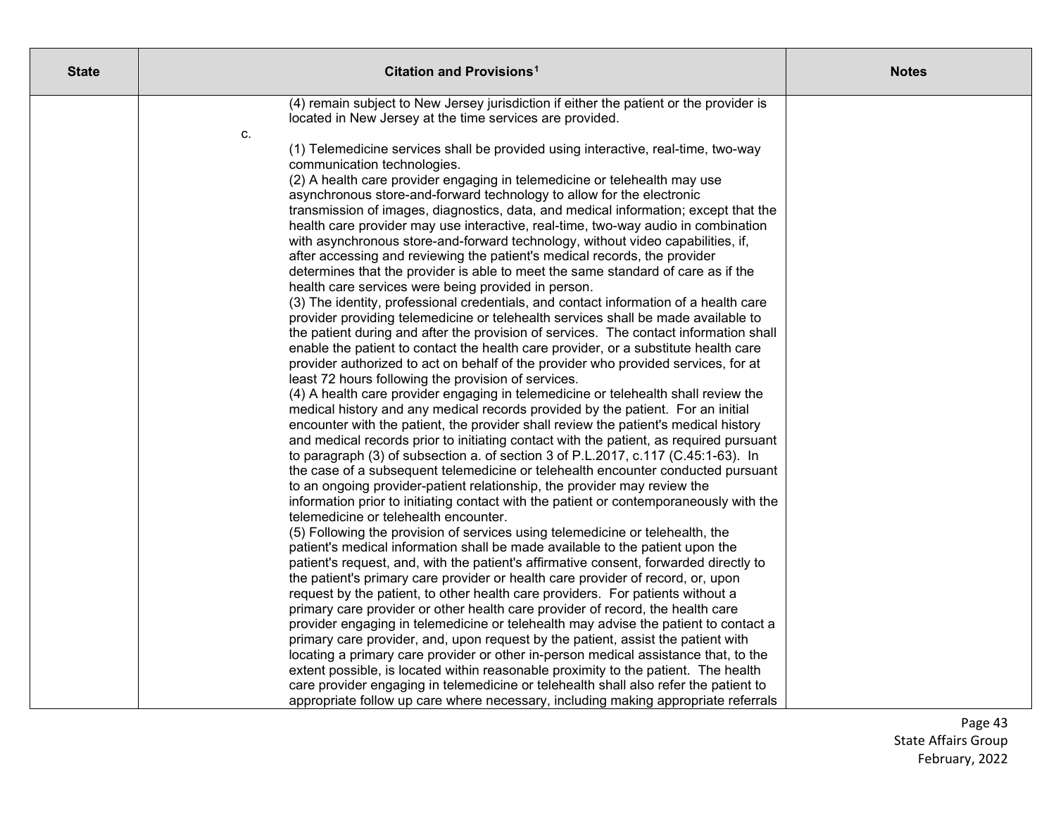| State | Citation and Provisions[1] | Notes |
|---|---|---|
| | (4) remain subject to New Jersey jurisdiction if either the patient or the provider is located in New Jersey at the time services are provided.<br><br>c.<br><br>(1) Telemedicine services shall be provided using interactive, real-time, two-way communication technologies.<br>(2) A health care provider engaging in telemedicine or telehealth may use asynchronous store-and-forward technology to allow for the electronic transmission of images, diagnostics, data, and medical information; except that the health care provider may use interactive, real-time, two-way audio in combination with asynchronous store-and-forward technology, without video capabilities, if, after accessing and reviewing the patient's medical records, the provider determines that the provider is able to meet the same standard of care as if the health care services were being provided in person.<br>(3) The identity, professional credentials, and contact information of a health care provider providing telemedicine or telehealth services shall be made available to the patient during and after the provision of services. The contact information shall enable the patient to contact the health care provider, or a substitute health care provider authorized to act on behalf of the provider who provided services, for at least 72 hours following the provision of services.<br>(4) A health care provider engaging in telemedicine or telehealth shall review the medical history and any medical records provided by the patient. For an initial encounter with the patient, the provider shall review the patient's medical history and medical records prior to initiating contact with the patient, as required pursuant to paragraph (3) of subsection a. of section 3 of P.L.2017, c.117 (C.45:1-63). In the case of a subsequent telemedicine or telehealth encounter conducted pursuant to an ongoing provider-patient relationship, the provider may review the information prior to initiating contact with the patient or contemporaneously with the telemedicine or telehealth encounter.<br>(5) Following the provision of services using telemedicine or telehealth, the patient's medical information shall be made available to the patient upon the patient's request, and, with the patient's affirmative consent, forwarded directly to the patient's primary care provider or health care provider of record, or, upon request by the patient, to other health care providers. For patients without a primary care provider or other health care provider of record, the health care provider engaging in telemedicine or telehealth may advise the patient to contact a primary care provider, and, upon request by the patient, assist the patient with locating a primary care provider or other in-person medical assistance that, to the extent possible, is located within reasonable proximity to the patient. The health care provider engaging in telemedicine or telehealth shall also refer the patient to appropriate follow up care where necessary, including making appropriate referrals | |

State Affairs Group
February, 2022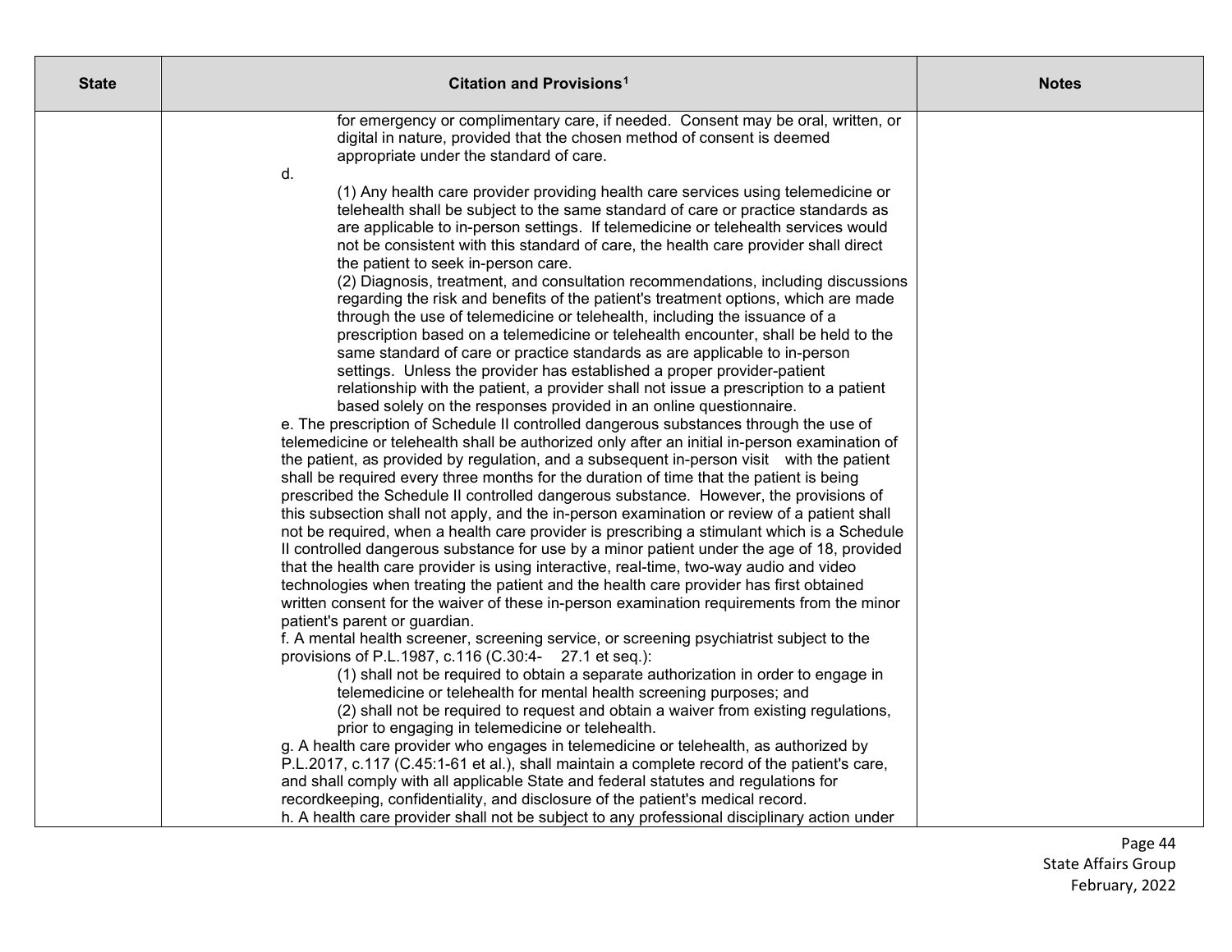| State | Citation and Provisions[1] | Notes |
|---|---|---|
| | for emergency or complimentary care, if needed. Consent may be oral, written, or digital in nature, provided that the chosen method of consent is deemed appropriate under the standard of care.<br>d.<br>(1) Any health care provider providing health care services using telemedicine or telehealth shall be subject to the same standard of care or practice standards as are applicable to in-person settings. If telemedicine or telehealth services would not be consistent with this standard of care, the health care provider shall direct the patient to seek in-person care.<br>(2) Diagnosis, treatment, and consultation recommendations, including discussions regarding the risk and benefits of the patient's treatment options, which are made through the use of telemedicine or telehealth, including the issuance of a prescription based on a telemedicine or telehealth encounter, shall be held to the same standard of care or practice standards as are applicable to in-person settings. Unless the provider has established a proper provider-patient relationship with the patient, a provider shall not issue a prescription to a patient based solely on the responses provided in an online questionnaire.<br>e. The prescription of Schedule II controlled dangerous substances through the use of telemedicine or telehealth shall be authorized only after an initial in-person examination of the patient, as provided by regulation, and a subsequent in-person visit with the patient shall be required every three months for the duration of time that the patient is being prescribed the Schedule II controlled dangerous substance. However, the provisions of this subsection shall not apply, and the in-person examination or review of a patient shall not be required, when a health care provider is prescribing a stimulant which is a Schedule II controlled dangerous substance for use by a minor patient under the age of 18, provided that the health care provider is using interactive, real-time, two-way audio and video technologies when treating the patient and the health care provider has first obtained written consent for the waiver of these in-person examination requirements from the minor patient's parent or guardian.<br>f. A mental health screener, screening service, or screening psychiatrist subject to the provisions of P.L.1987, c.116 (C.30:4- 27.1 et seq.):<br>(1) shall not be required to obtain a separate authorization in order to engage in telemedicine or telehealth for mental health screening purposes; and<br>(2) shall not be required to request and obtain a waiver from existing regulations, prior to engaging in telemedicine or telehealth.<br>g. A health care provider who engages in telemedicine or telehealth, as authorized by P.L.2017, c.117 (C.45:1-61 et al.), shall maintain a complete record of the patient's care, and shall comply with all applicable State and federal statutes and regulations for recordkeeping, confidentiality, and disclosure of the patient's medical record.<br>h. A health care provider shall not be subject to any professional disciplinary action under | |

State Affairs Group
February, 2022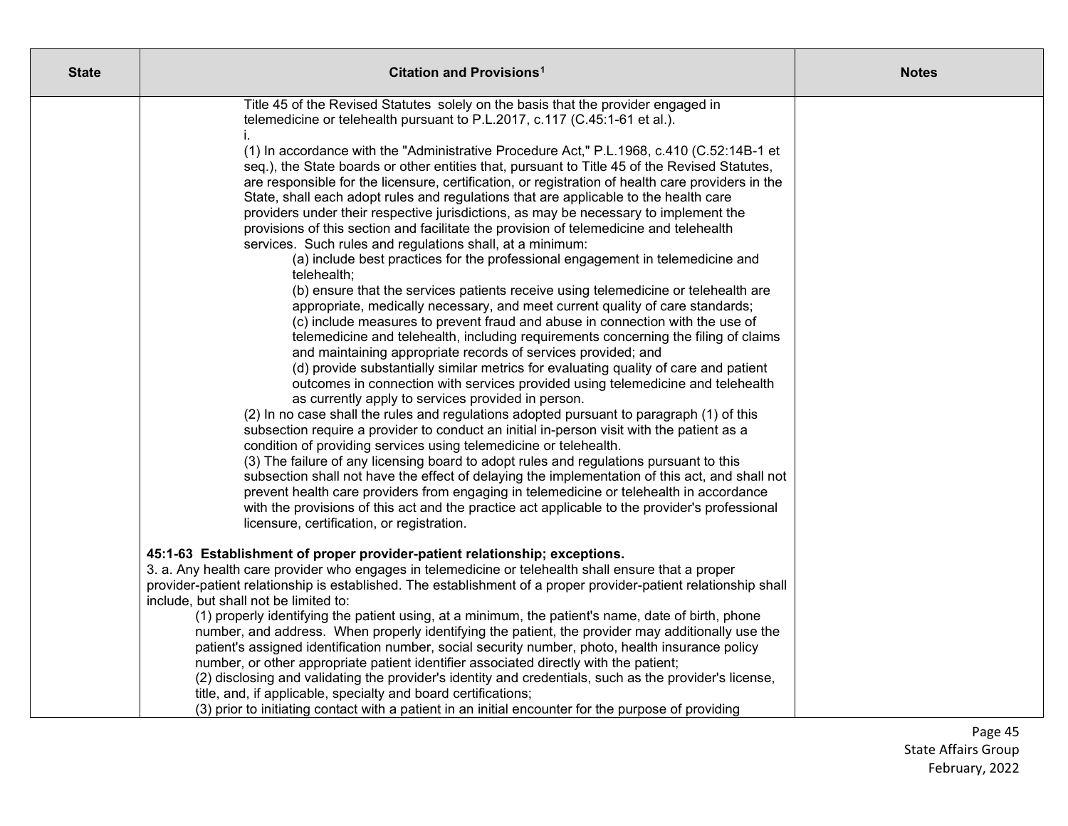| State | Citation and Provisions[1] | Notes |
|---|---|---|
| | Title 45 of the Revised Statutes solely on the basis that the provider engaged in telemedicine or telehealth pursuant to P.L.2017, c.117 (C.45:1-61 et al.).<br>i.<br>(1) In accordance with the "Administrative Procedure Act," P.L.1968, c.410 (C.52:14B-1 et seq.), the State boards or other entities that, pursuant to Title 45 of the Revised Statutes, are responsible for the licensure, certification, or registration of health care providers in the State, shall each adopt rules and regulations that are applicable to the health care providers under their respective jurisdictions, as may be necessary to implement the provisions of this section and facilitate the provision of telemedicine and telehealth services. Such rules and regulations shall, at a minimum:<br>(a) include best practices for the professional engagement in telemedicine and telehealth;<br>(b) ensure that the services patients receive using telemedicine or telehealth are appropriate, medically necessary, and meet current quality of care standards;<br>(c) include measures to prevent fraud and abuse in connection with the use of telemedicine and telehealth, including requirements concerning the filing of claims and maintaining appropriate records of services provided; and<br>(d) provide substantially similar metrics for evaluating quality of care and patient outcomes in connection with services provided using telemedicine and telehealth as currently apply to services provided in person.<br>(2) In no case shall the rules and regulations adopted pursuant to paragraph (1) of this subsection require a provider to conduct an initial in-person visit with the patient as a condition of providing services using telemedicine or telehealth.<br>(3) The failure of any licensing board to adopt rules and regulations pursuant to this subsection shall not have the effect of delaying the implementation of this act, and shall not prevent health care providers from engaging in telemedicine or telehealth in accordance with the provisions of this act and the practice act applicable to the provider's professional licensure, certification, or registration.<br><br>**45:1-63 Establishment of proper provider-patient relationship; exceptions.**<br>3. a. Any health care provider who engages in telemedicine or telehealth shall ensure that a proper provider-patient relationship is established. The establishment of a proper provider-patient relationship shall include, but shall not be limited to:<br>(1) properly identifying the patient using, at a minimum, the patient's name, date of birth, phone number, and address. When properly identifying the patient, the provider may additionally use the patient's assigned identification number, social security number, photo, health insurance policy number, or other appropriate patient identifier associated directly with the patient;<br>(2) disclosing and validating the provider's identity and credentials, such as the provider's license, title, and, if applicable, specialty and board certifications;<br>(3) prior to initiating contact with a patient in an initial encounter for the purpose of providing | |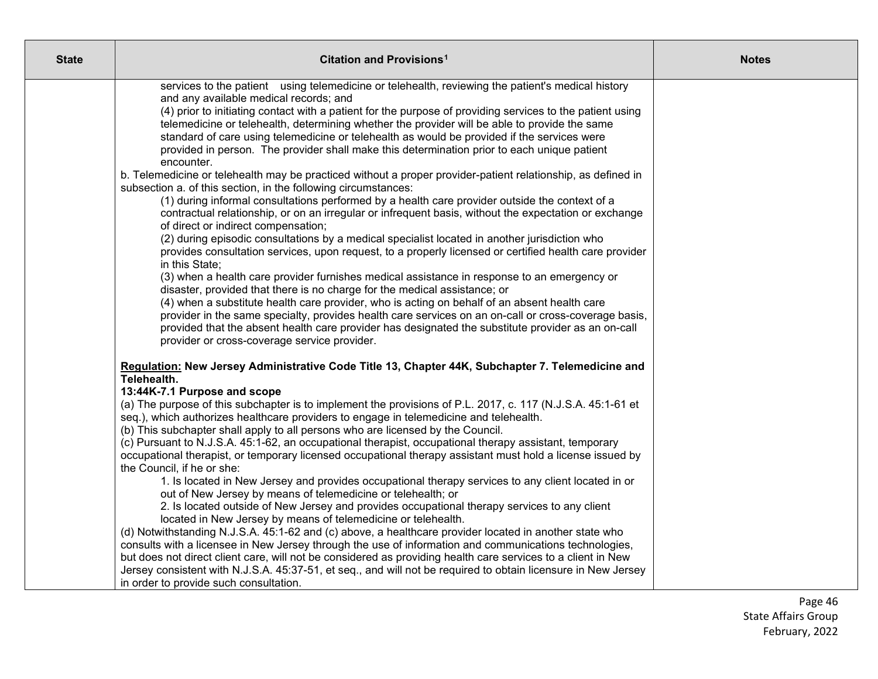| State | Citation and Provisions[1] | Notes |
| --- | --- | --- |
| | services to the patient using telemedicine or telehealth, reviewing the patient's medical history and any available medical records; and<br>(4) prior to initiating contact with a patient for the purpose of providing services to the patient using telemedicine or telehealth, determining whether the provider will be able to provide the same standard of care using telemedicine or telehealth as would be provided if the services were provided in person. The provider shall make this determination prior to each unique patient encounter.<br>b. Telemedicine or telehealth may be practiced without a proper provider-patient relationship, as defined in subsection a. of this section, in the following circumstances:<br>(1) during informal consultations performed by a health care provider outside the context of a contractual relationship, or on an irregular or infrequent basis, without the expectation or exchange of direct or indirect compensation;<br>(2) during episodic consultations by a medical specialist located in another jurisdiction who provides consultation services, upon request, to a properly licensed or certified health care provider in this State;<br>(3) when a health care provider furnishes medical assistance in response to an emergency or disaster, provided that there is no charge for the medical assistance; or<br>(4) when a substitute health care provider, who is acting on behalf of an absent health care provider in the same specialty, provides health care services on an on-call or cross-coverage basis, provided that the absent health care provider has designated the substitute provider as an on-call provider or cross-coverage service provider.<br><br>**Regulation: New Jersey Administrative Code Title 13, Chapter 44K, Subchapter 7. Telemedicine and Telehealth.**<br>**13:44K-7.1 Purpose and scope**<br>(a) The purpose of this subchapter is to implement the provisions of P.L. 2017, c. 117 (N.J.S.A. 45:1-61 et seq.), which authorizes healthcare providers to engage in telemedicine and telehealth.<br>(b) This subchapter shall apply to all persons who are licensed by the Council.<br>(c) Pursuant to N.J.S.A. 45:1-62, an occupational therapist, occupational therapy assistant, temporary occupational therapist, or temporary licensed occupational therapy assistant must hold a license issued by the Council, if he or she:<br>1. Is located in New Jersey and provides occupational therapy services to any client located in or out of New Jersey by means of telemedicine or telehealth; or<br>2. Is located outside of New Jersey and provides occupational therapy services to any client located in New Jersey by means of telemedicine or telehealth.<br>(d) Notwithstanding N.J.S.A. 45:1-62 and (c) above, a healthcare provider located in another state who consults with a licensee in New Jersey through the use of information and communications technologies, but does not direct client care, will not be considered as providing health care services to a client in New Jersey consistent with N.J.S.A. 45:37-51, et seq., and will not be required to obtain licensure in New Jersey in order to provide such consultation. | |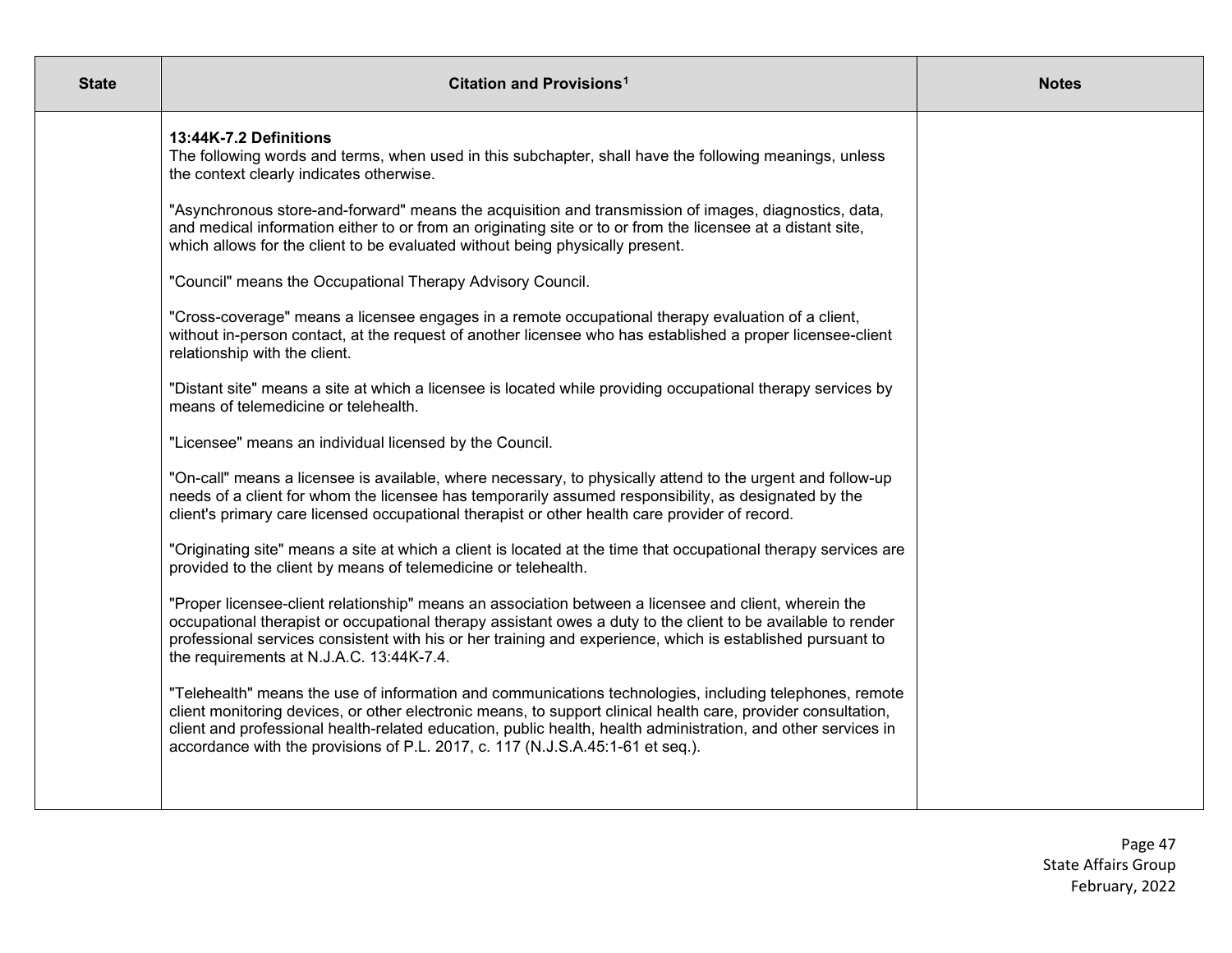| State | Citation and Provisions[1] | Notes |
| --- | --- | --- |
| | **13:44K-7.2 Definitions**<br>The following words and terms, when used in this subchapter, shall have the following meanings, unless the context clearly indicates otherwise.<br><br>"Asynchronous store-and-forward" means the acquisition and transmission of images, diagnostics, data, and medical information either to or from an originating site or to or from the licensee at a distant site, which allows for the client to be evaluated without being physically present.<br><br>"Council" means the Occupational Therapy Advisory Council.<br><br>"Cross-coverage" means a licensee engages in a remote occupational therapy evaluation of a client, without in-person contact, at the request of another licensee who has established a proper licensee-client relationship with the client.<br><br>"Distant site" means a site at which a licensee is located while providing occupational therapy services by means of telemedicine or telehealth.<br><br>"Licensee" means an individual licensed by the Council.<br><br>"On-call" means a licensee is available, where necessary, to physically attend to the urgent and follow-up needs of a client for whom the licensee has temporarily assumed responsibility, as designated by the client's primary care licensed occupational therapist or other health care provider of record.<br><br>"Originating site" means a site at which a client is located at the time that occupational therapy services are provided to the client by means of telemedicine or telehealth.<br><br>"Proper licensee-client relationship" means an association between a licensee and client, wherein the occupational therapist or occupational therapy assistant owes a duty to the client to be available to render professional services consistent with his or her training and experience, which is established pursuant to the requirements at N.J.A.C. 13:44K-7.4.<br><br>"Telehealth" means the use of information and communications technologies, including telephones, remote client monitoring devices, or other electronic means, to support clinical health care, provider consultation, client and professional health-related education, public health, health administration, and other services in accordance with the provisions of P.L. 2017, c. 117 (N.J.S.A.45:1-61 et seq.). | |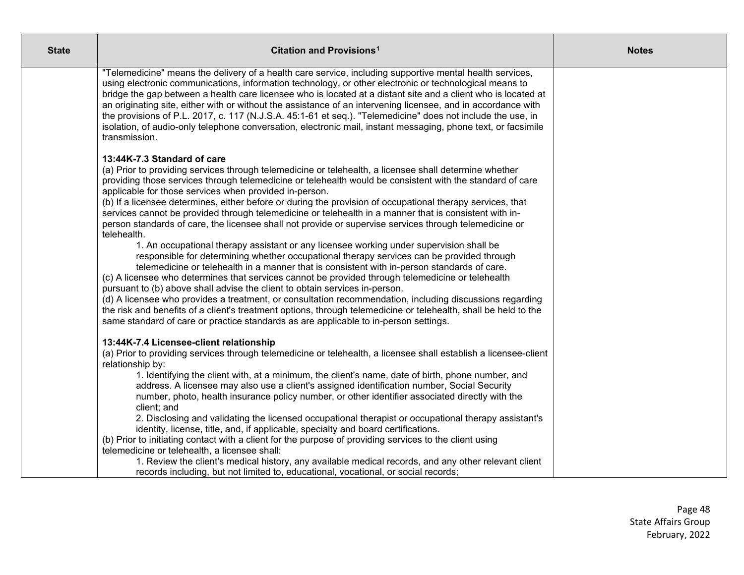| State | Citation and Provisions[1] | Notes |
|---|---|---|
| | "Telemedicine" means the delivery of a health care service, including supportive mental health services, using electronic communications, information technology, or other electronic or technological means to bridge the gap between a health care licensee who is located at a distant site and a client who is located at an originating site, either with or without the assistance of an intervening licensee, and in accordance with the provisions of P.L. 2017, c. 117 (N.J.S.A. 45:1-61 et seq.). "Telemedicine" does not include the use, in isolation, of audio-only telephone conversation, electronic mail, instant messaging, phone text, or facsimile transmission.<br><br>**13:44K-7.3 Standard of care**<br>(a) Prior to providing services through telemedicine or telehealth, a licensee shall determine whether providing those services through telemedicine or telehealth would be consistent with the standard of care applicable for those services when provided in-person.<br>(b) If a licensee determines, either before or during the provision of occupational therapy services, that services cannot be provided through telemedicine or telehealth in a manner that is consistent with in-person standards of care, the licensee shall not provide or supervise services through telemedicine or telehealth.<br>1. An occupational therapy assistant or any licensee working under supervision shall be responsible for determining whether occupational therapy services can be provided through telemedicine or telehealth in a manner that is consistent with in-person standards of care.<br>(c) A licensee who determines that services cannot be provided through telemedicine or telehealth pursuant to (b) above shall advise the client to obtain services in-person.<br>(d) A licensee who provides a treatment, or consultation recommendation, including discussions regarding the risk and benefits of a client's treatment options, through telemedicine or telehealth, shall be held to the same standard of care or practice standards as are applicable to in-person settings.<br><br>**13:44K-7.4 Licensee-client relationship**<br>(a) Prior to providing services through telemedicine or telehealth, a licensee shall establish a licensee-client relationship by:<br>1. Identifying the client with, at a minimum, the client's name, date of birth, phone number, and address. A licensee may also use a client's assigned identification number, Social Security number, photo, health insurance policy number, or other identifier associated directly with the client; and<br>2. Disclosing and validating the licensed occupational therapist or occupational therapy assistant's identity, license, title, and, if applicable, specialty and board certifications.<br>(b) Prior to initiating contact with a client for the purpose of providing services to the client using telemedicine or telehealth, a licensee shall:<br>1. Review the client's medical history, any available medical records, and any other relevant client records including, but not limited to, educational, vocational, or social records; | |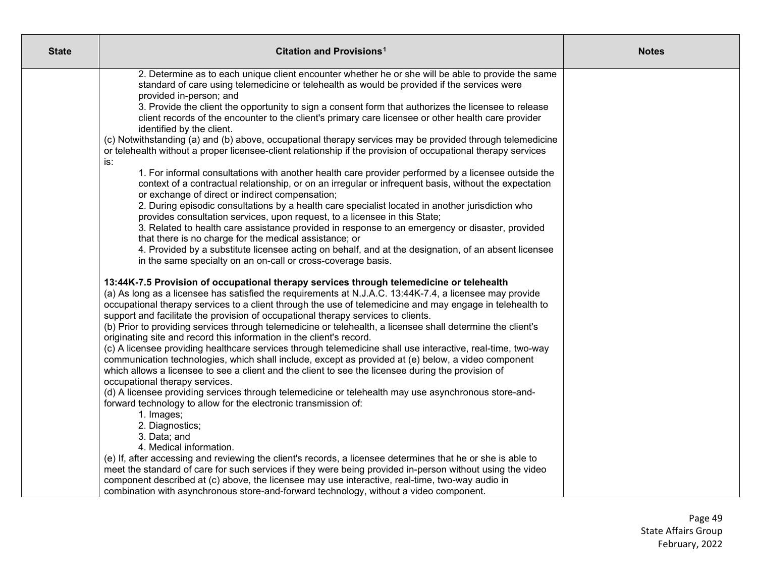| State | Citation and Provisions[1] | Notes |
| --- | --- | --- |
| | 2. Determine as to each unique client encounter whether he or she will be able to provide the same standard of care using telemedicine or telehealth as would be provided if the services were provided in-person; and<br>3. Provide the client the opportunity to sign a consent form that authorizes the licensee to release client records of the encounter to the client's primary care licensee or other health care provider identified by the client.<br>(c) Notwithstanding (a) and (b) above, occupational therapy services may be provided through telemedicine or telehealth without a proper licensee-client relationship if the provision of occupational therapy services is:<br>1. For informal consultations with another health care provider performed by a licensee outside the context of a contractual relationship, or on an irregular or infrequent basis, without the expectation or exchange of direct or indirect compensation;<br>2. During episodic consultations by a health care specialist located in another jurisdiction who provides consultation services, upon request, to a licensee in this State;<br>3. Related to health care assistance provided in response to an emergency or disaster, provided that there is no charge for the medical assistance; or<br>4. Provided by a substitute licensee acting on behalf, and at the designation, of an absent licensee in the same specialty on an on-call or cross-coverage basis.<br><br>**13:44K-7.5 Provision of occupational therapy services through telemedicine or telehealth**<br>(a) As long as a licensee has satisfied the requirements at N.J.A.C. 13:44K-7.4, a licensee may provide occupational therapy services to a client through the use of telemedicine and may engage in telehealth to support and facilitate the provision of occupational therapy services to clients.<br>(b) Prior to providing services through telemedicine or telehealth, a licensee shall determine the client's originating site and record this information in the client's record.<br>(c) A licensee providing healthcare services through telemedicine shall use interactive, real-time, two-way communication technologies, which shall include, except as provided at (e) below, a video component which allows a licensee to see a client and the client to see the licensee during the provision of occupational therapy services.<br>(d) A licensee providing services through telemedicine or telehealth may use asynchronous store-and-forward technology to allow for the electronic transmission of:<br>1. Images;<br>2. Diagnostics;<br>3. Data; and<br>4. Medical information.<br>(e) If, after accessing and reviewing the client's records, a licensee determines that he or she is able to meet the standard of care for such services if they were being provided in-person without using the video component described at (c) above, the licensee may use interactive, real-time, two-way audio in combination with asynchronous store-and-forward technology, without a video component. | |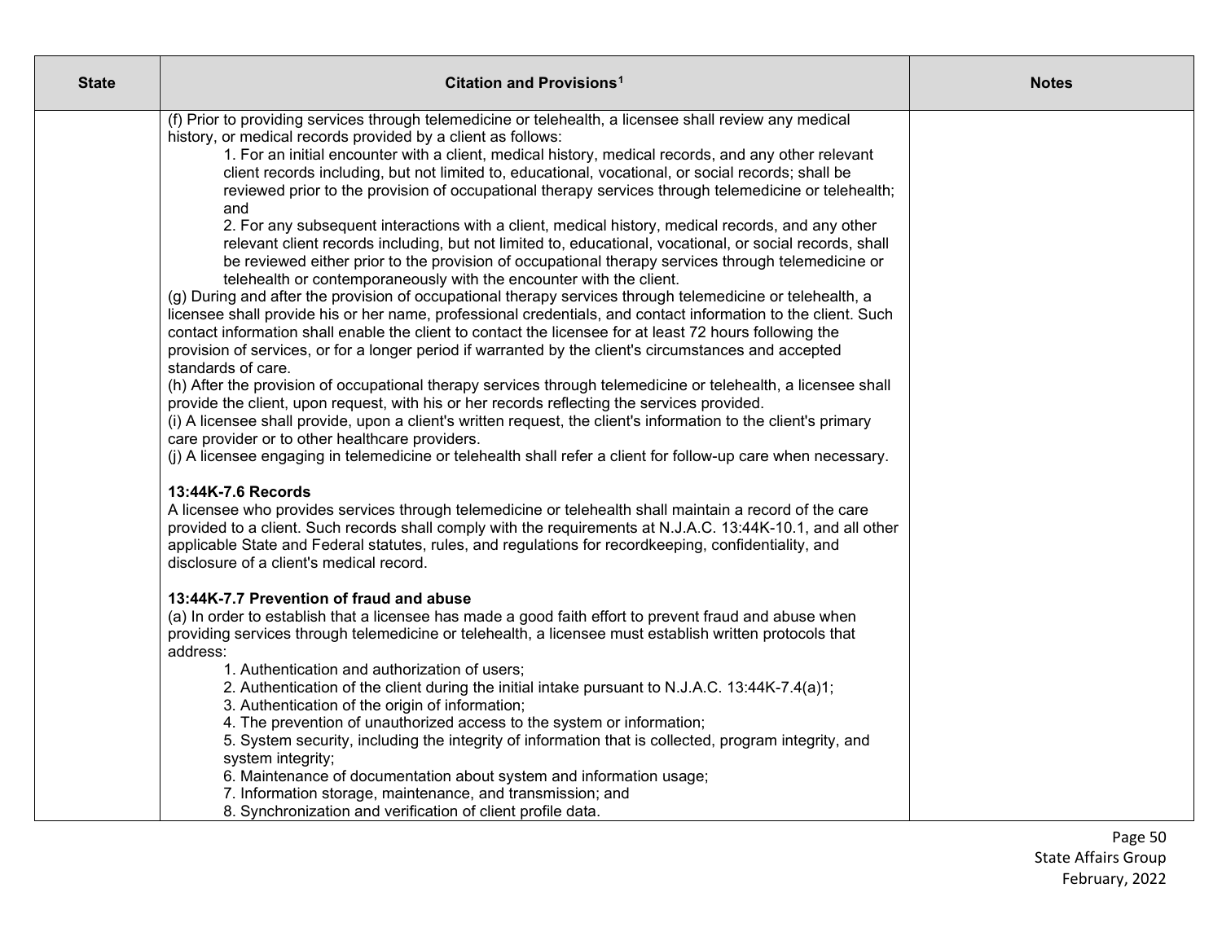| State | Citation and Provisions[1] | Notes |
| --- | --- | --- |
| | (f) Prior to providing services through telemedicine or telehealth, a licensee shall review any medical history, or medical records provided by a client as follows:<br>1. For an initial encounter with a client, medical history, medical records, and any other relevant client records including, but not limited to, educational, vocational, or social records; shall be reviewed prior to the provision of occupational therapy services through telemedicine or telehealth; and<br>2. For any subsequent interactions with a client, medical history, medical records, and any other relevant client records including, but not limited to, educational, vocational, or social records, shall be reviewed either prior to the provision of occupational therapy services through telemedicine or telehealth or contemporaneously with the encounter with the client.<br>(g) During and after the provision of occupational therapy services through telemedicine or telehealth, a licensee shall provide his or her name, professional credentials, and contact information to the client. Such contact information shall enable the client to contact the licensee for at least 72 hours following the provision of services, or for a longer period if warranted by the client's circumstances and accepted standards of care.<br>(h) After the provision of occupational therapy services through telemedicine or telehealth, a licensee shall provide the client, upon request, with his or her records reflecting the services provided.<br>(i) A licensee shall provide, upon a client's written request, the client's information to the client's primary care provider or to other healthcare providers.<br>(j) A licensee engaging in telemedicine or telehealth shall refer a client for follow-up care when necessary.<br><br>**13:44K-7.6 Records**<br>A licensee who provides services through telemedicine or telehealth shall maintain a record of the care provided to a client. Such records shall comply with the requirements at N.J.A.C. 13:44K-10.1, and all other applicable State and Federal statutes, rules, and regulations for recordkeeping, confidentiality, and disclosure of a client's medical record.<br><br>**13:44K-7.7 Prevention of fraud and abuse**<br>(a) In order to establish that a licensee has made a good faith effort to prevent fraud and abuse when providing services through telemedicine or telehealth, a licensee must establish written protocols that address:<br>1. Authentication and authorization of users;<br>2. Authentication of the client during the initial intake pursuant to N.J.A.C. 13:44K-7.4(a)1;<br>3. Authentication of the origin of information;<br>4. The prevention of unauthorized access to the system or information;<br>5. System security, including the integrity of information that is collected, program integrity, and system integrity;<br>6. Maintenance of documentation about system and information usage;<br>7. Information storage, maintenance, and transmission; and<br>8. Synchronization and verification of client profile data. | |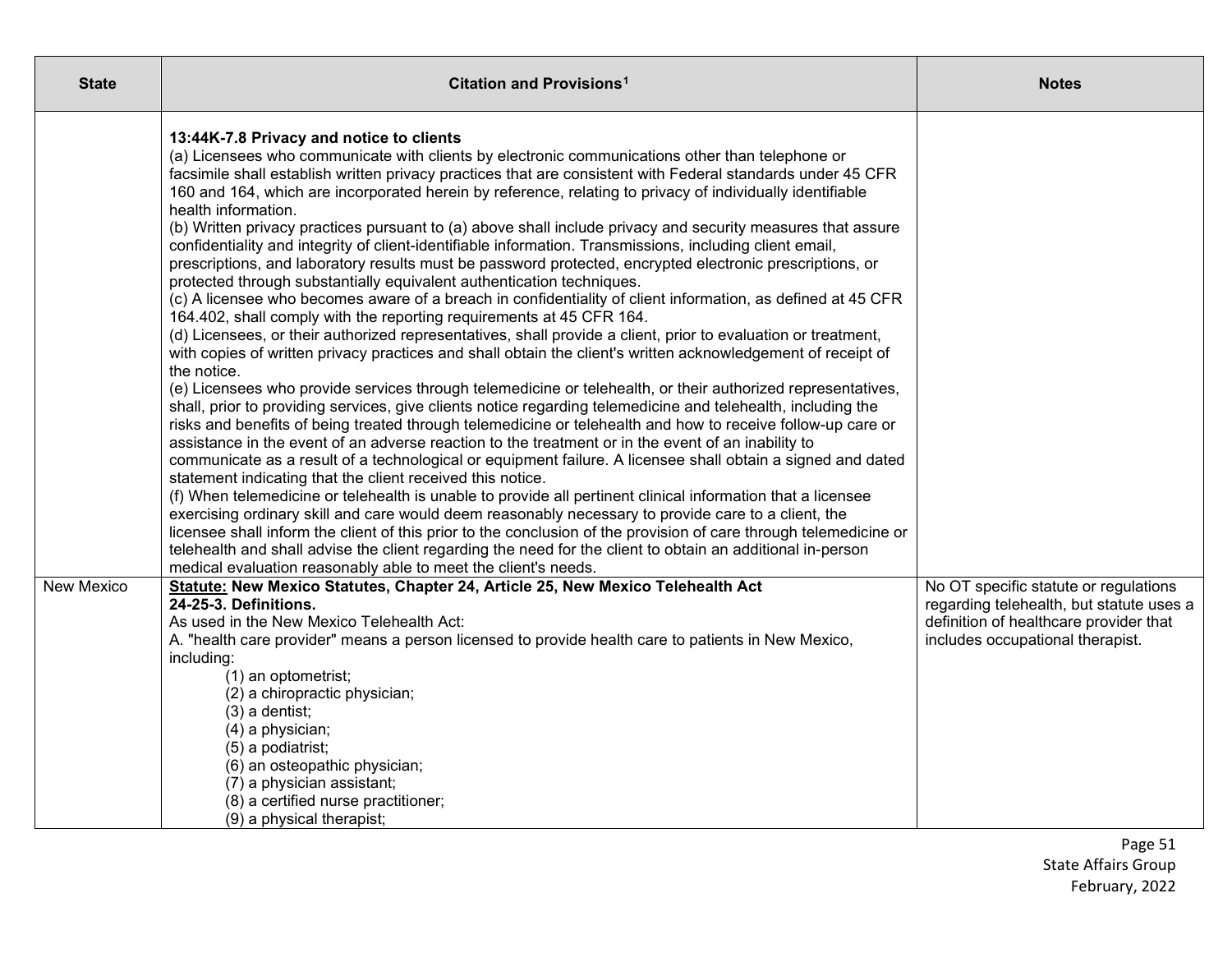| State | Citation and Provisions[1] | Notes |
|---|---|---|
| | **13:44K-7.8 Privacy and notice to clients**<br>(a) Licensees who communicate with clients by electronic communications other than telephone or facsimile shall establish written privacy practices that are consistent with Federal standards under 45 CFR 160 and 164, which are incorporated herein by reference, relating to privacy of individually identifiable health information.<br>(b) Written privacy practices pursuant to (a) above shall include privacy and security measures that assure confidentiality and integrity of client-identifiable information. Transmissions, including client email, prescriptions, and laboratory results must be password protected, encrypted electronic prescriptions, or protected through substantially equivalent authentication techniques.<br>(c) A licensee who becomes aware of a breach in confidentiality of client information, as defined at 45 CFR 164.402, shall comply with the reporting requirements at 45 CFR 164.<br>(d) Licensees, or their authorized representatives, shall provide a client, prior to evaluation or treatment, with copies of written privacy practices and shall obtain the client's written acknowledgement of receipt of the notice.<br>(e) Licensees who provide services through telemedicine or telehealth, or their authorized representatives, shall, prior to providing services, give clients notice regarding telemedicine and telehealth, including the risks and benefits of being treated through telemedicine or telehealth and how to receive follow-up care or assistance in the event of an adverse reaction to the treatment or in the event of an inability to communicate as a result of a technological or equipment failure. A licensee shall obtain a signed and dated statement indicating that the client received this notice.<br>(f) When telemedicine or telehealth is unable to provide all pertinent clinical information that a licensee exercising ordinary skill and care would deem reasonably necessary to provide care to a client, the licensee shall inform the client of this prior to the conclusion of the provision of care through telemedicine or telehealth and shall advise the client regarding the need for the client to obtain an additional in-person medical evaluation reasonably able to meet the client's needs. | |
| New Mexico | **Statute: New Mexico Statutes, Chapter 24, Article 25, New Mexico Telehealth Act**<br>**24-25-3. Definitions.**<br>As used in the New Mexico Telehealth Act:<br>A. "health care provider" means a person licensed to provide health care to patients in New Mexico, including:<br>(1) an optometrist;<br>(2) a chiropractic physician;<br>(3) a dentist;<br>(4) a physician;<br>(5) a podiatrist;<br>(6) an osteopathic physician;<br>(7) a physician assistant;<br>(8) a certified nurse practitioner;<br>(9) a physical therapist; | No OT specific statute or regulations regarding telehealth, but statute uses a definition of healthcare provider that includes occupational therapist. |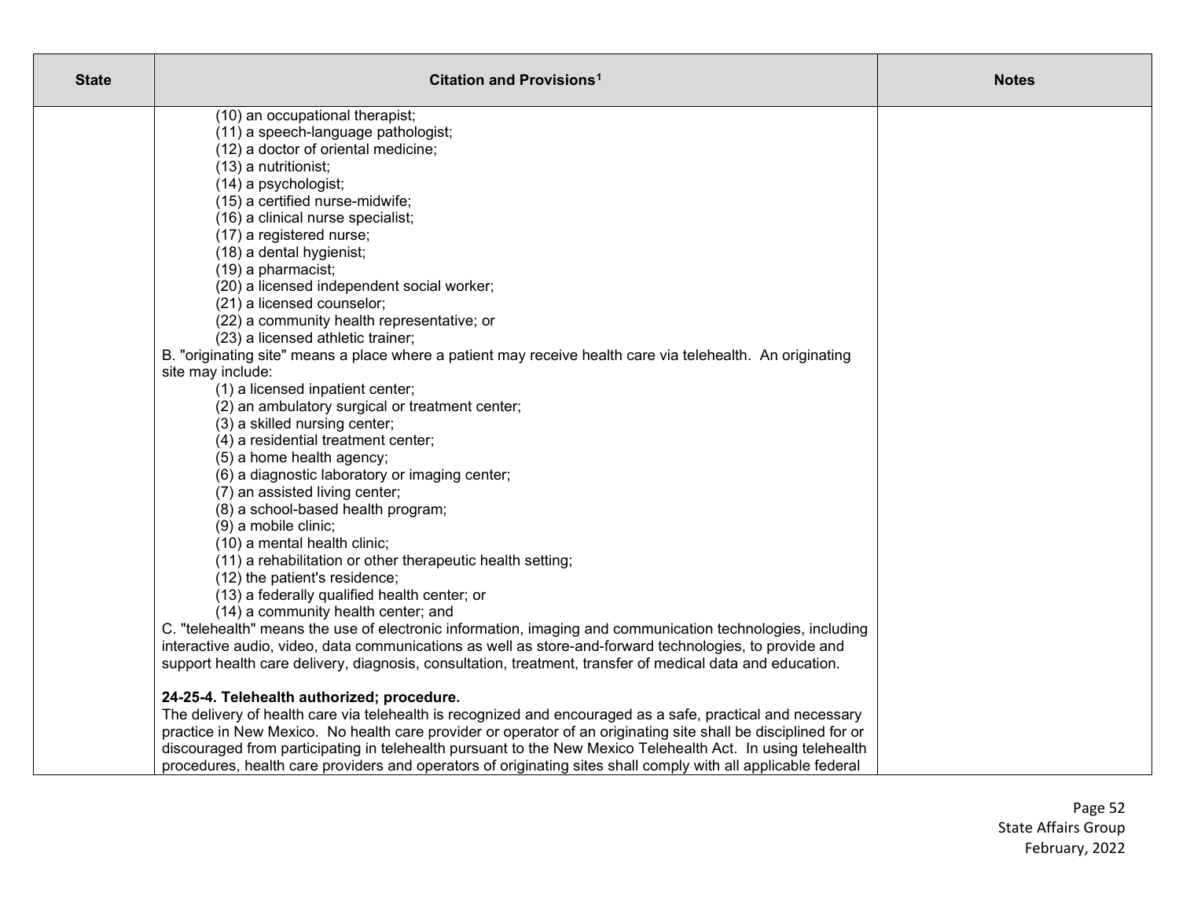| State | Citation and Provisions[1] | Notes |
|---|---|---|
| | (10) an occupational therapist;<br>(11) a speech-language pathologist;<br>(12) a doctor of oriental medicine;<br>(13) a nutritionist;<br>(14) a psychologist;<br>(15) a certified nurse-midwife;<br>(16) a clinical nurse specialist;<br>(17) a registered nurse;<br>(18) a dental hygienist;<br>(19) a pharmacist;<br>(20) a licensed independent social worker;<br>(21) a licensed counselor;<br>(22) a community health representative; or<br>(23) a licensed athletic trainer;<br>B. "originating site" means a place where a patient may receive health care via telehealth. An originating site may include:<br>(1) a licensed inpatient center;<br>(2) an ambulatory surgical or treatment center;<br>(3) a skilled nursing center;<br>(4) a residential treatment center;<br>(5) a home health agency;<br>(6) a diagnostic laboratory or imaging center;<br>(7) an assisted living center;<br>(8) a school-based health program;<br>(9) a mobile clinic;<br>(10) a mental health clinic;<br>(11) a rehabilitation or other therapeutic health setting;<br>(12) the patient's residence;<br>(13) a federally qualified health center; or<br>(14) a community health center; and<br>C. "telehealth" means the use of electronic information, imaging and communication technologies, including interactive audio, video, data communications as well as store-and-forward technologies, to provide and support health care delivery, diagnosis, consultation, treatment, transfer of medical data and education.<br><br>**24-25-4. Telehealth authorized; procedure.**<br>The delivery of health care via telehealth is recognized and encouraged as a safe, practical and necessary practice in New Mexico. No health care provider or operator of an originating site shall be disciplined for or discouraged from participating in telehealth pursuant to the New Mexico Telehealth Act. In using telehealth procedures, health care providers and operators of originating sites shall comply with all applicable federal | |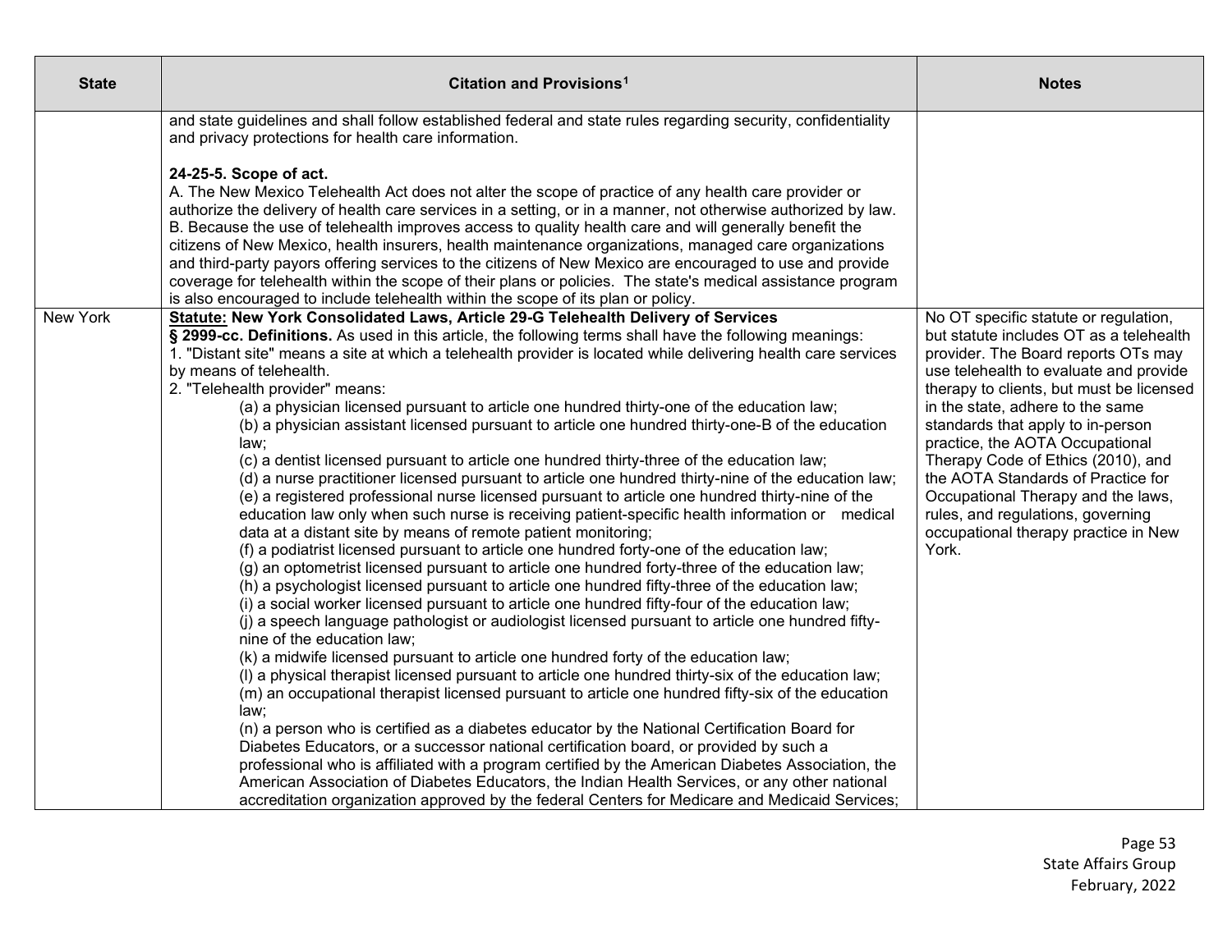| State | Citation and Provisions[1] | Notes |
|---|---|---|
| | and state guidelines and shall follow established federal and state rules regarding security, confidentiality and privacy protections for health care information.<br><br>**24-25-5. Scope of act.**<br>A. The New Mexico Telehealth Act does not alter the scope of practice of any health care provider or authorize the delivery of health care services in a setting, or in a manner, not otherwise authorized by law.<br>B. Because the use of telehealth improves access to quality health care and will generally benefit the citizens of New Mexico, health insurers, health maintenance organizations, managed care organizations and third-party payors offering services to the citizens of New Mexico are encouraged to use and provide coverage for telehealth within the scope of their plans or policies. The state's medical assistance program is also encouraged to include telehealth within the scope of its plan or policy. | |
| New York | **<u>Statute:</u> New York Consolidated Laws, Article 29-G Telehealth Delivery of Services**<br>**§ 2999-cc. Definitions.** As used in this article, the following terms shall have the following meanings:<br>1. "Distant site" means a site at which a telehealth provider is located while delivering health care services by means of telehealth.<br>2. "Telehealth provider" means:<br>(a) a physician licensed pursuant to article one hundred thirty-one of the education law;<br>(b) a physician assistant licensed pursuant to article one hundred thirty-one-B of the education law;<br>(c) a dentist licensed pursuant to article one hundred thirty-three of the education law;<br>(d) a nurse practitioner licensed pursuant to article one hundred thirty-nine of the education law;<br>(e) a registered professional nurse licensed pursuant to article one hundred thirty-nine of the education law only when such nurse is receiving patient-specific health information or medical data at a distant site by means of remote patient monitoring;<br>(f) a podiatrist licensed pursuant to article one hundred forty-one of the education law;<br>(g) an optometrist licensed pursuant to article one hundred forty-three of the education law;<br>(h) a psychologist licensed pursuant to article one hundred fifty-three of the education law;<br>(i) a social worker licensed pursuant to article one hundred fifty-four of the education law;<br>(j) a speech language pathologist or audiologist licensed pursuant to article one hundred fifty-nine of the education law;<br>(k) a midwife licensed pursuant to article one hundred forty of the education law;<br>(l) a physical therapist licensed pursuant to article one hundred thirty-six of the education law;<br>(m) an occupational therapist licensed pursuant to article one hundred fifty-six of the education law;<br>(n) a person who is certified as a diabetes educator by the National Certification Board for Diabetes Educators, or a successor national certification board, or provided by such a professional who is affiliated with a program certified by the American Diabetes Association, the American Association of Diabetes Educators, the Indian Health Services, or any other national accreditation organization approved by the federal Centers for Medicare and Medicaid Services; | No OT specific statute or regulation, but statute includes OT as a telehealth provider. The Board reports OTs may use telehealth to evaluate and provide therapy to clients, but must be licensed in the state, adhere to the same standards that apply to in-person practice, the AOTA Occupational Therapy Code of Ethics (2010), and the AOTA Standards of Practice for Occupational Therapy and the laws, rules, and regulations, governing occupational therapy practice in New York. |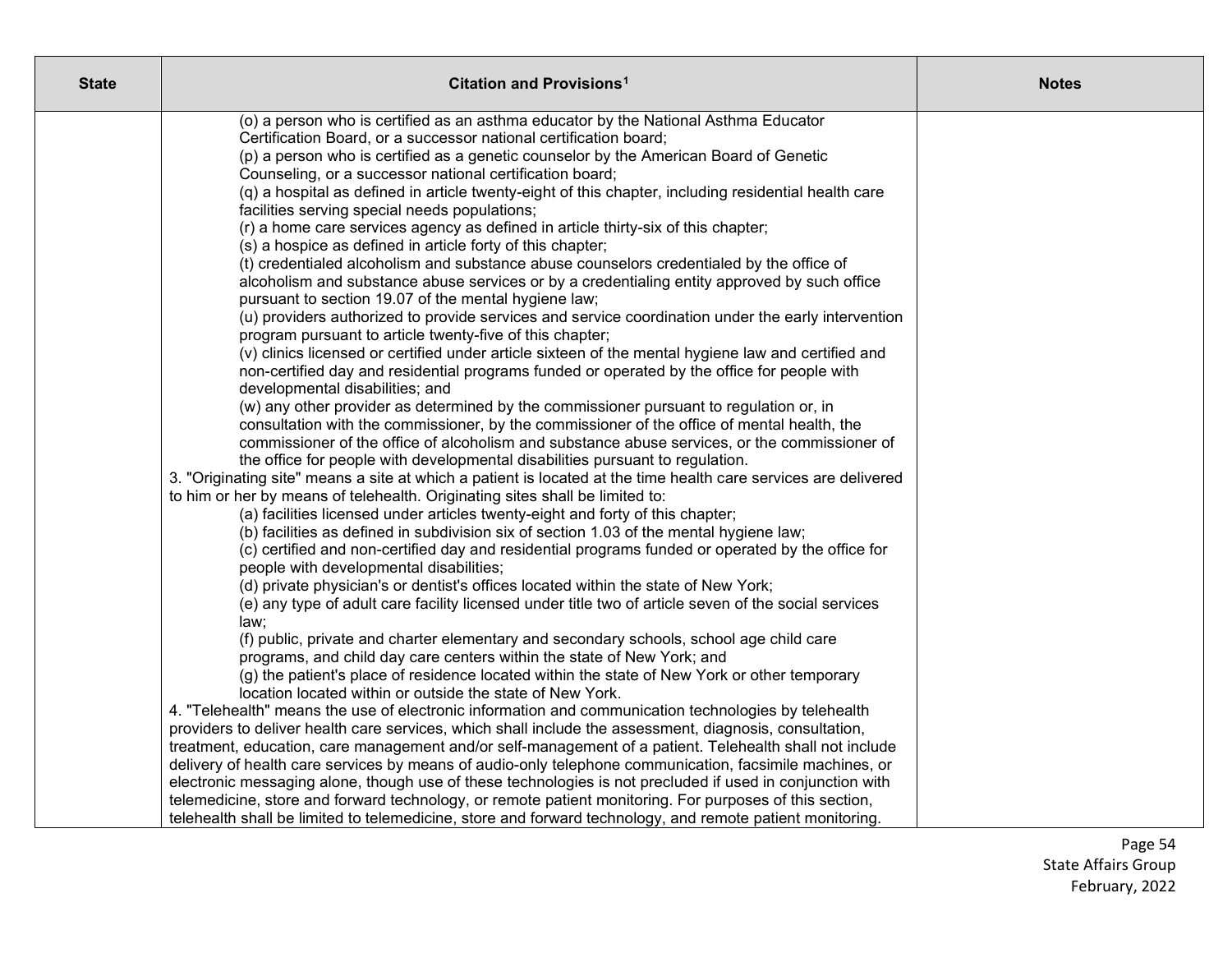| State | Citation and Provisions[1] | Notes |
|---|---|---|
| | (o) a person who is certified as an asthma educator by the National Asthma Educator Certification Board, or a successor national certification board;<br>(p) a person who is certified as a genetic counselor by the American Board of Genetic Counseling, or a successor national certification board;<br>(q) a hospital as defined in article twenty-eight of this chapter, including residential health care facilities serving special needs populations;<br>(r) a home care services agency as defined in article thirty-six of this chapter;<br>(s) a hospice as defined in article forty of this chapter;<br>(t) credentialed alcoholism and substance abuse counselors credentialed by the office of alcoholism and substance abuse services or by a credentialing entity approved by such office pursuant to section 19.07 of the mental hygiene law;<br>(u) providers authorized to provide services and service coordination under the early intervention program pursuant to article twenty-five of this chapter;<br>(v) clinics licensed or certified under article sixteen of the mental hygiene law and certified and non-certified day and residential programs funded or operated by the office for people with developmental disabilities; and<br>(w) any other provider as determined by the commissioner pursuant to regulation or, in consultation with the commissioner, by the commissioner of the office of mental health, the commissioner of the office of alcoholism and substance abuse services, or the commissioner of the office for people with developmental disabilities pursuant to regulation.<br>3. "Originating site" means a site at which a patient is located at the time health care services are delivered to him or her by means of telehealth. Originating sites shall be limited to:<br>(a) facilities licensed under articles twenty-eight and forty of this chapter;<br>(b) facilities as defined in subdivision six of section 1.03 of the mental hygiene law;<br>(c) certified and non-certified day and residential programs funded or operated by the office for people with developmental disabilities;<br>(d) private physician's or dentist's offices located within the state of New York;<br>(e) any type of adult care facility licensed under title two of article seven of the social services law;<br>(f) public, private and charter elementary and secondary schools, school age child care programs, and child day care centers within the state of New York; and<br>(g) the patient's place of residence located within the state of New York or other temporary location located within or outside the state of New York.<br>4. "Telehealth" means the use of electronic information and communication technologies by telehealth providers to deliver health care services, which shall include the assessment, diagnosis, consultation, treatment, education, care management and/or self-management of a patient. Telehealth shall not include delivery of health care services by means of audio-only telephone communication, facsimile machines, or electronic messaging alone, though use of these technologies is not precluded if used in conjunction with telemedicine, store and forward technology, or remote patient monitoring. For purposes of this section, telehealth shall be limited to telemedicine, store and forward technology, and remote patient monitoring. | |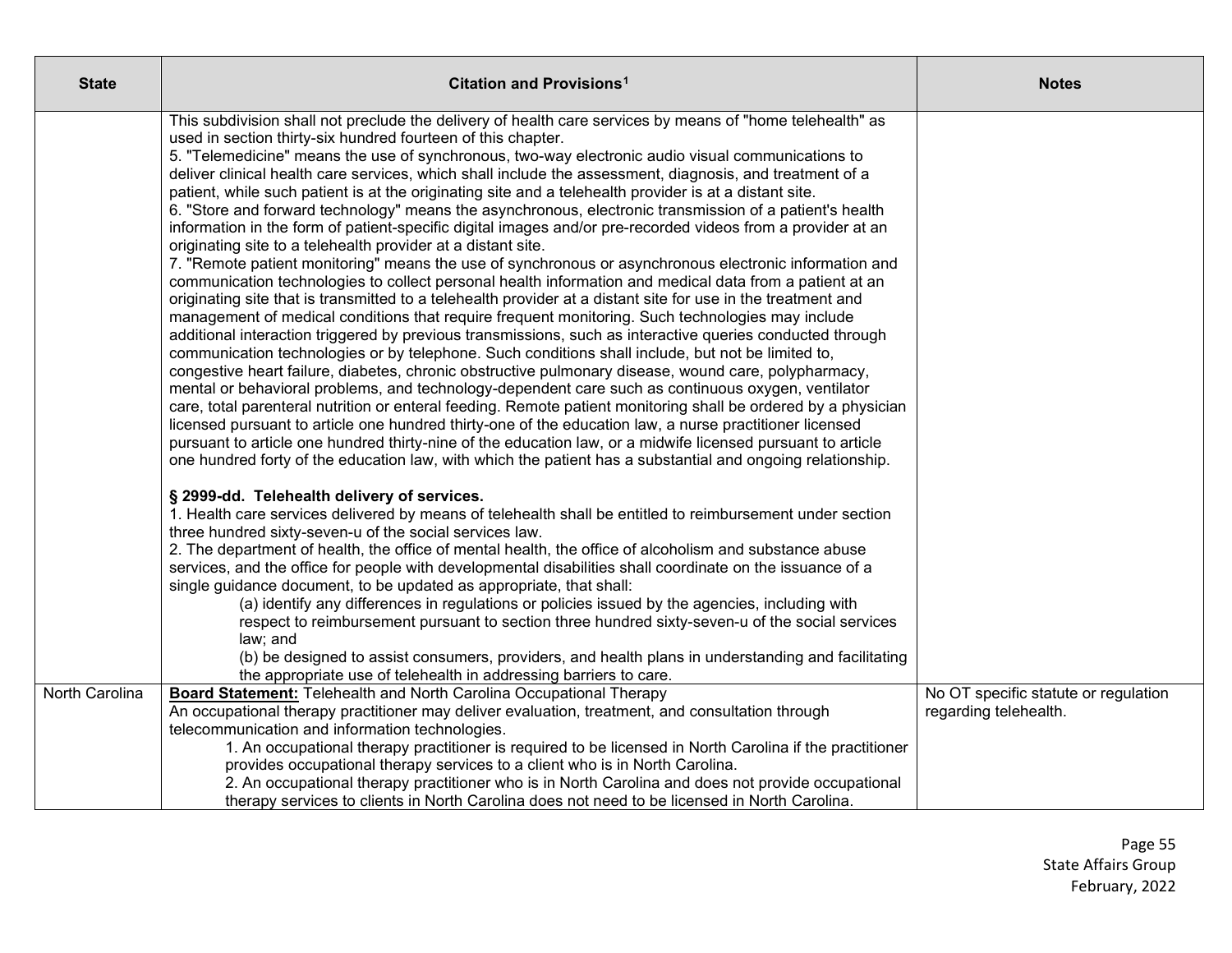| State | Citation and Provisions[1] | Notes |
|---|---|---|
| | This subdivision shall not preclude the delivery of health care services by means of "home telehealth" as used in section thirty-six hundred fourteen of this chapter.<br>5. "Telemedicine" means the use of synchronous, two-way electronic audio visual communications to deliver clinical health care services, which shall include the assessment, diagnosis, and treatment of a patient, while such patient is at the originating site and a telehealth provider is at a distant site.<br>6. "Store and forward technology" means the asynchronous, electronic transmission of a patient's health information in the form of patient-specific digital images and/or pre-recorded videos from a provider at an originating site to a telehealth provider at a distant site.<br>7. "Remote patient monitoring" means the use of synchronous or asynchronous electronic information and communication technologies to collect personal health information and medical data from a patient at an originating site that is transmitted to a telehealth provider at a distant site for use in the treatment and management of medical conditions that require frequent monitoring. Such technologies may include additional interaction triggered by previous transmissions, such as interactive queries conducted through communication technologies or by telephone. Such conditions shall include, but not be limited to, congestive heart failure, diabetes, chronic obstructive pulmonary disease, wound care, polypharmacy, mental or behavioral problems, and technology-dependent care such as continuous oxygen, ventilator care, total parenteral nutrition or enteral feeding. Remote patient monitoring shall be ordered by a physician licensed pursuant to article one hundred thirty-one of the education law, a nurse practitioner licensed pursuant to article one hundred thirty-nine of the education law, or a midwife licensed pursuant to article one hundred forty of the education law, with which the patient has a substantial and ongoing relationship.<br><br>**§ 2999-dd. Telehealth delivery of services.**<br>1. Health care services delivered by means of telehealth shall be entitled to reimbursement under section three hundred sixty-seven-u of the social services law.<br>2. The department of health, the office of mental health, the office of alcoholism and substance abuse services, and the office for people with developmental disabilities shall coordinate on the issuance of a single guidance document, to be updated as appropriate, that shall:<br>(a) identify any differences in regulations or policies issued by the agencies, including with respect to reimbursement pursuant to section three hundred sixty-seven-u of the social services law; and<br>(b) be designed to assist consumers, providers, and health plans in understanding and facilitating the appropriate use of telehealth in addressing barriers to care. | |
| North Carolina | **Board Statement:** Telehealth and North Carolina Occupational Therapy<br>An occupational therapy practitioner may deliver evaluation, treatment, and consultation through telecommunication and information technologies.<br>1. An occupational therapy practitioner is required to be licensed in North Carolina if the practitioner provides occupational therapy services to a client who is in North Carolina.<br>2. An occupational therapy practitioner who is in North Carolina and does not provide occupational therapy services to clients in North Carolina does not need to be licensed in North Carolina. | No OT specific statute or regulation regarding telehealth. |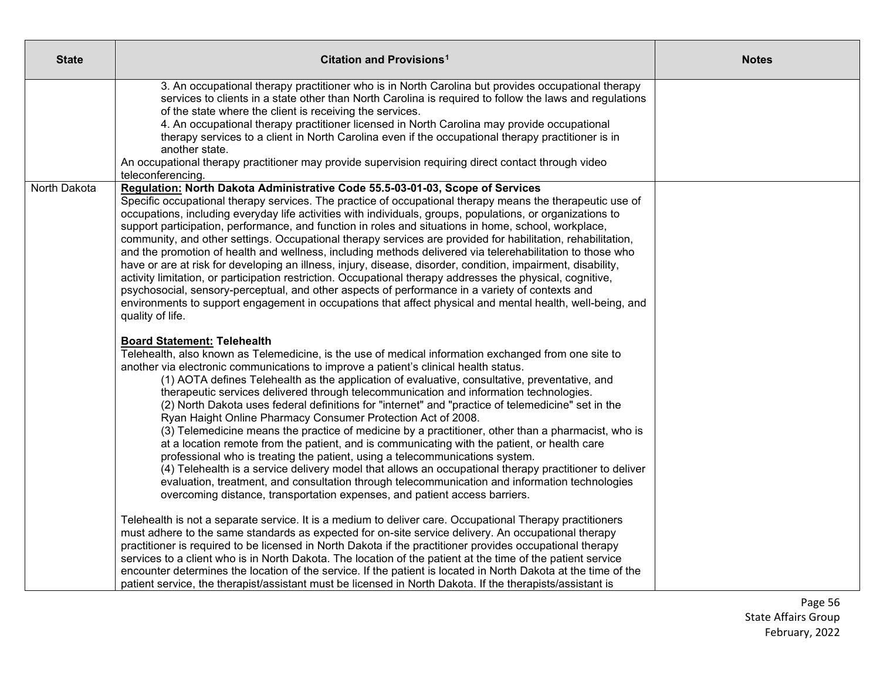| State | Citation and Provisions[1] | Notes |
|---|---|---|
| | 3. An occupational therapy practitioner who is in North Carolina but provides occupational therapy services to clients in a state other than North Carolina is required to follow the laws and regulations of the state where the client is receiving the services.<br>4. An occupational therapy practitioner licensed in North Carolina may provide occupational therapy services to a client in North Carolina even if the occupational therapy practitioner is in another state.<br>An occupational therapy practitioner may provide supervision requiring direct contact through video teleconferencing. | |
| North Dakota | **<u>Regulation:</u> North Dakota Administrative Code 55.5-03-01-03, Scope of Services**<br>Specific occupational therapy services. The practice of occupational therapy means the therapeutic use of occupations, including everyday life activities with individuals, groups, populations, or organizations to support participation, performance, and function in roles and situations in home, school, workplace, community, and other settings. Occupational therapy services are provided for habilitation, rehabilitation, and the promotion of health and wellness, including methods delivered via telerehabilitation to those who have or are at risk for developing an illness, injury, disease, disorder, condition, impairment, disability, activity limitation, or participation restriction. Occupational therapy addresses the physical, cognitive, psychosocial, sensory-perceptual, and other aspects of performance in a variety of contexts and environments to support engagement in occupations that affect physical and mental health, well-being, and quality of life.<br><br>**<u>Board Statement:</u> Telehealth**<br>Telehealth, also known as Telemedicine, is the use of medical information exchanged from one site to another via electronic communications to improve a patient's clinical health status.<br>(1) AOTA defines Telehealth as the application of evaluative, consultative, preventative, and therapeutic services delivered through telecommunication and information technologies.<br>(2) North Dakota uses federal definitions for "internet" and "practice of telemedicine" set in the Ryan Haight Online Pharmacy Consumer Protection Act of 2008.<br>(3) Telemedicine means the practice of medicine by a practitioner, other than a pharmacist, who is at a location remote from the patient, and is communicating with the patient, or health care professional who is treating the patient, using a telecommunications system.<br>(4) Telehealth is a service delivery model that allows an occupational therapy practitioner to deliver evaluation, treatment, and consultation through telecommunication and information technologies overcoming distance, transportation expenses, and patient access barriers.<br><br>Telehealth is not a separate service. It is a medium to deliver care. Occupational Therapy practitioners must adhere to the same standards as expected for on-site service delivery. An occupational therapy practitioner is required to be licensed in North Dakota if the practitioner provides occupational therapy services to a client who is in North Dakota. The location of the patient at the time of the patient service encounter determines the location of the service. If the patient is located in North Dakota at the time of the patient service, the therapist/assistant must be licensed in North Dakota. If the therapists/assistant is | |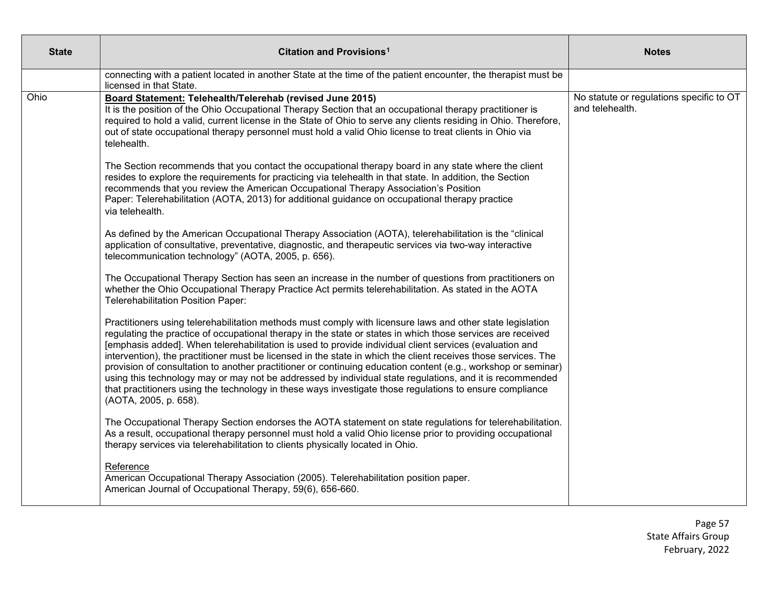| State | Citation and Provisions[1] | Notes |
|---|---|---|
| | connecting with a patient located in another State at the time of the patient encounter, the therapist must be licensed in that State. | |
| Ohio | **<u>Board Statement:</u> Telehealth/Telerehab (revised June 2015)**<br>It is the position of the Ohio Occupational Therapy Section that an occupational therapy practitioner is required to hold a valid, current license in the State of Ohio to serve any clients residing in Ohio. Therefore, out of state occupational therapy personnel must hold a valid Ohio license to treat clients in Ohio via telehealth.<br><br>The Section recommends that you contact the occupational therapy board in any state where the client resides to explore the requirements for practicing via telehealth in that state. In addition, the Section recommends that you review the American Occupational Therapy Association's Position Paper: Telerehabilitation (AOTA, 2013) for additional guidance on occupational therapy practice via telehealth.<br><br>As defined by the American Occupational Therapy Association (AOTA), telerehabilitation is the "clinical application of consultative, preventative, diagnostic, and therapeutic services via two-way interactive telecommunication technology" (AOTA, 2005, p. 656).<br><br>The Occupational Therapy Section has seen an increase in the number of questions from practitioners on whether the Ohio Occupational Therapy Practice Act permits telerehabilitation. As stated in the AOTA Telerehabilitation Position Paper:<br><br>Practitioners using telerehabilitation methods must comply with licensure laws and other state legislation regulating the practice of occupational therapy in the state or states in which those services are received [emphasis added]. When telerehabilitation is used to provide individual client services (evaluation and intervention), the practitioner must be licensed in the state in which the client receives those services. The provision of consultation to another practitioner or continuing education content (e.g., workshop or seminar) using this technology may or may not be addressed by individual state regulations, and it is recommended that practitioners using the technology in these ways investigate those regulations to ensure compliance (AOTA, 2005, p. 658).<br><br>The Occupational Therapy Section endorses the AOTA statement on state regulations for telerehabilitation. As a result, occupational therapy personnel must hold a valid Ohio license prior to providing occupational therapy services via telerehabilitation to clients physically located in Ohio.<br><br><u>Reference</u><br>American Occupational Therapy Association (2005). Telerehabilitation position paper. American Journal of Occupational Therapy, 59(6), 656-660. | No statute or regulations specific to OT and telehealth. |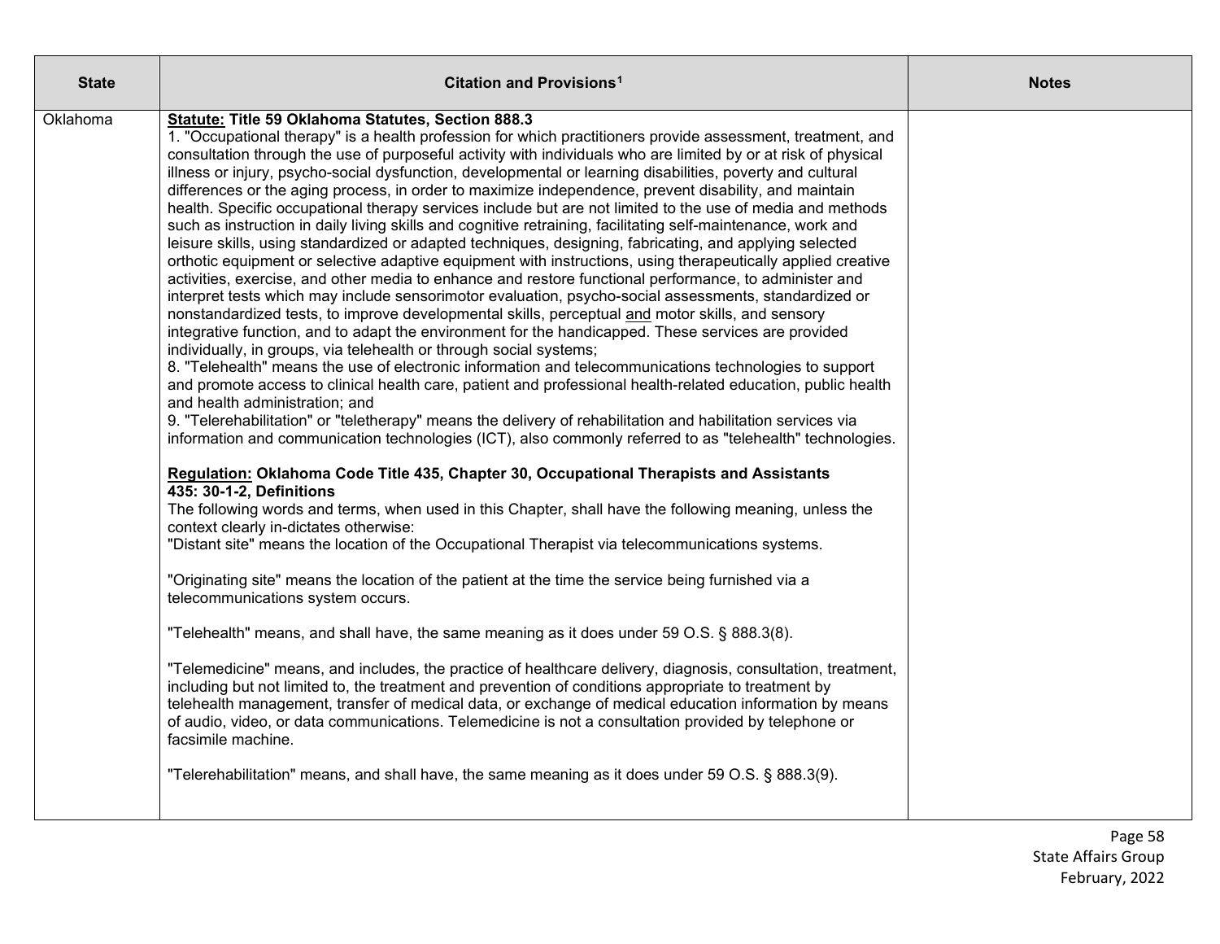| State | Citation and Provisions[1] | Notes |
|---|---|---|
| Oklahoma | **<u>Statute:</u> Title 59 Oklahoma Statutes, Section 888.3**<br>1. "Occupational therapy" is a health profession for which practitioners provide assessment, treatment, and consultation through the use of purposeful activity with individuals who are limited by or at risk of physical illness or injury, psycho-social dysfunction, developmental or learning disabilities, poverty and cultural differences or the aging process, in order to maximize independence, prevent disability, and maintain health. Specific occupational therapy services include but are not limited to the use of media and methods such as instruction in daily living skills and cognitive retraining, facilitating self-maintenance, work and leisure skills, using standardized or adapted techniques, designing, fabricating, and applying selected orthotic equipment or selective adaptive equipment with instructions, using therapeutically applied creative activities, exercise, and other media to enhance and restore functional performance, to administer and interpret tests which may include sensorimotor evaluation, psycho-social assessments, standardized or nonstandardized tests, to improve developmental skills, perceptual <u>and</u> motor skills, and sensory integrative function, and to adapt the environment for the handicapped. These services are provided individually, in groups, via telehealth or through social systems;<br>8. "Telehealth" means the use of electronic information and telecommunications technologies to support and promote access to clinical health care, patient and professional health-related education, public health and health administration; and<br>9. "Telerehabilitation" or "teletherapy" means the delivery of rehabilitation and habilitation services via information and communication technologies (ICT), also commonly referred to as "telehealth" technologies.<br><br>**<u>Regulation:</u> Oklahoma Code Title 435, Chapter 30, Occupational Therapists and Assistants**<br>**435: 30-1-2, Definitions**<br>The following words and terms, when used in this Chapter, shall have the following meaning, unless the context clearly in-dictates otherwise:<br>"Distant site" means the location of the Occupational Therapist via telecommunications systems.<br><br>"Originating site" means the location of the patient at the time the service being furnished via a telecommunications system occurs.<br><br>"Telehealth" means, and shall have, the same meaning as it does under 59 O.S. § 888.3(8).<br><br>"Telemedicine" means, and includes, the practice of healthcare delivery, diagnosis, consultation, treatment, including but not limited to, the treatment and prevention of conditions appropriate to treatment by telehealth management, transfer of medical data, or exchange of medical education information by means of audio, video, or data communications. Telemedicine is not a consultation provided by telephone or facsimile machine.<br><br>"Telerehabilitation" means, and shall have, the same meaning as it does under 59 O.S. § 888.3(9). | |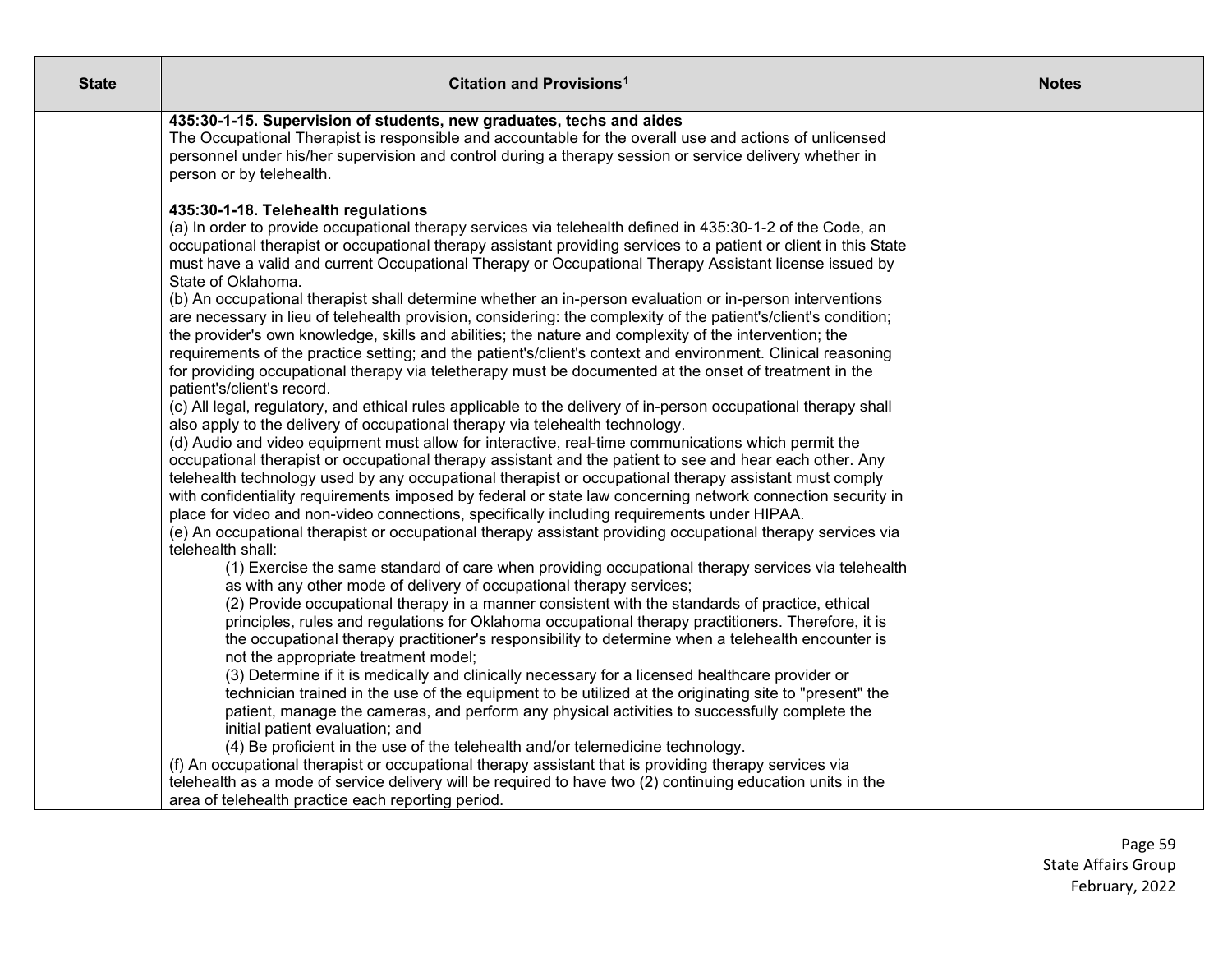| State | Citation and Provisions[1] | Notes |
|---|---|---|
| | **435:30-1-15. Supervision of students, new graduates, techs and aides**<br>The Occupational Therapist is responsible and accountable for the overall use and actions of unlicensed personnel under his/her supervision and control during a therapy session or service delivery whether in person or by telehealth.<br><br>**435:30-1-18. Telehealth regulations**<br>(a) In order to provide occupational therapy services via telehealth defined in 435:30-1-2 of the Code, an occupational therapist or occupational therapy assistant providing services to a patient or client in this State must have a valid and current Occupational Therapy or Occupational Therapy Assistant license issued by State of Oklahoma.<br>(b) An occupational therapist shall determine whether an in-person evaluation or in-person interventions are necessary in lieu of telehealth provision, considering: the complexity of the patient's/client's condition; the provider's own knowledge, skills and abilities; the nature and complexity of the intervention; the requirements of the practice setting; and the patient's/client's context and environment. Clinical reasoning for providing occupational therapy via teletherapy must be documented at the onset of treatment in the patient's/client's record.<br>(c) All legal, regulatory, and ethical rules applicable to the delivery of in-person occupational therapy shall also apply to the delivery of occupational therapy via telehealth technology.<br>(d) Audio and video equipment must allow for interactive, real-time communications which permit the occupational therapist or occupational therapy assistant and the patient to see and hear each other. Any telehealth technology used by any occupational therapist or occupational therapy assistant must comply with confidentiality requirements imposed by federal or state law concerning network connection security in place for video and non-video connections, specifically including requirements under HIPAA.<br>(e) An occupational therapist or occupational therapy assistant providing occupational therapy services via telehealth shall:<br>(1) Exercise the same standard of care when providing occupational therapy services via telehealth as with any other mode of delivery of occupational therapy services;<br>(2) Provide occupational therapy in a manner consistent with the standards of practice, ethical principles, rules and regulations for Oklahoma occupational therapy practitioners. Therefore, it is the occupational therapy practitioner's responsibility to determine when a telehealth encounter is not the appropriate treatment model;<br>(3) Determine if it is medically and clinically necessary for a licensed healthcare provider or technician trained in the use of the equipment to be utilized at the originating site to "present" the patient, manage the cameras, and perform any physical activities to successfully complete the initial patient evaluation; and<br>(4) Be proficient in the use of the telehealth and/or telemedicine technology.<br>(f) An occupational therapist or occupational therapy assistant that is providing therapy services via telehealth as a mode of service delivery will be required to have two (2) continuing education units in the area of telehealth practice each reporting period. | |

State Affairs Group
February, 2022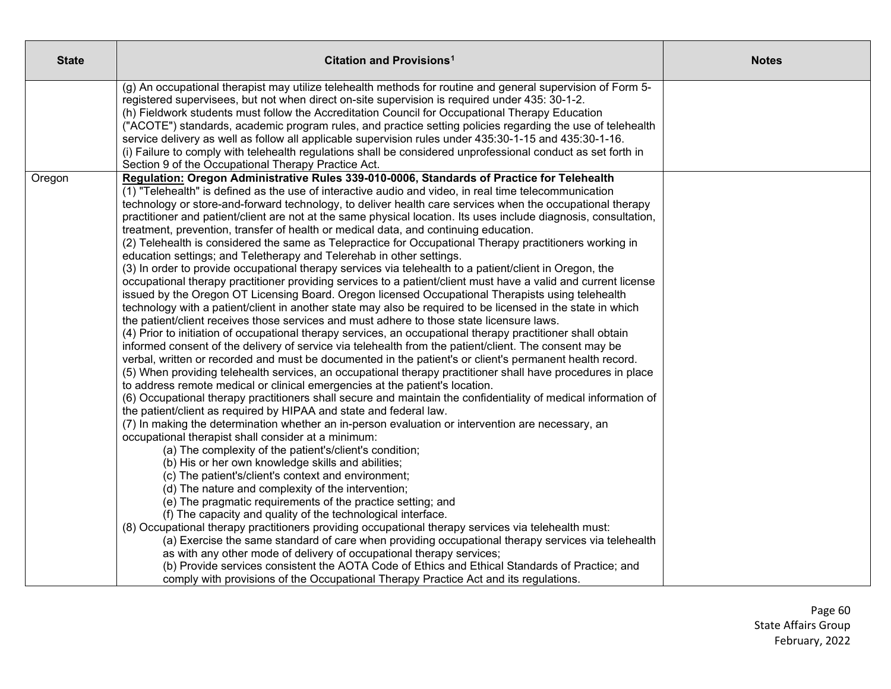| State | Citation and Provisions[1] | Notes |
|---|---|---|
| | (g) An occupational therapist may utilize telehealth methods for routine and general supervision of Form 5-registered supervisees, but not when direct on-site supervision is required under 435: 30-1-2.<br>(h) Fieldwork students must follow the Accreditation Council for Occupational Therapy Education ("ACOTE") standards, academic program rules, and practice setting policies regarding the use of telehealth service delivery as well as follow all applicable supervision rules under 435:30-1-15 and 435:30-1-16.<br>(i) Failure to comply with telehealth regulations shall be considered unprofessional conduct as set forth in Section 9 of the Occupational Therapy Practice Act. | |
| Oregon | **Regulation: Oregon Administrative Rules 339-010-0006, Standards of Practice for Telehealth**<br>(1) "Telehealth" is defined as the use of interactive audio and video, in real time telecommunication technology or store-and-forward technology, to deliver health care services when the occupational therapy practitioner and patient/client are not at the same physical location. Its uses include diagnosis, consultation, treatment, prevention, transfer of health or medical data, and continuing education.<br>(2) Telehealth is considered the same as Telepractice for Occupational Therapy practitioners working in education settings; and Teletherapy and Telerehab in other settings.<br>(3) In order to provide occupational therapy services via telehealth to a patient/client in Oregon, the occupational therapy practitioner providing services to a patient/client must have a valid and current license issued by the Oregon OT Licensing Board. Oregon licensed Occupational Therapists using telehealth technology with a patient/client in another state may also be required to be licensed in the state in which the patient/client receives those services and must adhere to those state licensure laws.<br>(4) Prior to initiation of occupational therapy services, an occupational therapy practitioner shall obtain informed consent of the delivery of service via telehealth from the patient/client. The consent may be verbal, written or recorded and must be documented in the patient's or client's permanent health record.<br>(5) When providing telehealth services, an occupational therapy practitioner shall have procedures in place to address remote medical or clinical emergencies at the patient's location.<br>(6) Occupational therapy practitioners shall secure and maintain the confidentiality of medical information of the patient/client as required by HIPAA and state and federal law.<br>(7) In making the determination whether an in-person evaluation or intervention are necessary, an occupational therapist shall consider at a minimum:<br>(a) The complexity of the patient's/client's condition;<br>(b) His or her own knowledge skills and abilities;<br>(c) The patient's/client's context and environment;<br>(d) The nature and complexity of the intervention;<br>(e) The pragmatic requirements of the practice setting; and<br>(f) The capacity and quality of the technological interface.<br>(8) Occupational therapy practitioners providing occupational therapy services via telehealth must:<br>(a) Exercise the same standard of care when providing occupational therapy services via telehealth as with any other mode of delivery of occupational therapy services;<br>(b) Provide services consistent the AOTA Code of Ethics and Ethical Standards of Practice; and comply with provisions of the Occupational Therapy Practice Act and its regulations. | |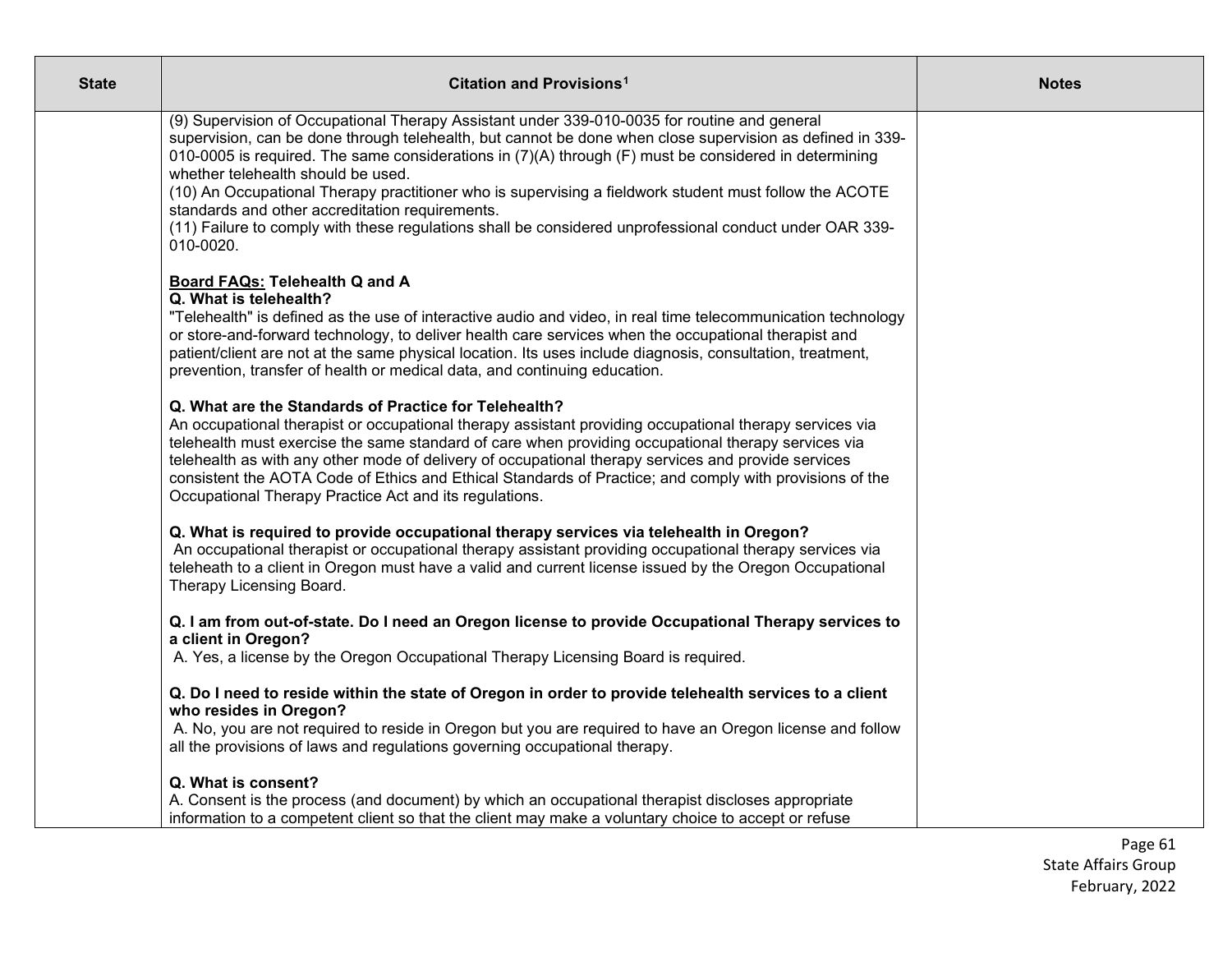| State | Citation and Provisions[1] | Notes |
|---|---|---|
| | (9) Supervision of Occupational Therapy Assistant under 339-010-0035 for routine and general supervision, can be done through telehealth, but cannot be done when close supervision as defined in 339-010-0005 is required. The same considerations in (7)(A) through (F) must be considered in determining whether telehealth should be used.<br>(10) An Occupational Therapy practitioner who is supervising a fieldwork student must follow the ACOTE standards and other accreditation requirements.<br>(11) Failure to comply with these regulations shall be considered unprofessional conduct under OAR 339-010-0020.<br><br>**<u>Board FAQs:</u> Telehealth Q and A**<br>**Q. What is telehealth?**<br>"Telehealth" is defined as the use of interactive audio and video, in real time telecommunication technology or store-and-forward technology, to deliver health care services when the occupational therapist and patient/client are not at the same physical location. Its uses include diagnosis, consultation, treatment, prevention, transfer of health or medical data, and continuing education.<br><br>**Q. What are the Standards of Practice for Telehealth?**<br>An occupational therapist or occupational therapy assistant providing occupational therapy services via telehealth must exercise the same standard of care when providing occupational therapy services via telehealth as with any other mode of delivery of occupational therapy services and provide services consistent the AOTA Code of Ethics and Ethical Standards of Practice; and comply with provisions of the Occupational Therapy Practice Act and its regulations.<br><br>**Q. What is required to provide occupational therapy services via telehealth in Oregon?**<br>An occupational therapist or occupational therapy assistant providing occupational therapy services via teleheath to a client in Oregon must have a valid and current license issued by the Oregon Occupational Therapy Licensing Board.<br><br>**Q. I am from out-of-state. Do I need an Oregon license to provide Occupational Therapy services to a client in Oregon?**<br>A. Yes, a license by the Oregon Occupational Therapy Licensing Board is required.<br><br>**Q. Do I need to reside within the state of Oregon in order to provide telehealth services to a client who resides in Oregon?**<br>A. No, you are not required to reside in Oregon but you are required to have an Oregon license and follow all the provisions of laws and regulations governing occupational therapy.<br><br>**Q. What is consent?**<br>A. Consent is the process (and document) by which an occupational therapist discloses appropriate information to a competent client so that the client may make a voluntary choice to accept or refuse | |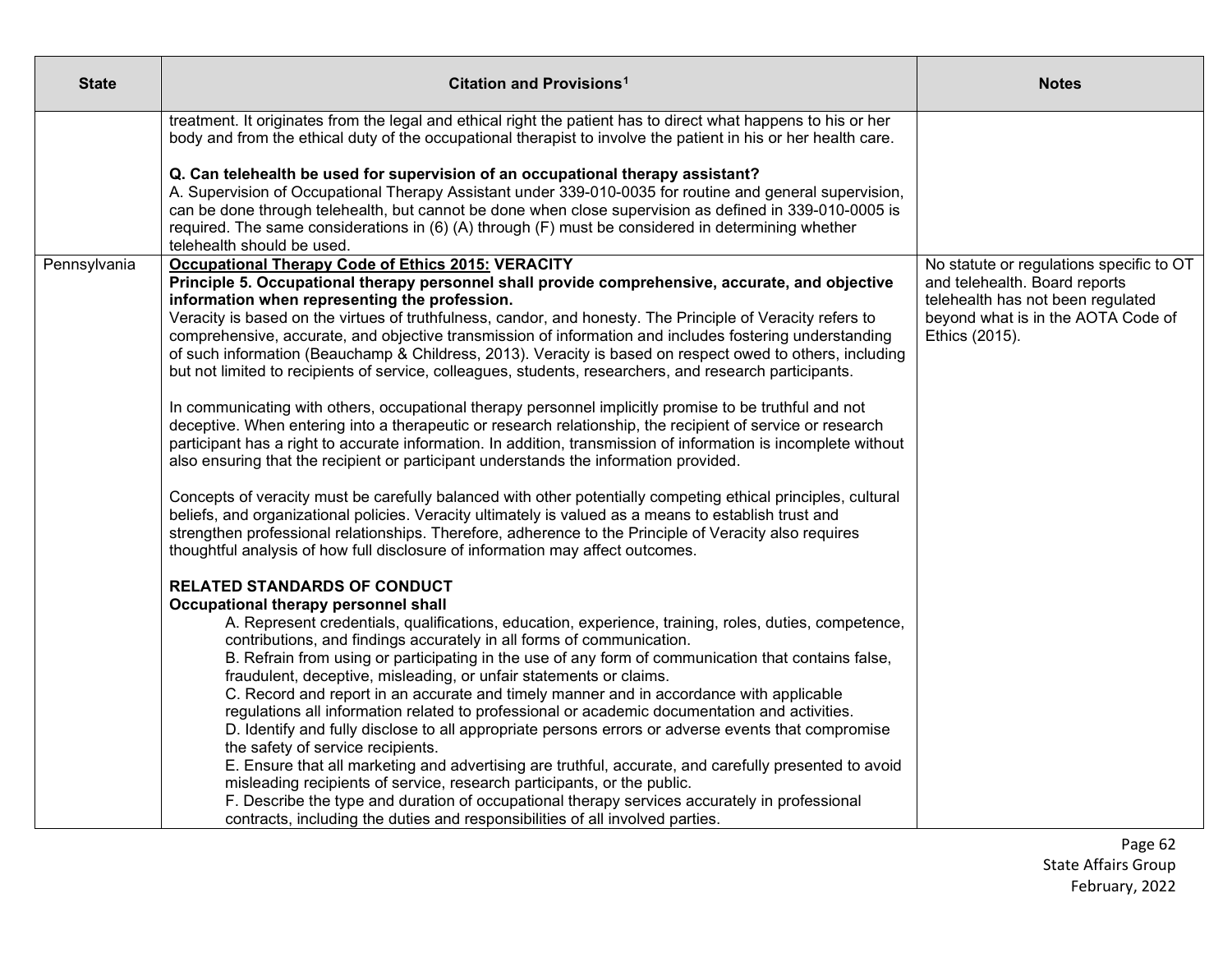| State | Citation and Provisions[1] | Notes |
|---|---|---|
| | treatment. It originates from the legal and ethical right the patient has to direct what happens to his or her body and from the ethical duty of the occupational therapist to involve the patient in his or her health care.<br><br>**Q. Can telehealth be used for supervision of an occupational therapy assistant?**<br>A. Supervision of Occupational Therapy Assistant under 339-010-0035 for routine and general supervision, can be done through telehealth, but cannot be done when close supervision as defined in 339-010-0005 is required. The same considerations in (6) (A) through (F) must be considered in determining whether telehealth should be used. | |
| Pennsylvania | **Occupational Therapy Code of Ethics 2015: VERACITY**<br>**Principle 5. Occupational therapy personnel shall provide comprehensive, accurate, and objective information when representing the profession.**<br>Veracity is based on the virtues of truthfulness, candor, and honesty. The Principle of Veracity refers to comprehensive, accurate, and objective transmission of information and includes fostering understanding of such information (Beauchamp & Childress, 2013). Veracity is based on respect owed to others, including but not limited to recipients of service, colleagues, students, researchers, and research participants.<br><br>In communicating with others, occupational therapy personnel implicitly promise to be truthful and not deceptive. When entering into a therapeutic or research relationship, the recipient of service or research participant has a right to accurate information. In addition, transmission of information is incomplete without also ensuring that the recipient or participant understands the information provided.<br><br>Concepts of veracity must be carefully balanced with other potentially competing ethical principles, cultural beliefs, and organizational policies. Veracity ultimately is valued as a means to establish trust and strengthen professional relationships. Therefore, adherence to the Principle of Veracity also requires thoughtful analysis of how full disclosure of information may affect outcomes.<br><br>**RELATED STANDARDS OF CONDUCT**<br>**Occupational therapy personnel shall**<br>A. Represent credentials, qualifications, education, experience, training, roles, duties, competence, contributions, and findings accurately in all forms of communication.<br>B. Refrain from using or participating in the use of any form of communication that contains false, fraudulent, deceptive, misleading, or unfair statements or claims.<br>C. Record and report in an accurate and timely manner and in accordance with applicable regulations all information related to professional or academic documentation and activities.<br>D. Identify and fully disclose to all appropriate persons errors or adverse events that compromise the safety of service recipients.<br>E. Ensure that all marketing and advertising are truthful, accurate, and carefully presented to avoid misleading recipients of service, research participants, or the public.<br>F. Describe the type and duration of occupational therapy services accurately in professional contracts, including the duties and responsibilities of all involved parties. | No statute or regulations specific to OT and telehealth. Board reports telehealth has not been regulated beyond what is in the AOTA Code of Ethics (2015). |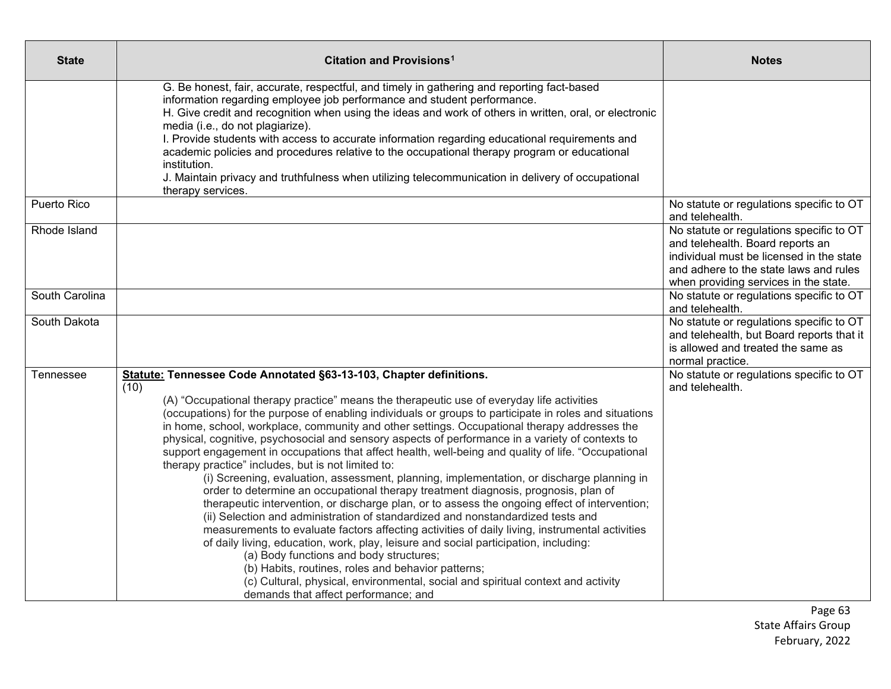| State | Citation and Provisions[1] | Notes |
|---|---|---|
| | G. Be honest, fair, accurate, respectful, and timely in gathering and reporting fact-based information regarding employee job performance and student performance.<br>H. Give credit and recognition when using the ideas and work of others in written, oral, or electronic media (i.e., do not plagiarize).<br>I. Provide students with access to accurate information regarding educational requirements and academic policies and procedures relative to the occupational therapy program or educational institution.<br>J. Maintain privacy and truthfulness when utilizing telecommunication in delivery of occupational therapy services. | |
| Puerto Rico | | No statute or regulations specific to OT and telehealth. |
| Rhode Island | | No statute or regulations specific to OT and telehealth. Board reports an individual must be licensed in the state and adhere to the state laws and rules when providing services in the state. |
| South Carolina | | No statute or regulations specific to OT and telehealth. |
| South Dakota | | No statute or regulations specific to OT and telehealth, but Board reports that it is allowed and treated the same as normal practice. |
| Tennessee | **Statute: Tennessee Code Annotated §63-13-103, Chapter definitions.**<br>(10)<br>(A) "Occupational therapy practice" means the therapeutic use of everyday life activities (occupations) for the purpose of enabling individuals or groups to participate in roles and situations in home, school, workplace, community and other settings. Occupational therapy addresses the physical, cognitive, psychosocial and sensory aspects of performance in a variety of contexts to support engagement in occupations that affect health, well-being and quality of life. "Occupational therapy practice" includes, but is not limited to:<br>(i) Screening, evaluation, assessment, planning, implementation, or discharge planning in order to determine an occupational therapy treatment diagnosis, prognosis, plan of therapeutic intervention, or discharge plan, or to assess the ongoing effect of intervention;<br>(ii) Selection and administration of standardized and nonstandardized tests and measurements to evaluate factors affecting activities of daily living, instrumental activities of daily living, education, work, play, leisure and social participation, including:<br>(a) Body functions and body structures;<br>(b) Habits, routines, roles and behavior patterns;<br>(c) Cultural, physical, environmental, social and spiritual context and activity demands that affect performance; and | No statute or regulations specific to OT and telehealth. |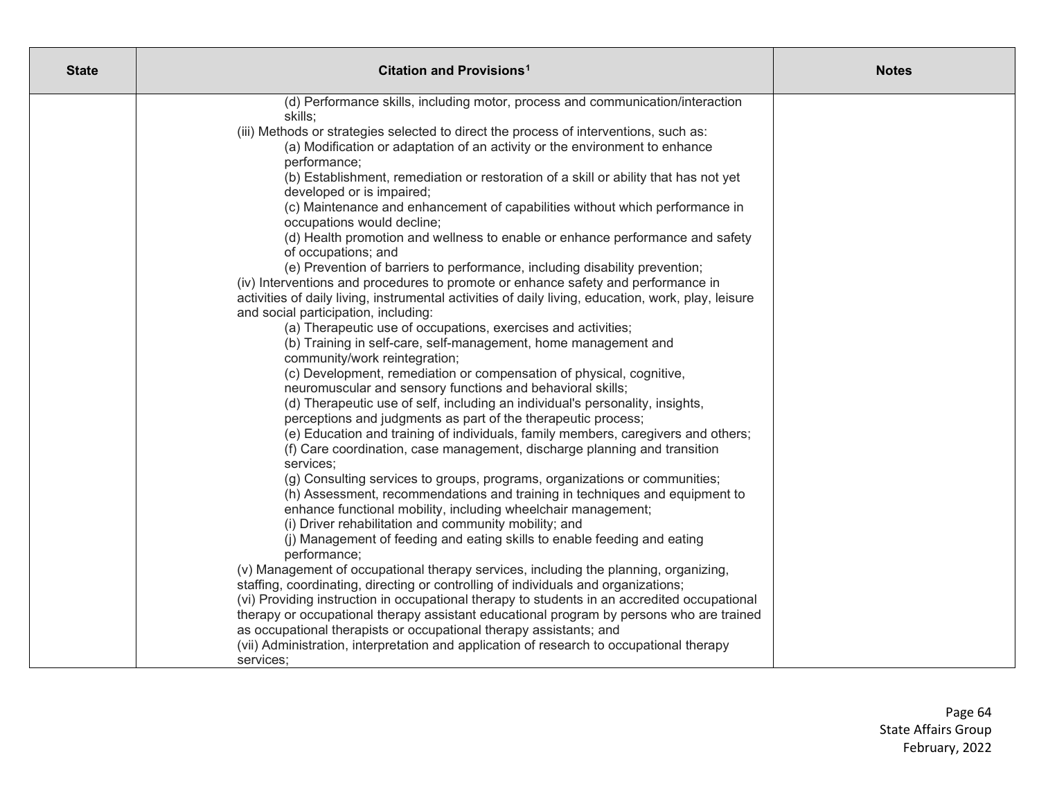| State | Citation and Provisions[1] | Notes |
|---|---|---|
| | (d) Performance skills, including motor, process and communication/interaction skills;<br>(iii) Methods or strategies selected to direct the process of interventions, such as:<br>(a) Modification or adaptation of an activity or the environment to enhance performance;<br>(b) Establishment, remediation or restoration of a skill or ability that has not yet developed or is impaired;<br>(c) Maintenance and enhancement of capabilities without which performance in occupations would decline;<br>(d) Health promotion and wellness to enable or enhance performance and safety of occupations; and<br>(e) Prevention of barriers to performance, including disability prevention;<br>(iv) Interventions and procedures to promote or enhance safety and performance in activities of daily living, instrumental activities of daily living, education, work, play, leisure and social participation, including:<br>(a) Therapeutic use of occupations, exercises and activities;<br>(b) Training in self-care, self-management, home management and community/work reintegration;<br>(c) Development, remediation or compensation of physical, cognitive, neuromuscular and sensory functions and behavioral skills;<br>(d) Therapeutic use of self, including an individual's personality, insights, perceptions and judgments as part of the therapeutic process;<br>(e) Education and training of individuals, family members, caregivers and others;<br>(f) Care coordination, case management, discharge planning and transition services;<br>(g) Consulting services to groups, programs, organizations or communities;<br>(h) Assessment, recommendations and training in techniques and equipment to enhance functional mobility, including wheelchair management;<br>(i) Driver rehabilitation and community mobility; and<br>(j) Management of feeding and eating skills to enable feeding and eating performance;<br>(v) Management of occupational therapy services, including the planning, organizing, staffing, coordinating, directing or controlling of individuals and organizations;<br>(vi) Providing instruction in occupational therapy to students in an accredited occupational therapy or occupational therapy assistant educational program by persons who are trained as occupational therapists or occupational therapy assistants; and<br>(vii) Administration, interpretation and application of research to occupational therapy services; | |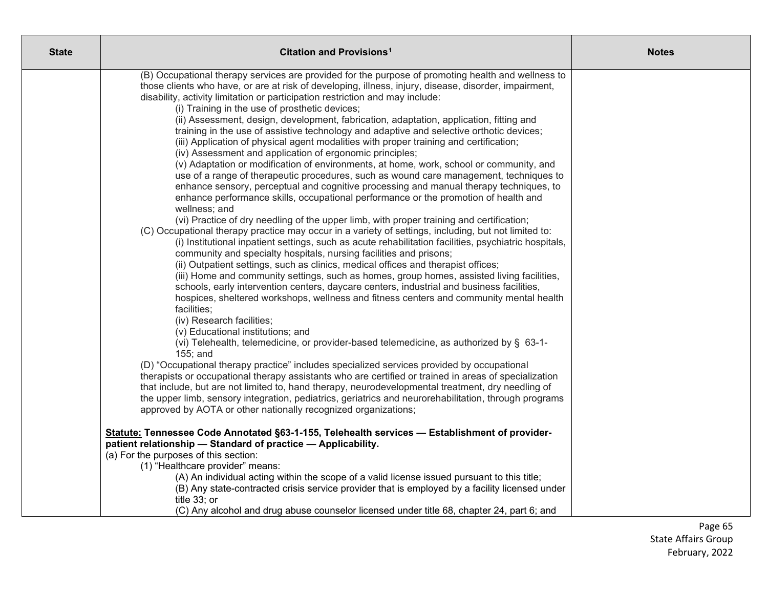| State | Citation and Provisions[1] | Notes |
|---|---|---|
| | (B) Occupational therapy services are provided for the purpose of promoting health and wellness to those clients who have, or are at risk of developing, illness, injury, disease, disorder, impairment, disability, activity limitation or participation restriction and may include:<br>(i) Training in the use of prosthetic devices;<br>(ii) Assessment, design, development, fabrication, adaptation, application, fitting and training in the use of assistive technology and adaptive and selective orthotic devices;<br>(iii) Application of physical agent modalities with proper training and certification;<br>(iv) Assessment and application of ergonomic principles;<br>(v) Adaptation or modification of environments, at home, work, school or community, and use of a range of therapeutic procedures, such as wound care management, techniques to enhance sensory, perceptual and cognitive processing and manual therapy techniques, to enhance performance skills, occupational performance or the promotion of health and wellness; and<br>(vi) Practice of dry needling of the upper limb, with proper training and certification;<br>(C) Occupational therapy practice may occur in a variety of settings, including, but not limited to:<br>(i) Institutional inpatient settings, such as acute rehabilitation facilities, psychiatric hospitals, community and specialty hospitals, nursing facilities and prisons;<br>(ii) Outpatient settings, such as clinics, medical offices and therapist offices;<br>(iii) Home and community settings, such as homes, group homes, assisted living facilities, schools, early intervention centers, daycare centers, industrial and business facilities, hospices, sheltered workshops, wellness and fitness centers and community mental health facilities;<br>(iv) Research facilities;<br>(v) Educational institutions; and<br>(vi) Telehealth, telemedicine, or provider-based telemedicine, as authorized by § 63-1-155; and<br>(D) "Occupational therapy practice" includes specialized services provided by occupational therapists or occupational therapy assistants who are certified or trained in areas of specialization that include, but are not limited to, hand therapy, neurodevelopmental treatment, dry needling of the upper limb, sensory integration, pediatrics, geriatrics and neurorehabilitation, through programs approved by AOTA or other nationally recognized organizations;<br><br>**Statute: Tennessee Code Annotated §63-1-155, Telehealth services — Establishment of provider-patient relationship — Standard of practice — Applicability.**<br>(a) For the purposes of this section:<br>(1) "Healthcare provider" means:<br>(A) An individual acting within the scope of a valid license issued pursuant to this title;<br>(B) Any state-contracted crisis service provider that is employed by a facility licensed under title 33; or<br>(C) Any alcohol and drug abuse counselor licensed under title 68, chapter 24, part 6; and | |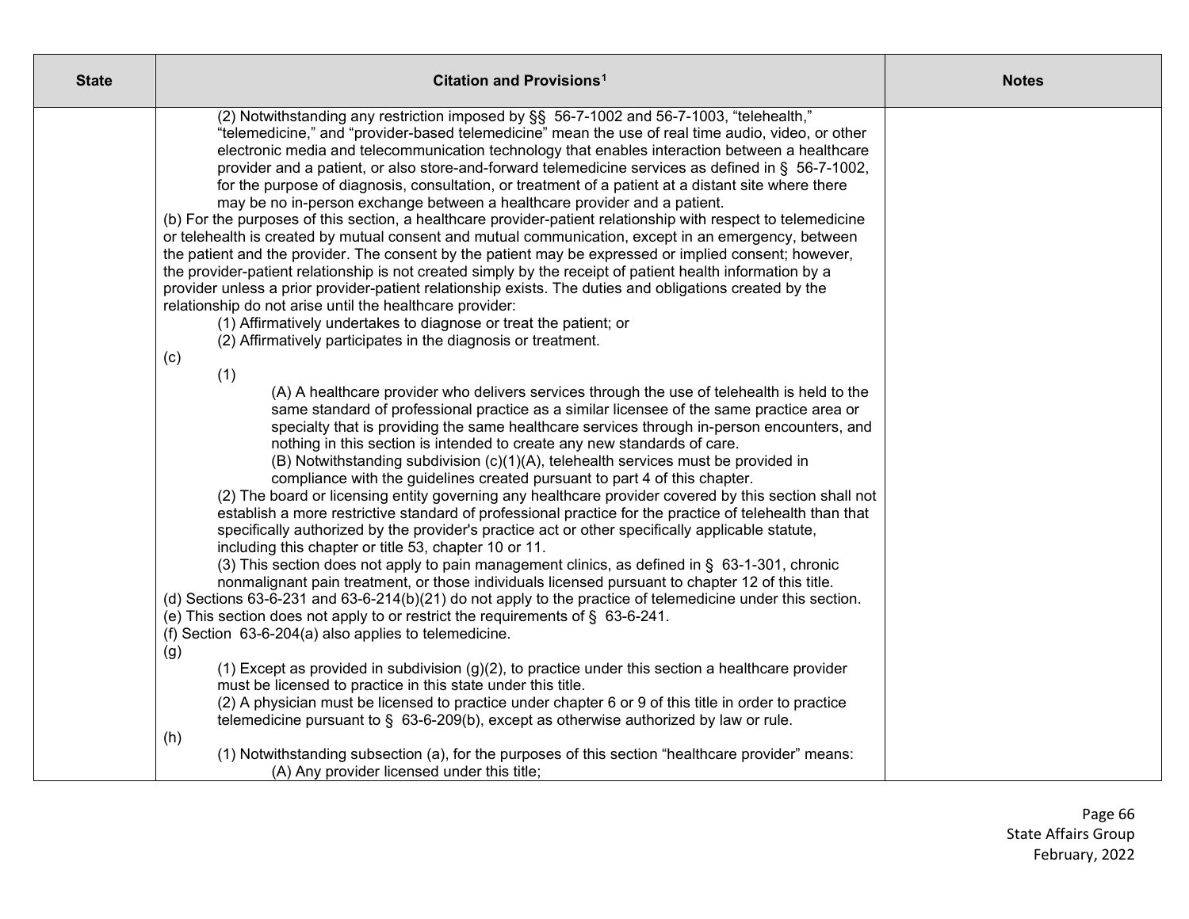| State | Citation and Provisions[1] | Notes |
|---|---|---|
| | (2) Notwithstanding any restriction imposed by §§ 56-7-1002 and 56-7-1003, “telehealth,” “telemedicine,” and “provider-based telemedicine” mean the use of real time audio, video, or other electronic media and telecommunication technology that enables interaction between a healthcare provider and a patient, or also store-and-forward telemedicine services as defined in § 56-7-1002, for the purpose of diagnosis, consultation, or treatment of a patient at a distant site where there may be no in-person exchange between a healthcare provider and a patient.<br>(b) For the purposes of this section, a healthcare provider-patient relationship with respect to telemedicine or telehealth is created by mutual consent and mutual communication, except in an emergency, between the patient and the provider. The consent by the patient may be expressed or implied consent; however, the provider-patient relationship is not created simply by the receipt of patient health information by a provider unless a prior provider-patient relationship exists. The duties and obligations created by the relationship do not arise until the healthcare provider:<br>(1) Affirmatively undertakes to diagnose or treat the patient; or<br>(2) Affirmatively participates in the diagnosis or treatment.<br>(c)<br>(1)<br>(A) A healthcare provider who delivers services through the use of telehealth is held to the same standard of professional practice as a similar licensee of the same practice area or specialty that is providing the same healthcare services through in-person encounters, and nothing in this section is intended to create any new standards of care.<br>(B) Notwithstanding subdivision (c)(1)(A), telehealth services must be provided in compliance with the guidelines created pursuant to part 4 of this chapter.<br>(2) The board or licensing entity governing any healthcare provider covered by this section shall not establish a more restrictive standard of professional practice for the practice of telehealth than that specifically authorized by the provider's practice act or other specifically applicable statute, including this chapter or title 53, chapter 10 or 11.<br>(3) This section does not apply to pain management clinics, as defined in § 63-1-301, chronic nonmalignant pain treatment, or those individuals licensed pursuant to chapter 12 of this title.<br>(d) Sections 63-6-231 and 63-6-214(b)(21) do not apply to the practice of telemedicine under this section.<br>(e) This section does not apply to or restrict the requirements of § 63-6-241.<br>(f) Section 63-6-204(a) also applies to telemedicine.<br>(g)<br>(1) Except as provided in subdivision (g)(2), to practice under this section a healthcare provider must be licensed to practice in this state under this title.<br>(2) A physician must be licensed to practice under chapter 6 or 9 of this title in order to practice telemedicine pursuant to § 63-6-209(b), except as otherwise authorized by law or rule.<br>(h)<br>(1) Notwithstanding subsection (a), for the purposes of this section “healthcare provider” means:<br>(A) Any provider licensed under this title; | |

State Affairs Group
February, 2022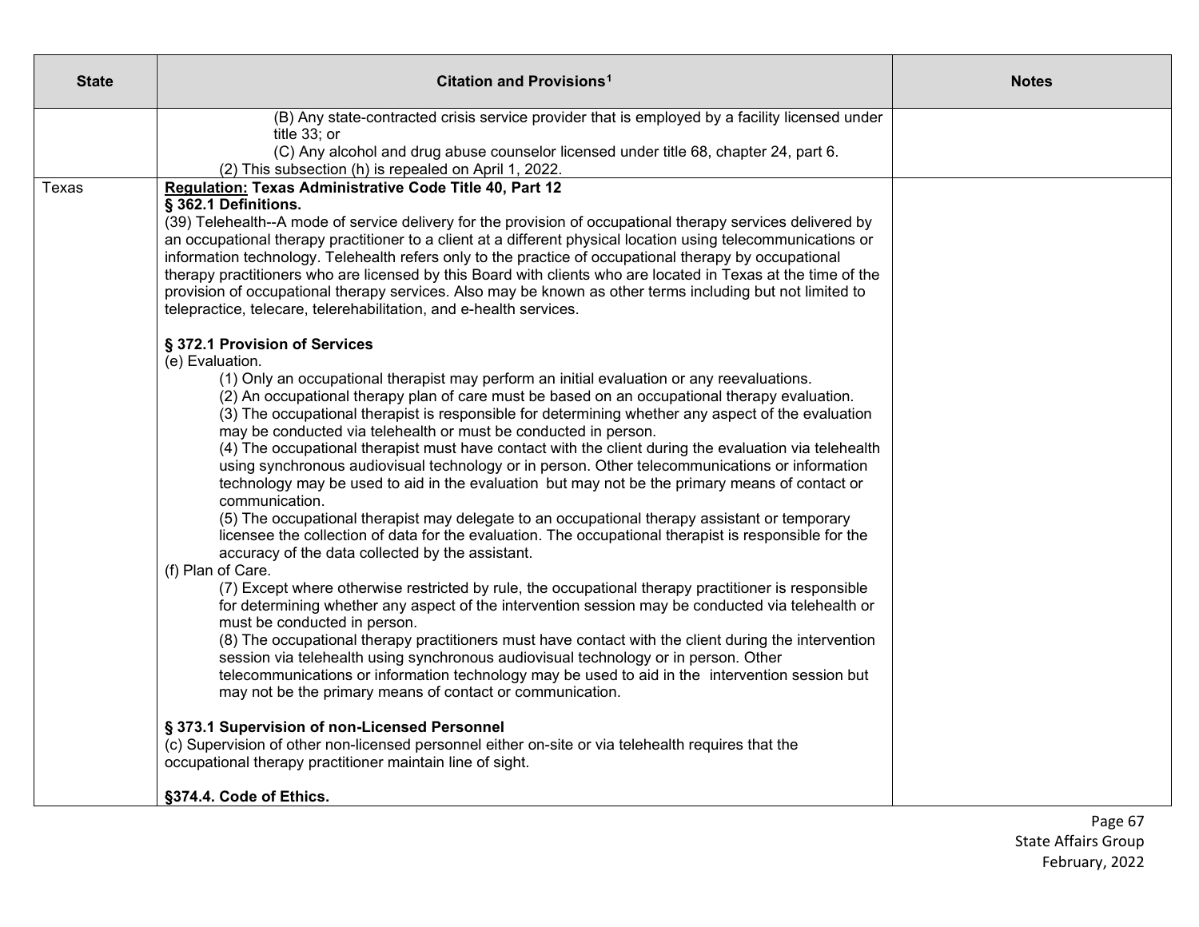| State | Citation and Provisions[1] | Notes |
|---|---|---|
| | (B) Any state-contracted crisis service provider that is employed by a facility licensed under title 33; or<br>(C) Any alcohol and drug abuse counselor licensed under title 68, chapter 24, part 6.<br>(2) This subsection (h) is repealed on April 1, 2022. | |
| Texas | **Regulation: Texas Administrative Code Title 40, Part 12**<br>**§ 362.1 Definitions.**<br>(39) Telehealth--A mode of service delivery for the provision of occupational therapy services delivered by an occupational therapy practitioner to a client at a different physical location using telecommunications or information technology. Telehealth refers only to the practice of occupational therapy by occupational therapy practitioners who are licensed by this Board with clients who are located in Texas at the time of the provision of occupational therapy services. Also may be known as other terms including but not limited to telepractice, telecare, telerehabilitation, and e-health services.<br><br>**§ 372.1 Provision of Services**<br>(e) Evaluation.<br>(1) Only an occupational therapist may perform an initial evaluation or any reevaluations.<br>(2) An occupational therapy plan of care must be based on an occupational therapy evaluation.<br>(3) The occupational therapist is responsible for determining whether any aspect of the evaluation may be conducted via telehealth or must be conducted in person.<br>(4) The occupational therapist must have contact with the client during the evaluation via telehealth using synchronous audiovisual technology or in person. Other telecommunications or information technology may be used to aid in the evaluation but may not be the primary means of contact or communication.<br>(5) The occupational therapist may delegate to an occupational therapy assistant or temporary licensee the collection of data for the evaluation. The occupational therapist is responsible for the accuracy of the data collected by the assistant.<br>(f) Plan of Care.<br>(7) Except where otherwise restricted by rule, the occupational therapy practitioner is responsible for determining whether any aspect of the intervention session may be conducted via telehealth or must be conducted in person.<br>(8) The occupational therapy practitioners must have contact with the client during the intervention session via telehealth using synchronous audiovisual technology or in person. Other telecommunications or information technology may be used to aid in the intervention session but may not be the primary means of contact or communication.<br><br>**§ 373.1 Supervision of non-Licensed Personnel**<br>(c) Supervision of other non-licensed personnel either on-site or via telehealth requires that the occupational therapy practitioner maintain line of sight.<br><br>**§374.4. Code of Ethics.** | |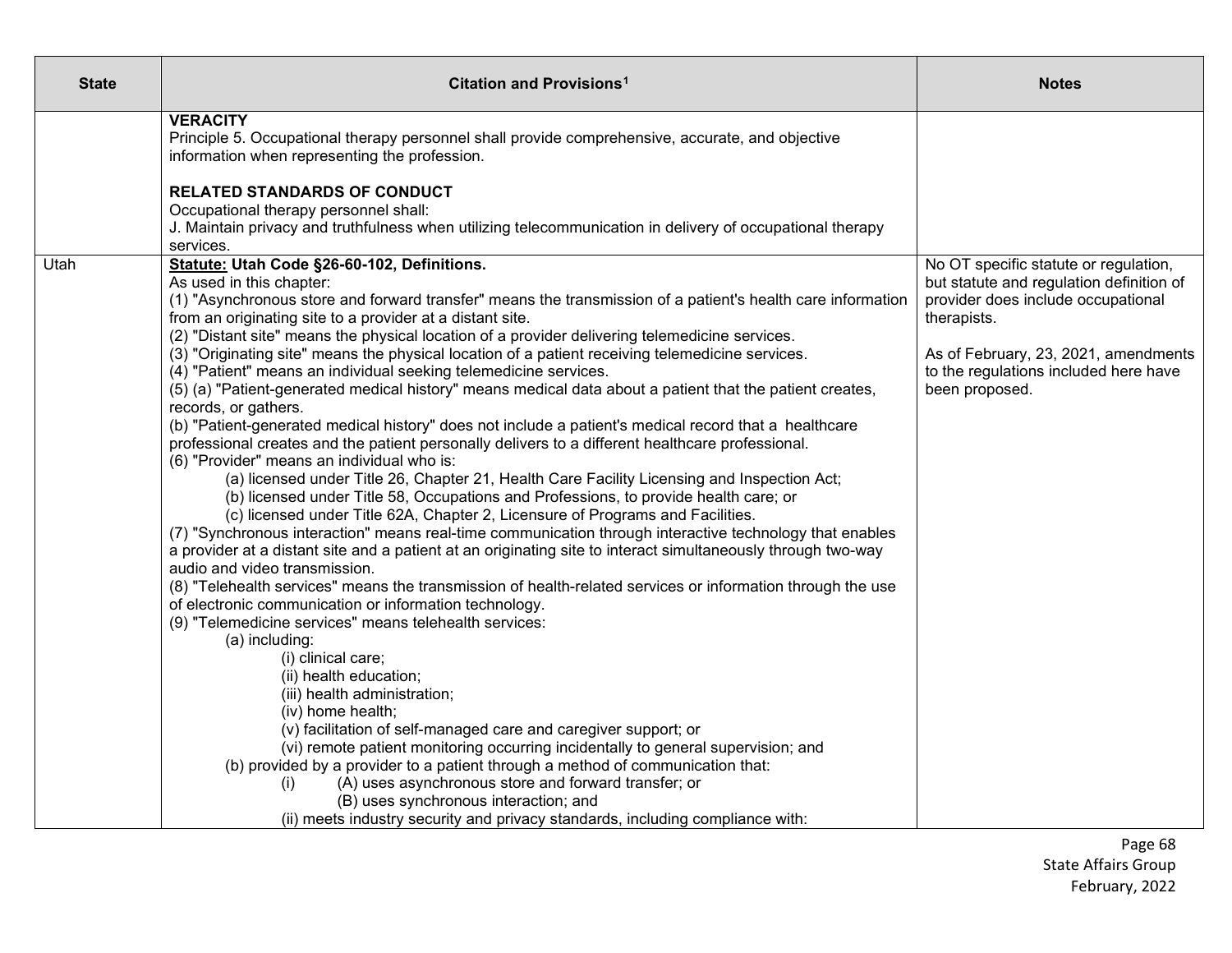| State | Citation and Provisions[1] | Notes |
|---|---|---|
| | **VERACITY**<br>Principle 5. Occupational therapy personnel shall provide comprehensive, accurate, and objective information when representing the profession.<br><br>**RELATED STANDARDS OF CONDUCT**<br>Occupational therapy personnel shall:<br>J. Maintain privacy and truthfulness when utilizing telecommunication in delivery of occupational therapy services. | |
| Utah | **Statute: Utah Code §26-60-102, Definitions.**<br>As used in this chapter:<br>(1) "Asynchronous store and forward transfer" means the transmission of a patient's health care information from an originating site to a provider at a distant site.<br>(2) "Distant site" means the physical location of a provider delivering telemedicine services.<br>(3) "Originating site" means the physical location of a patient receiving telemedicine services.<br>(4) "Patient" means an individual seeking telemedicine services.<br>(5) (a) "Patient-generated medical history" means medical data about a patient that the patient creates, records, or gathers.<br>(b) "Patient-generated medical history" does not include a patient's medical record that a healthcare professional creates and the patient personally delivers to a different healthcare professional.<br>(6) "Provider" means an individual who is:<br>(a) licensed under Title 26, Chapter 21, Health Care Facility Licensing and Inspection Act;<br>(b) licensed under Title 58, Occupations and Professions, to provide health care; or<br>(c) licensed under Title 62A, Chapter 2, Licensure of Programs and Facilities.<br>(7) "Synchronous interaction" means real-time communication through interactive technology that enables a provider at a distant site and a patient at an originating site to interact simultaneously through two-way audio and video transmission.<br>(8) "Telehealth services" means the transmission of health-related services or information through the use of electronic communication or information technology.<br>(9) "Telemedicine services" means telehealth services:<br>(a) including:<br>(i) clinical care;<br>(ii) health education;<br>(iii) health administration;<br>(iv) home health;<br>(v) facilitation of self-managed care and caregiver support; or<br>(vi) remote patient monitoring occurring incidentally to general supervision; and<br>(b) provided by a provider to a patient through a method of communication that:<br>(i) (A) uses asynchronous store and forward transfer; or<br>(B) uses synchronous interaction; and<br>(ii) meets industry security and privacy standards, including compliance with: | No OT specific statute or regulation, but statute and regulation definition of provider does include occupational therapists.<br><br>As of February, 23, 2021, amendments to the regulations included here have been proposed. |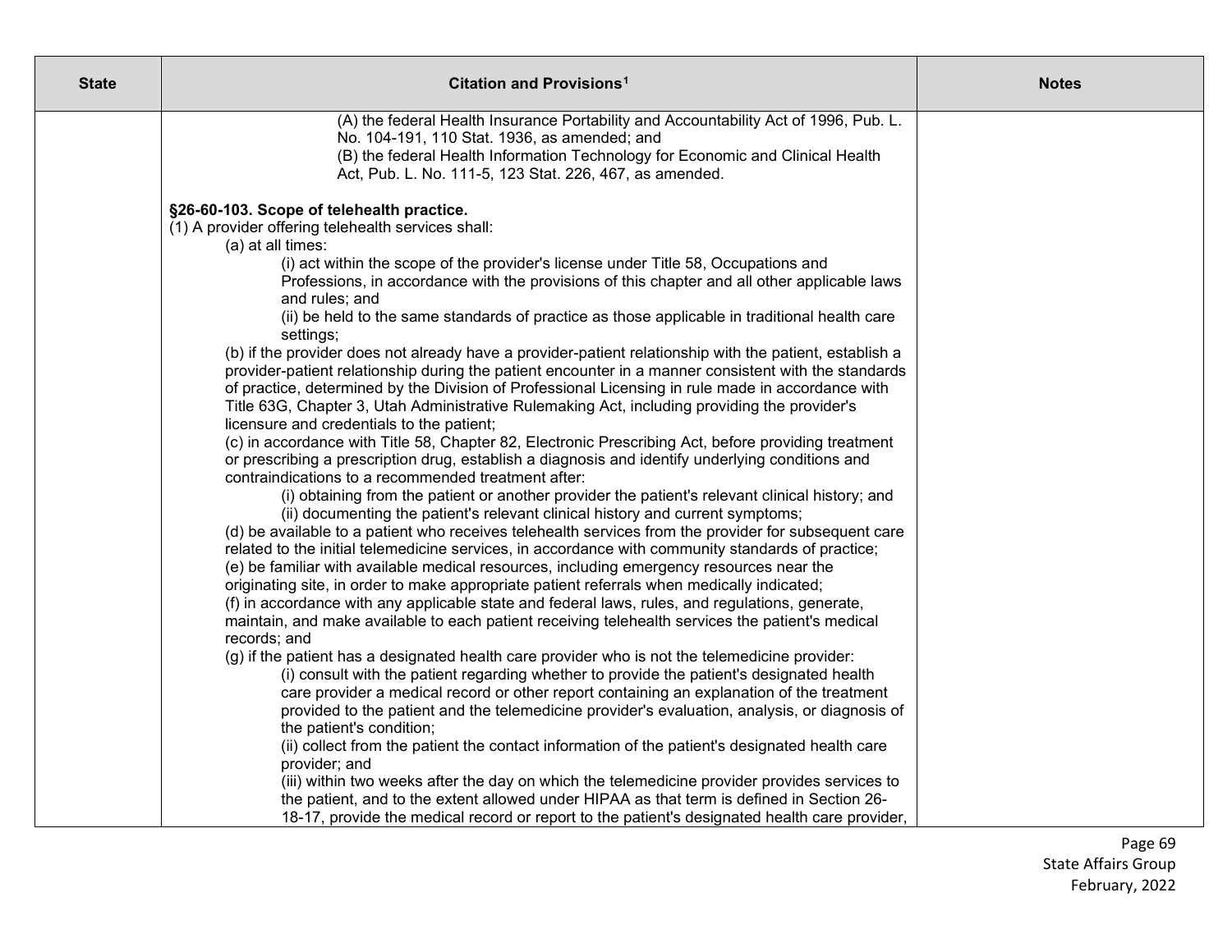| State | Citation and Provisions[1] | Notes |
|---|---|---|
| | (A) the federal Health Insurance Portability and Accountability Act of 1996, Pub. L. No. 104-191, 110 Stat. 1936, as amended; and<br>(B) the federal Health Information Technology for Economic and Clinical Health Act, Pub. L. No. 111-5, 123 Stat. 226, 467, as amended.<br><br>**§26-60-103. Scope of telehealth practice.**<br>(1) A provider offering telehealth services shall:<br>(a) at all times:<br>(i) act within the scope of the provider's license under Title 58, Occupations and Professions, in accordance with the provisions of this chapter and all other applicable laws and rules; and<br>(ii) be held to the same standards of practice as those applicable in traditional health care settings;<br>(b) if the provider does not already have a provider-patient relationship with the patient, establish a provider-patient relationship during the patient encounter in a manner consistent with the standards of practice, determined by the Division of Professional Licensing in rule made in accordance with Title 63G, Chapter 3, Utah Administrative Rulemaking Act, including providing the provider's licensure and credentials to the patient;<br>(c) in accordance with Title 58, Chapter 82, Electronic Prescribing Act, before providing treatment or prescribing a prescription drug, establish a diagnosis and identify underlying conditions and contraindications to a recommended treatment after:<br>(i) obtaining from the patient or another provider the patient's relevant clinical history; and<br>(ii) documenting the patient's relevant clinical history and current symptoms;<br>(d) be available to a patient who receives telehealth services from the provider for subsequent care related to the initial telemedicine services, in accordance with community standards of practice;<br>(e) be familiar with available medical resources, including emergency resources near the originating site, in order to make appropriate patient referrals when medically indicated;<br>(f) in accordance with any applicable state and federal laws, rules, and regulations, generate, maintain, and make available to each patient receiving telehealth services the patient's medical records; and<br>(g) if the patient has a designated health care provider who is not the telemedicine provider:<br>(i) consult with the patient regarding whether to provide the patient's designated health care provider a medical record or other report containing an explanation of the treatment provided to the patient and the telemedicine provider's evaluation, analysis, or diagnosis of the patient's condition;<br>(ii) collect from the patient the contact information of the patient's designated health care provider; and<br>(iii) within two weeks after the day on which the telemedicine provider provides services to the patient, and to the extent allowed under HIPAA as that term is defined in Section 26-18-17, provide the medical record or report to the patient's designated health care provider, | |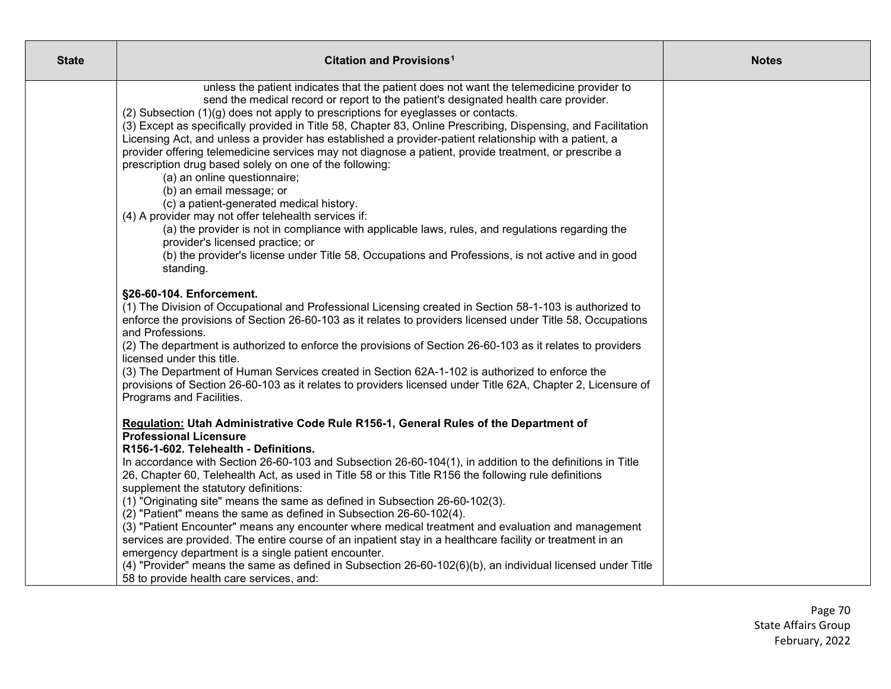| State | Citation and Provisions[1] | Notes |
| --- | --- | --- |
| | unless the patient indicates that the patient does not want the telemedicine provider to send the medical record or report to the patient's designated health care provider.<br>(2) Subsection (1)(g) does not apply to prescriptions for eyeglasses or contacts.<br>(3) Except as specifically provided in Title 58, Chapter 83, Online Prescribing, Dispensing, and Facilitation Licensing Act, and unless a provider has established a provider-patient relationship with a patient, a provider offering telemedicine services may not diagnose a patient, provide treatment, or prescribe a prescription drug based solely on one of the following:<br>(a) an online questionnaire;<br>(b) an email message; or<br>(c) a patient-generated medical history.<br>(4) A provider may not offer telehealth services if:<br>(a) the provider is not in compliance with applicable laws, rules, and regulations regarding the provider's licensed practice; or<br>(b) the provider's license under Title 58, Occupations and Professions, is not active and in good standing.<br><br>**§26-60-104. Enforcement.**<br>(1) The Division of Occupational and Professional Licensing created in Section 58-1-103 is authorized to enforce the provisions of Section 26-60-103 as it relates to providers licensed under Title 58, Occupations and Professions.<br>(2) The department is authorized to enforce the provisions of Section 26-60-103 as it relates to providers licensed under this title.<br>(3) The Department of Human Services created in Section 62A-1-102 is authorized to enforce the provisions of Section 26-60-103 as it relates to providers licensed under Title 62A, Chapter 2, Licensure of Programs and Facilities.<br><br>**Regulation: Utah Administrative Code Rule R156-1, General Rules of the Department of Professional Licensure**<br>**R156-1-602. Telehealth - Definitions.**<br>In accordance with Section 26-60-103 and Subsection 26-60-104(1), in addition to the definitions in Title 26, Chapter 60, Telehealth Act, as used in Title 58 or this Title R156 the following rule definitions supplement the statutory definitions:<br>(1) "Originating site" means the same as defined in Subsection 26-60-102(3).<br>(2) "Patient" means the same as defined in Subsection 26-60-102(4).<br>(3) "Patient Encounter" means any encounter where medical treatment and evaluation and management services are provided. The entire course of an inpatient stay in a healthcare facility or treatment in an emergency department is a single patient encounter.<br>(4) "Provider" means the same as defined in Subsection 26-60-102(6)(b), an individual licensed under Title 58 to provide health care services, and: | |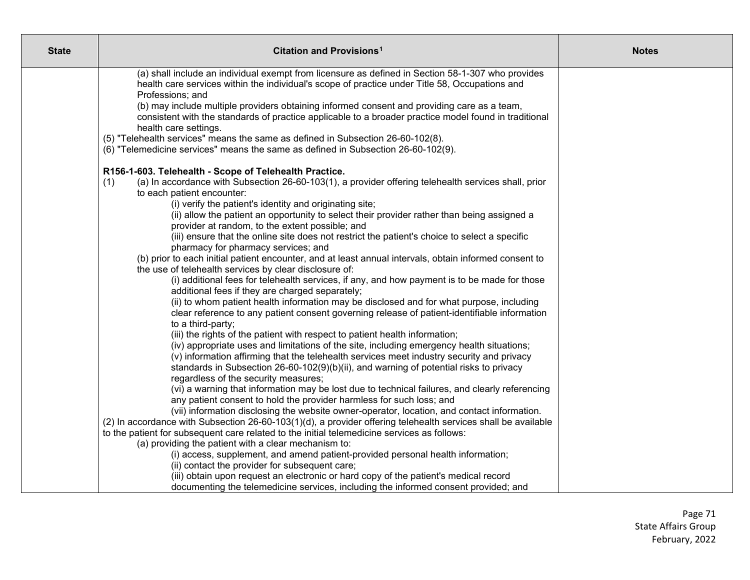| State | Citation and Provisions[1] | Notes |
|---|---|---|
| | (a) shall include an individual exempt from licensure as defined in Section 58-1-307 who provides health care services within the individual's scope of practice under Title 58, Occupations and Professions; and<br>(b) may include multiple providers obtaining informed consent and providing care as a team, consistent with the standards of practice applicable to a broader practice model found in traditional health care settings.<br>(5) "Telehealth services" means the same as defined in Subsection 26-60-102(8).<br>(6) "Telemedicine services" means the same as defined in Subsection 26-60-102(9).<br><br>**R156-1-603. Telehealth - Scope of Telehealth Practice.**<br>(1) (a) In accordance with Subsection 26-60-103(1), a provider offering telehealth services shall, prior to each patient encounter:<br>(i) verify the patient's identity and originating site;<br>(ii) allow the patient an opportunity to select their provider rather than being assigned a provider at random, to the extent possible; and<br>(iii) ensure that the online site does not restrict the patient's choice to select a specific pharmacy for pharmacy services; and<br>(b) prior to each initial patient encounter, and at least annual intervals, obtain informed consent to the use of telehealth services by clear disclosure of:<br>(i) additional fees for telehealth services, if any, and how payment is to be made for those additional fees if they are charged separately;<br>(ii) to whom patient health information may be disclosed and for what purpose, including clear reference to any patient consent governing release of patient-identifiable information to a third-party;<br>(iii) the rights of the patient with respect to patient health information;<br>(iv) appropriate uses and limitations of the site, including emergency health situations;<br>(v) information affirming that the telehealth services meet industry security and privacy standards in Subsection 26-60-102(9)(b)(ii), and warning of potential risks to privacy regardless of the security measures;<br>(vi) a warning that information may be lost due to technical failures, and clearly referencing any patient consent to hold the provider harmless for such loss; and<br>(vii) information disclosing the website owner-operator, location, and contact information.<br>(2) In accordance with Subsection 26-60-103(1)(d), a provider offering telehealth services shall be available to the patient for subsequent care related to the initial telemedicine services as follows:<br>(a) providing the patient with a clear mechanism to:<br>(i) access, supplement, and amend patient-provided personal health information;<br>(ii) contact the provider for subsequent care;<br>(iii) obtain upon request an electronic or hard copy of the patient's medical record documenting the telemedicine services, including the informed consent provided; and | |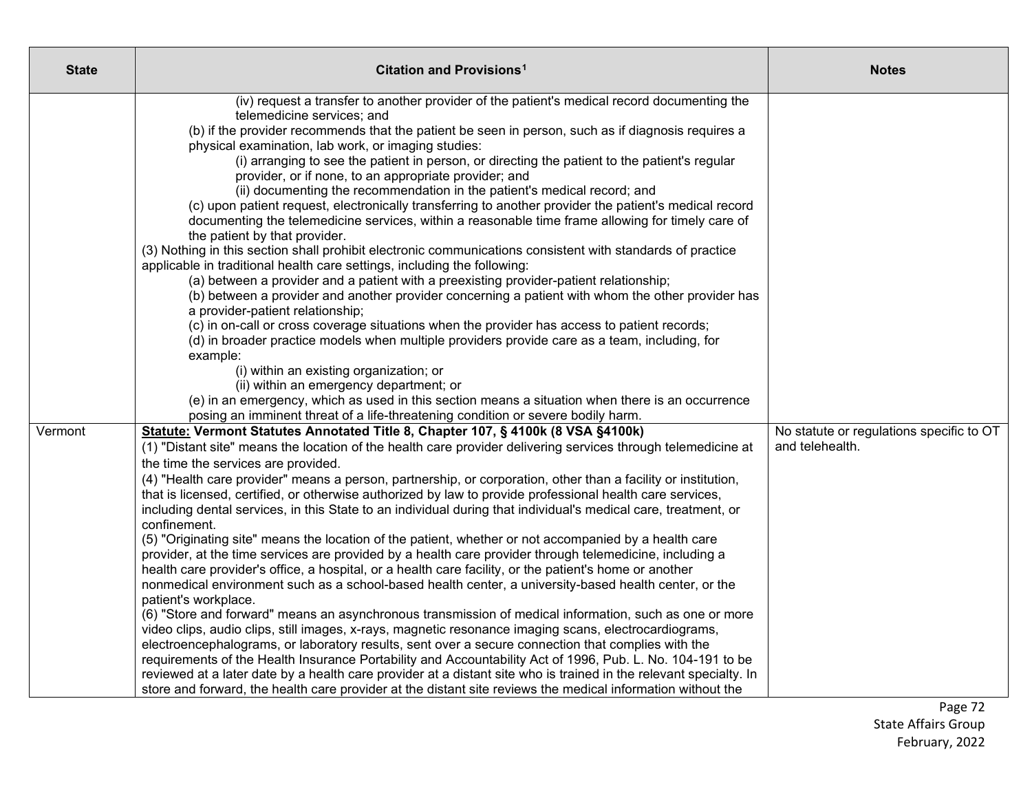| State | Citation and Provisions[1] | Notes |
|---|---|---|
| | (iv) request a transfer to another provider of the patient's medical record documenting the telemedicine services; and<br>(b) if the provider recommends that the patient be seen in person, such as if diagnosis requires a physical examination, lab work, or imaging studies:<br>(i) arranging to see the patient in person, or directing the patient to the patient's regular provider, or if none, to an appropriate provider; and<br>(ii) documenting the recommendation in the patient's medical record; and<br>(c) upon patient request, electronically transferring to another provider the patient's medical record documenting the telemedicine services, within a reasonable time frame allowing for timely care of the patient by that provider.<br>(3) Nothing in this section shall prohibit electronic communications consistent with standards of practice applicable in traditional health care settings, including the following:<br>(a) between a provider and a patient with a preexisting provider-patient relationship;<br>(b) between a provider and another provider concerning a patient with whom the other provider has a provider-patient relationship;<br>(c) in on-call or cross coverage situations when the provider has access to patient records;<br>(d) in broader practice models when multiple providers provide care as a team, including, for example:<br>(i) within an existing organization; or<br>(ii) within an emergency department; or<br>(e) in an emergency, which as used in this section means a situation when there is an occurrence posing an imminent threat of a life-threatening condition or severe bodily harm. | |
| Vermont | **<u>Statute:</u> Vermont Statutes Annotated Title 8, Chapter 107, § 4100k (8 VSA §4100k)**<br>(1) "Distant site" means the location of the health care provider delivering services through telemedicine at the time the services are provided.<br>(4) "Health care provider" means a person, partnership, or corporation, other than a facility or institution, that is licensed, certified, or otherwise authorized by law to provide professional health care services, including dental services, in this State to an individual during that individual's medical care, treatment, or confinement.<br>(5) "Originating site" means the location of the patient, whether or not accompanied by a health care provider, at the time services are provided by a health care provider through telemedicine, including a health care provider's office, a hospital, or a health care facility, or the patient's home or another nonmedical environment such as a school-based health center, a university-based health center, or the patient's workplace.<br>(6) "Store and forward" means an asynchronous transmission of medical information, such as one or more video clips, audio clips, still images, x-rays, magnetic resonance imaging scans, electrocardiograms, electroencephalograms, or laboratory results, sent over a secure connection that complies with the requirements of the Health Insurance Portability and Accountability Act of 1996, Pub. L. No. 104-191 to be reviewed at a later date by a health care provider at a distant site who is trained in the relevant specialty. In store and forward, the health care provider at the distant site reviews the medical information without the | No statute or regulations specific to OT and telehealth. |

State Affairs Group
February, 2022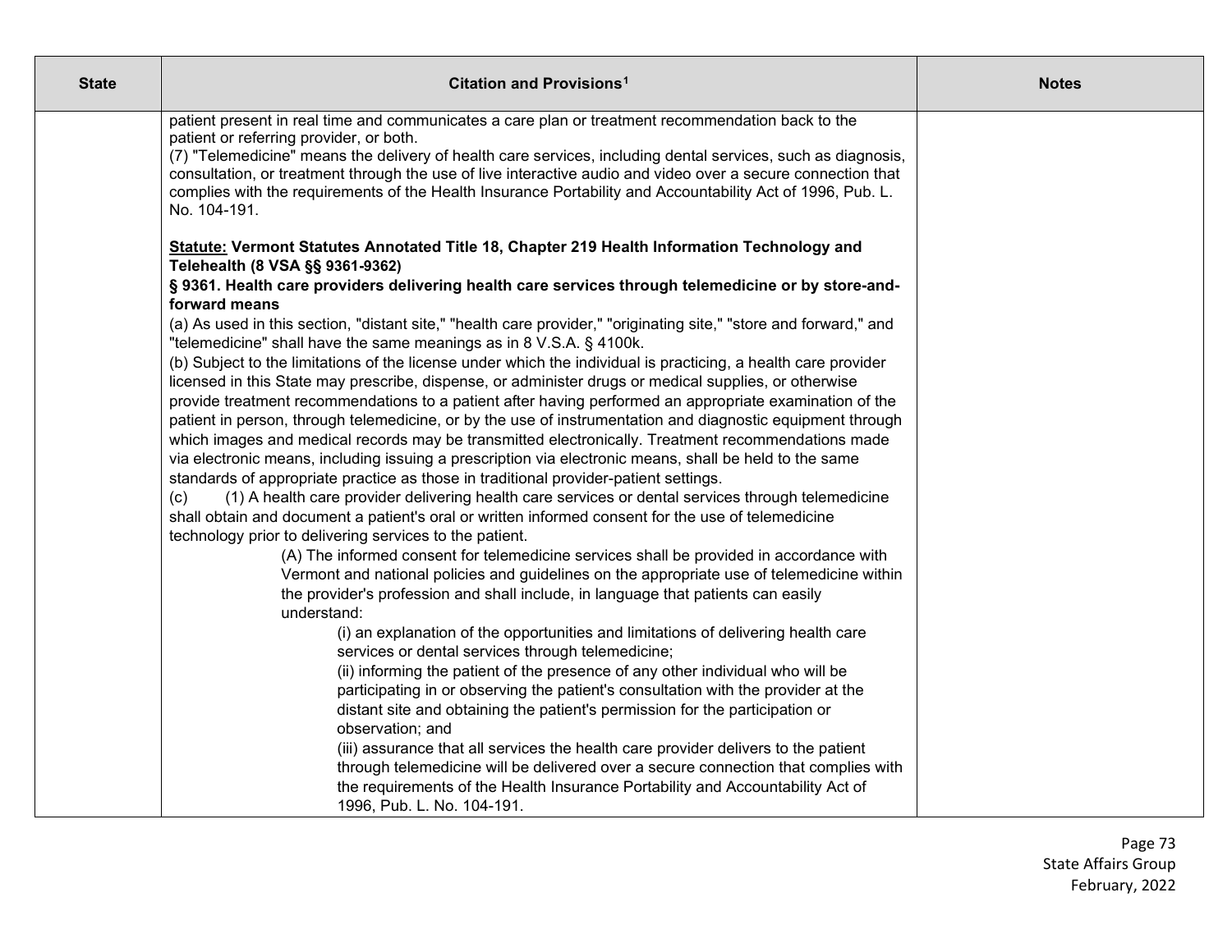| State | Citation and Provisions[1] | Notes |
|---|---|---|
| | patient present in real time and communicates a care plan or treatment recommendation back to the patient or referring provider, or both.<br>(7) "Telemedicine" means the delivery of health care services, including dental services, such as diagnosis, consultation, or treatment through the use of live interactive audio and video over a secure connection that complies with the requirements of the Health Insurance Portability and Accountability Act of 1996, Pub. L. No. 104-191.<br><br>**<u>Statute:</u> Vermont Statutes Annotated Title 18, Chapter 219 Health Information Technology and Telehealth (8 VSA §§ 9361-9362)**<br>**§ 9361. Health care providers delivering health care services through telemedicine or by store-and-forward means**<br>(a) As used in this section, "distant site," "health care provider," "originating site," "store and forward," and "telemedicine" shall have the same meanings as in 8 V.S.A. § 4100k.<br>(b) Subject to the limitations of the license under which the individual is practicing, a health care provider licensed in this State may prescribe, dispense, or administer drugs or medical supplies, or otherwise provide treatment recommendations to a patient after having performed an appropriate examination of the patient in person, through telemedicine, or by the use of instrumentation and diagnostic equipment through which images and medical records may be transmitted electronically. Treatment recommendations made via electronic means, including issuing a prescription via electronic means, shall be held to the same standards of appropriate practice as those in traditional provider-patient settings.<br>(c) (1) A health care provider delivering health care services or dental services through telemedicine shall obtain and document a patient's oral or written informed consent for the use of telemedicine technology prior to delivering services to the patient.<br>(A) The informed consent for telemedicine services shall be provided in accordance with Vermont and national policies and guidelines on the appropriate use of telemedicine within the provider's profession and shall include, in language that patients can easily understand:<br>(i) an explanation of the opportunities and limitations of delivering health care services or dental services through telemedicine;<br>(ii) informing the patient of the presence of any other individual who will be participating in or observing the patient's consultation with the provider at the distant site and obtaining the patient's permission for the participation or observation; and<br>(iii) assurance that all services the health care provider delivers to the patient through telemedicine will be delivered over a secure connection that complies with the requirements of the Health Insurance Portability and Accountability Act of 1996, Pub. L. No. 104-191. | |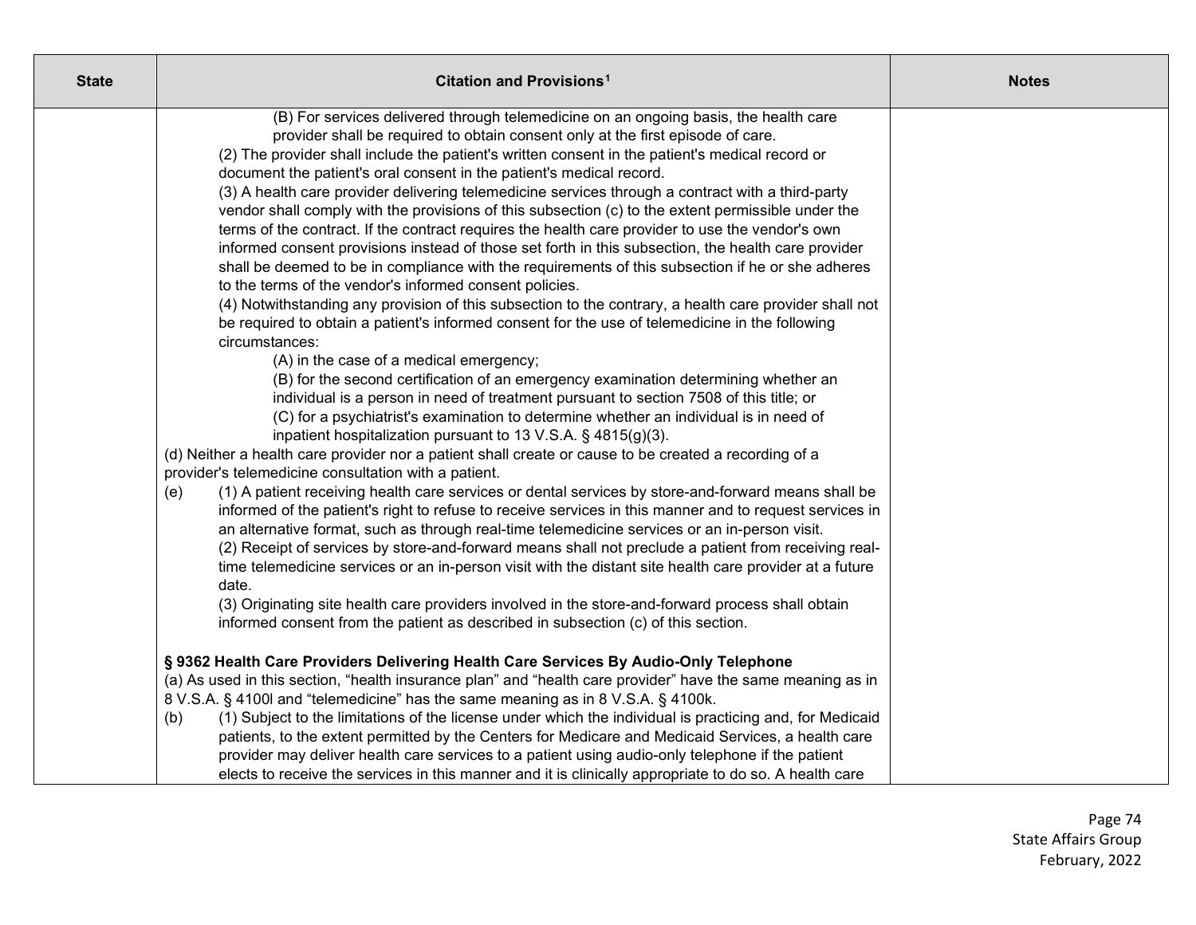| State | Citation and Provisions[1] | Notes |
| --- | --- | --- |
| | (B) For services delivered through telemedicine on an ongoing basis, the health care provider shall be required to obtain consent only at the first episode of care.<br>(2) The provider shall include the patient's written consent in the patient's medical record or document the patient's oral consent in the patient's medical record.<br>(3) A health care provider delivering telemedicine services through a contract with a third-party vendor shall comply with the provisions of this subsection (c) to the extent permissible under the terms of the contract. If the contract requires the health care provider to use the vendor's own informed consent provisions instead of those set forth in this subsection, the health care provider shall be deemed to be in compliance with the requirements of this subsection if he or she adheres to the terms of the vendor's informed consent policies.<br>(4) Notwithstanding any provision of this subsection to the contrary, a health care provider shall not be required to obtain a patient's informed consent for the use of telemedicine in the following circumstances:<br>(A) in the case of a medical emergency;<br>(B) for the second certification of an emergency examination determining whether an individual is a person in need of treatment pursuant to section 7508 of this title; or<br>(C) for a psychiatrist's examination to determine whether an individual is in need of inpatient hospitalization pursuant to 13 V.S.A. § 4815(g)(3).<br>(d) Neither a health care provider nor a patient shall create or cause to be created a recording of a provider's telemedicine consultation with a patient.<br>(e) (1) A patient receiving health care services or dental services by store-and-forward means shall be informed of the patient's right to refuse to receive services in this manner and to request services in an alternative format, such as through real-time telemedicine services or an in-person visit.<br>(2) Receipt of services by store-and-forward means shall not preclude a patient from receiving real-time telemedicine services or an in-person visit with the distant site health care provider at a future date.<br>(3) Originating site health care providers involved in the store-and-forward process shall obtain informed consent from the patient as described in subsection (c) of this section.<br><br>**§ 9362 Health Care Providers Delivering Health Care Services By Audio-Only Telephone**<br>(a) As used in this section, "health insurance plan" and "health care provider" have the same meaning as in 8 V.S.A. § 4100l and "telemedicine" has the same meaning as in 8 V.S.A. § 4100k.<br>(b) (1) Subject to the limitations of the license under which the individual is practicing and, for Medicaid patients, to the extent permitted by the Centers for Medicare and Medicaid Services, a health care provider may deliver health care services to a patient using audio-only telephone if the patient elects to receive the services in this manner and it is clinically appropriate to do so. A health care | |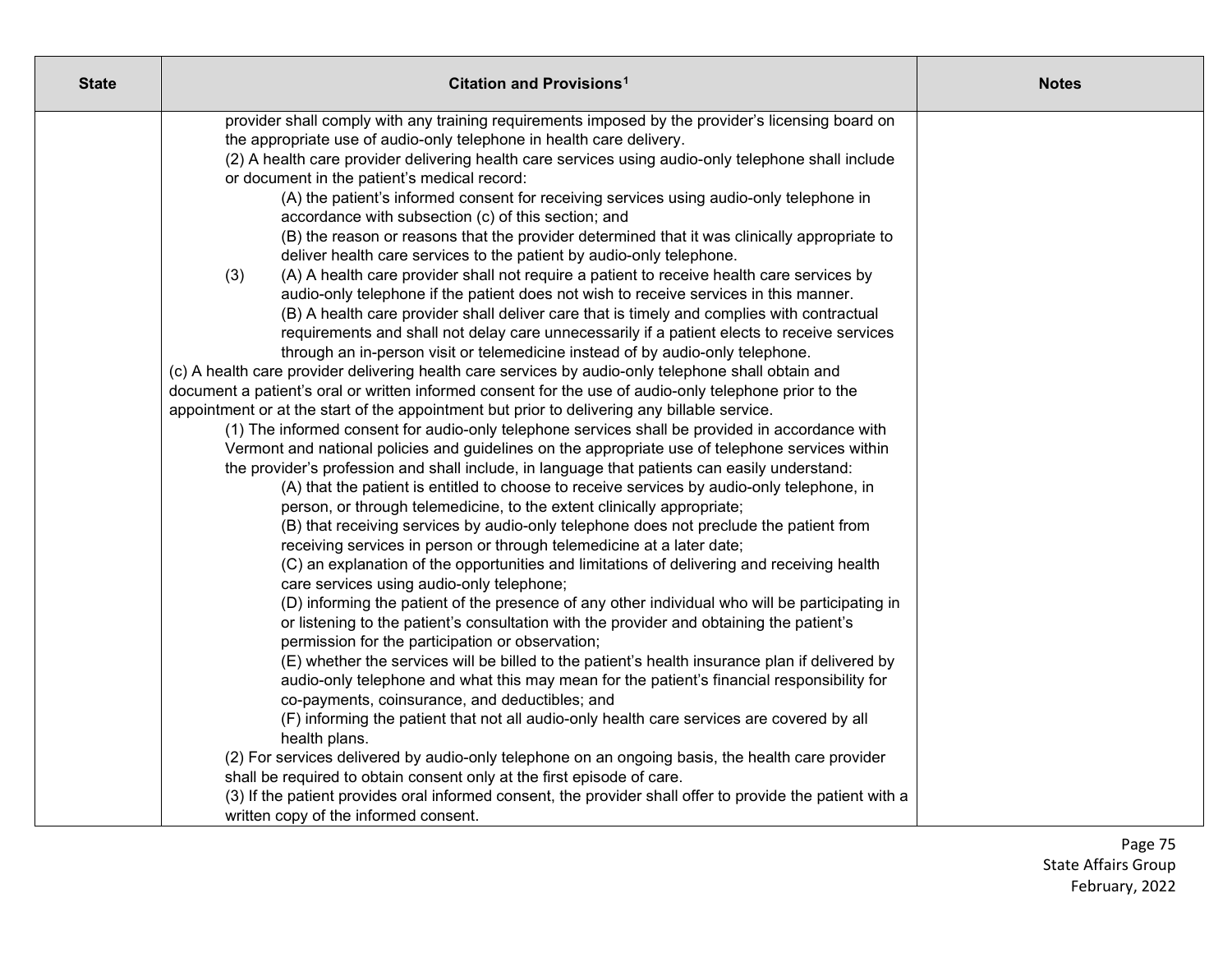| State | Citation and Provisions[1] | Notes |
|---|---|---|
| | provider shall comply with any training requirements imposed by the provider's licensing board on the appropriate use of audio-only telephone in health care delivery.<br>(2) A health care provider delivering health care services using audio-only telephone shall include or document in the patient's medical record:<br>(A) the patient's informed consent for receiving services using audio-only telephone in accordance with subsection (c) of this section; and<br>(B) the reason or reasons that the provider determined that it was clinically appropriate to deliver health care services to the patient by audio-only telephone.<br>(3) (A) A health care provider shall not require a patient to receive health care services by audio-only telephone if the patient does not wish to receive services in this manner.<br>(B) A health care provider shall deliver care that is timely and complies with contractual requirements and shall not delay care unnecessarily if a patient elects to receive services through an in-person visit or telemedicine instead of by audio-only telephone.<br>(c) A health care provider delivering health care services by audio-only telephone shall obtain and document a patient's oral or written informed consent for the use of audio-only telephone prior to the appointment or at the start of the appointment but prior to delivering any billable service.<br>(1) The informed consent for audio-only telephone services shall be provided in accordance with Vermont and national policies and guidelines on the appropriate use of telephone services within the provider's profession and shall include, in language that patients can easily understand:<br>(A) that the patient is entitled to choose to receive services by audio-only telephone, in person, or through telemedicine, to the extent clinically appropriate;<br>(B) that receiving services by audio-only telephone does not preclude the patient from receiving services in person or through telemedicine at a later date;<br>(C) an explanation of the opportunities and limitations of delivering and receiving health care services using audio-only telephone;<br>(D) informing the patient of the presence of any other individual who will be participating in or listening to the patient's consultation with the provider and obtaining the patient's permission for the participation or observation;<br>(E) whether the services will be billed to the patient's health insurance plan if delivered by audio-only telephone and what this may mean for the patient's financial responsibility for co-payments, coinsurance, and deductibles; and<br>(F) informing the patient that not all audio-only health care services are covered by all health plans.<br>(2) For services delivered by audio-only telephone on an ongoing basis, the health care provider shall be required to obtain consent only at the first episode of care.<br>(3) If the patient provides oral informed consent, the provider shall offer to provide the patient with a written copy of the informed consent. | |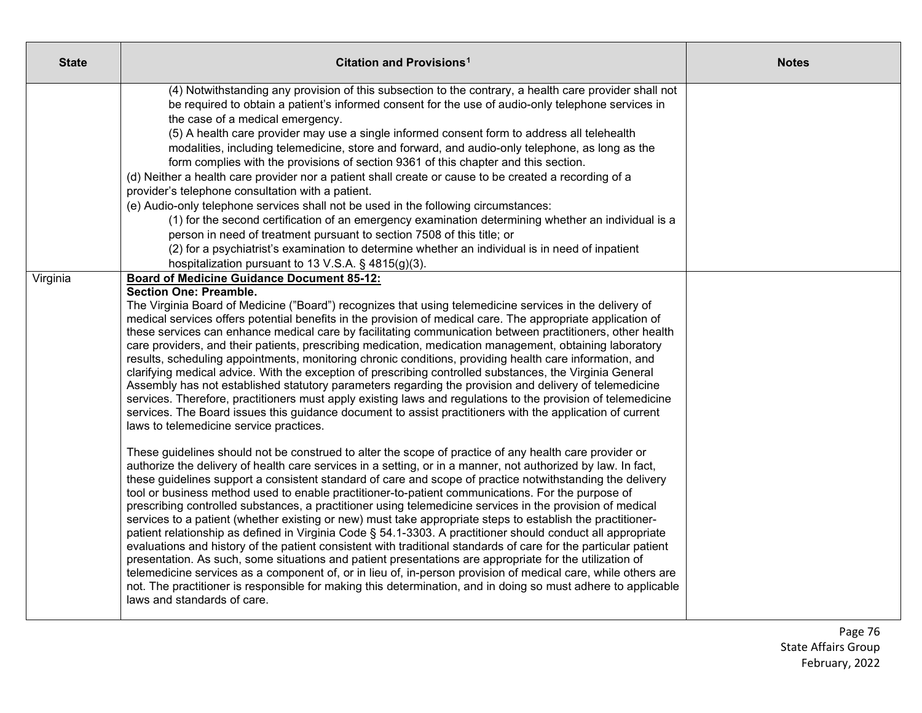| State | Citation and Provisions[1] | Notes |
|---|---|---|
| | (4) Notwithstanding any provision of this subsection to the contrary, a health care provider shall not be required to obtain a patient's informed consent for the use of audio-only telephone services in the case of a medical emergency.<br>(5) A health care provider may use a single informed consent form to address all telehealth modalities, including telemedicine, store and forward, and audio-only telephone, as long as the form complies with the provisions of section 9361 of this chapter and this section.<br>(d) Neither a health care provider nor a patient shall create or cause to be created a recording of a provider's telephone consultation with a patient.<br>(e) Audio-only telephone services shall not be used in the following circumstances:<br>(1) for the second certification of an emergency examination determining whether an individual is a person in need of treatment pursuant to section 7508 of this title; or<br>(2) for a psychiatrist's examination to determine whether an individual is in need of inpatient hospitalization pursuant to 13 V.S.A. § 4815(g)(3). | |
| Virginia | **Board of Medicine Guidance Document 85-12:**<br>**Section One: Preamble.**<br>The Virginia Board of Medicine ("Board") recognizes that using telemedicine services in the delivery of medical services offers potential benefits in the provision of medical care. The appropriate application of these services can enhance medical care by facilitating communication between practitioners, other health care providers, and their patients, prescribing medication, medication management, obtaining laboratory results, scheduling appointments, monitoring chronic conditions, providing health care information, and clarifying medical advice. With the exception of prescribing controlled substances, the Virginia General Assembly has not established statutory parameters regarding the provision and delivery of telemedicine services. Therefore, practitioners must apply existing laws and regulations to the provision of telemedicine services. The Board issues this guidance document to assist practitioners with the application of current laws to telemedicine service practices.<br><br>These guidelines should not be construed to alter the scope of practice of any health care provider or authorize the delivery of health care services in a setting, or in a manner, not authorized by law. In fact, these guidelines support a consistent standard of care and scope of practice notwithstanding the delivery tool or business method used to enable practitioner-to-patient communications. For the purpose of prescribing controlled substances, a practitioner using telemedicine services in the provision of medical services to a patient (whether existing or new) must take appropriate steps to establish the practitioner-patient relationship as defined in Virginia Code § 54.1-3303. A practitioner should conduct all appropriate evaluations and history of the patient consistent with traditional standards of care for the particular patient presentation. As such, some situations and patient presentations are appropriate for the utilization of telemedicine services as a component of, or in lieu of, in-person provision of medical care, while others are not. The practitioner is responsible for making this determination, and in doing so must adhere to applicable laws and standards of care. | |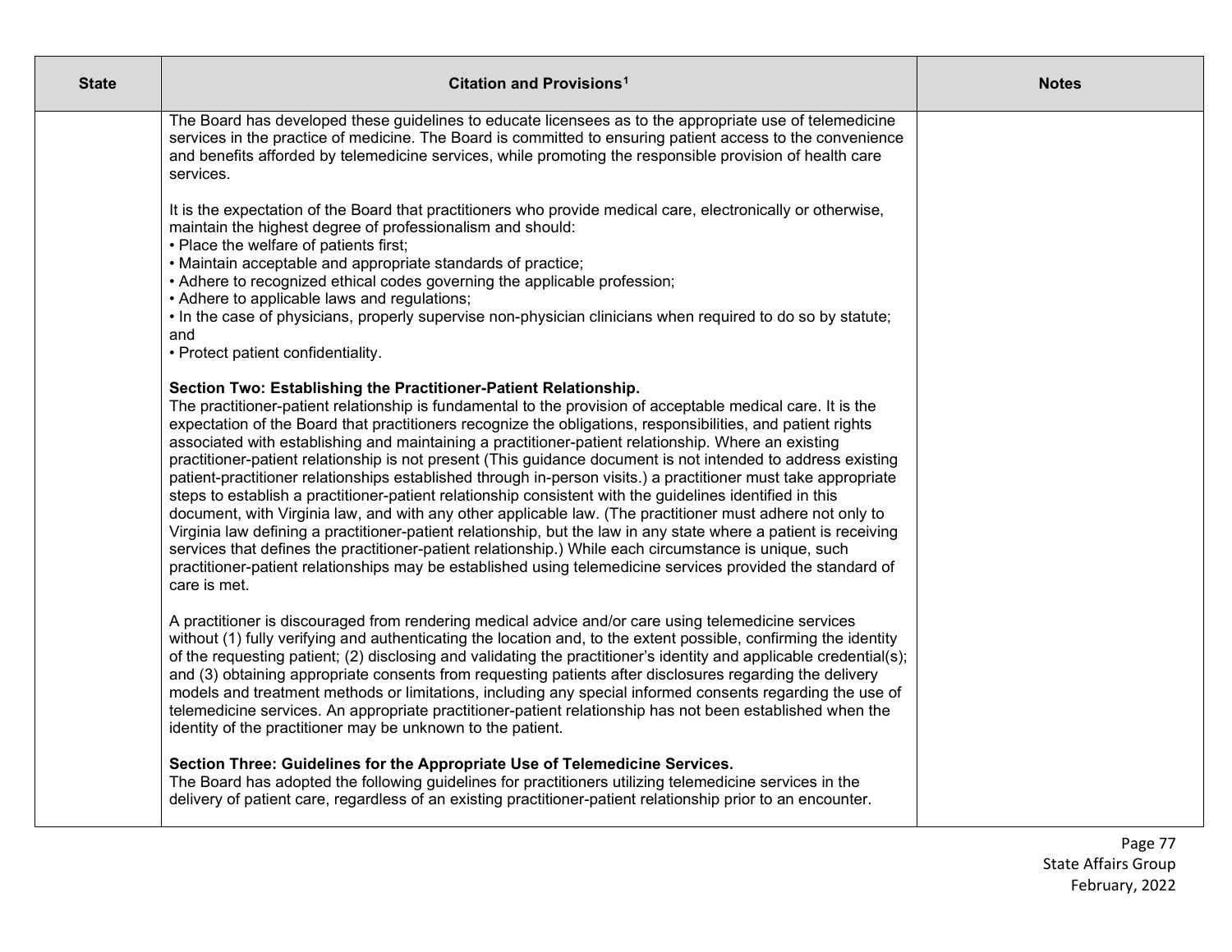| State | Citation and Provisions[1] | Notes |
|---|---|---|
| | The Board has developed these guidelines to educate licensees as to the appropriate use of telemedicine services in the practice of medicine. The Board is committed to ensuring patient access to the convenience and benefits afforded by telemedicine services, while promoting the responsible provision of health care services.<br><br>It is the expectation of the Board that practitioners who provide medical care, electronically or otherwise, maintain the highest degree of professionalism and should:<br>• Place the welfare of patients first;<br>• Maintain acceptable and appropriate standards of practice;<br>• Adhere to recognized ethical codes governing the applicable profession;<br>• Adhere to applicable laws and regulations;<br>• In the case of physicians, properly supervise non-physician clinicians when required to do so by statute; and<br>• Protect patient confidentiality.<br><br>**Section Two: Establishing the Practitioner-Patient Relationship.**<br>The practitioner-patient relationship is fundamental to the provision of acceptable medical care. It is the expectation of the Board that practitioners recognize the obligations, responsibilities, and patient rights associated with establishing and maintaining a practitioner-patient relationship. Where an existing practitioner-patient relationship is not present (This guidance document is not intended to address existing patient-practitioner relationships established through in-person visits.) a practitioner must take appropriate steps to establish a practitioner-patient relationship consistent with the guidelines identified in this document, with Virginia law, and with any other applicable law. (The practitioner must adhere not only to Virginia law defining a practitioner-patient relationship, but the law in any state where a patient is receiving services that defines the practitioner-patient relationship.) While each circumstance is unique, such practitioner-patient relationships may be established using telemedicine services provided the standard of care is met.<br><br>A practitioner is discouraged from rendering medical advice and/or care using telemedicine services without (1) fully verifying and authenticating the location and, to the extent possible, confirming the identity of the requesting patient; (2) disclosing and validating the practitioner's identity and applicable credential(s); and (3) obtaining appropriate consents from requesting patients after disclosures regarding the delivery models and treatment methods or limitations, including any special informed consents regarding the use of telemedicine services. An appropriate practitioner-patient relationship has not been established when the identity of the practitioner may be unknown to the patient.<br><br>**Section Three: Guidelines for the Appropriate Use of Telemedicine Services.**<br>The Board has adopted the following guidelines for practitioners utilizing telemedicine services in the delivery of patient care, regardless of an existing practitioner-patient relationship prior to an encounter. | |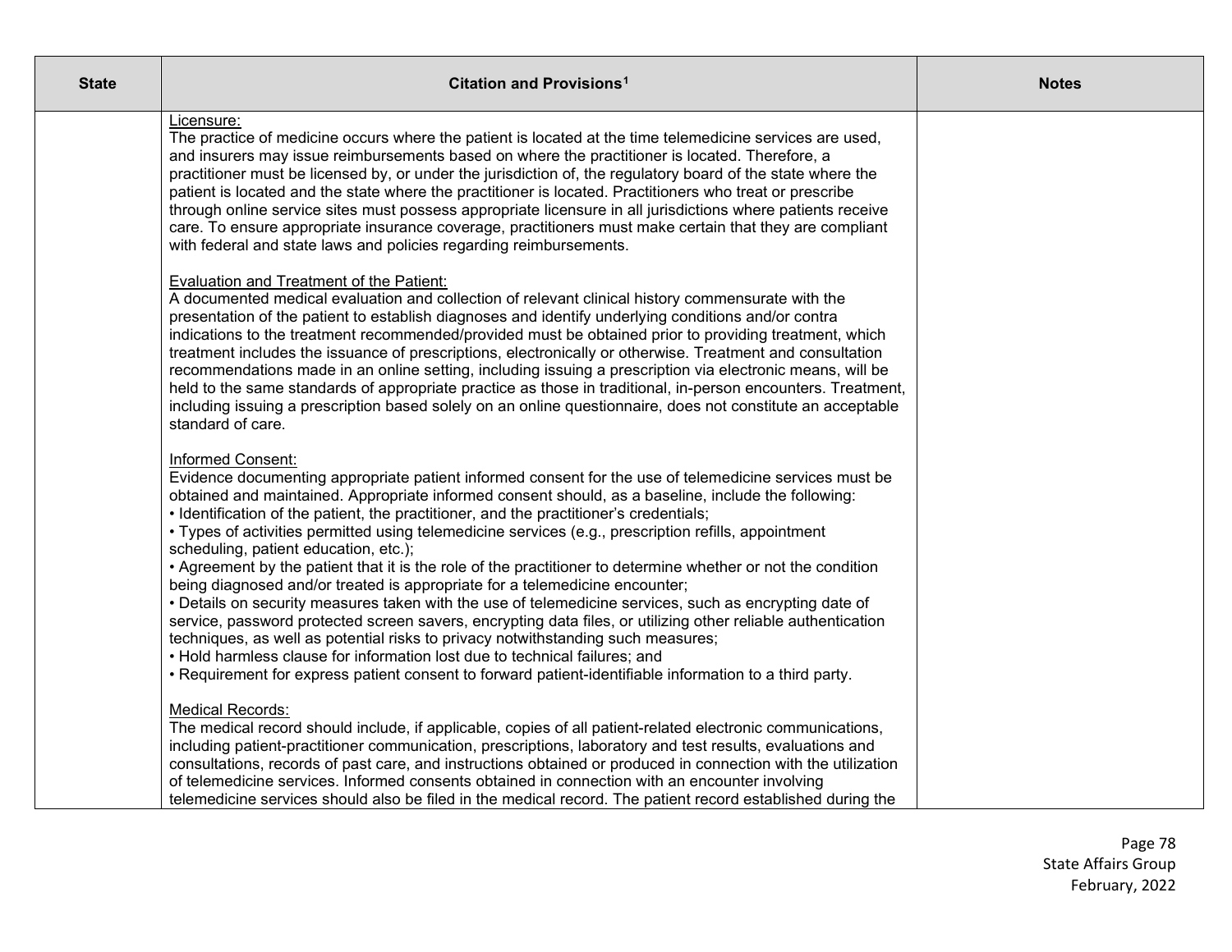| State | Citation and Provisions[1] | Notes |
|---|---|---|
| | Licensure:<br>The practice of medicine occurs where the patient is located at the time telemedicine services are used, and insurers may issue reimbursements based on where the practitioner is located. Therefore, a practitioner must be licensed by, or under the jurisdiction of, the regulatory board of the state where the patient is located and the state where the practitioner is located. Practitioners who treat or prescribe through online service sites must possess appropriate licensure in all jurisdictions where patients receive care. To ensure appropriate insurance coverage, practitioners must make certain that they are compliant with federal and state laws and policies regarding reimbursements.<br><br>Evaluation and Treatment of the Patient:<br>A documented medical evaluation and collection of relevant clinical history commensurate with the presentation of the patient to establish diagnoses and identify underlying conditions and/or contra indications to the treatment recommended/provided must be obtained prior to providing treatment, which treatment includes the issuance of prescriptions, electronically or otherwise. Treatment and consultation recommendations made in an online setting, including issuing a prescription via electronic means, will be held to the same standards of appropriate practice as those in traditional, in-person encounters. Treatment, including issuing a prescription based solely on an online questionnaire, does not constitute an acceptable standard of care.<br><br>Informed Consent:<br>Evidence documenting appropriate patient informed consent for the use of telemedicine services must be obtained and maintained. Appropriate informed consent should, as a baseline, include the following:<br>• Identification of the patient, the practitioner, and the practitioner's credentials;<br>• Types of activities permitted using telemedicine services (e.g., prescription refills, appointment scheduling, patient education, etc.);<br>• Agreement by the patient that it is the role of the practitioner to determine whether or not the condition being diagnosed and/or treated is appropriate for a telemedicine encounter;<br>• Details on security measures taken with the use of telemedicine services, such as encrypting date of service, password protected screen savers, encrypting data files, or utilizing other reliable authentication techniques, as well as potential risks to privacy notwithstanding such measures;<br>• Hold harmless clause for information lost due to technical failures; and<br>• Requirement for express patient consent to forward patient-identifiable information to a third party.<br><br>Medical Records:<br>The medical record should include, if applicable, copies of all patient-related electronic communications, including patient-practitioner communication, prescriptions, laboratory and test results, evaluations and consultations, records of past care, and instructions obtained or produced in connection with the utilization of telemedicine services. Informed consents obtained in connection with an encounter involving telemedicine services should also be filed in the medical record. The patient record established during the | |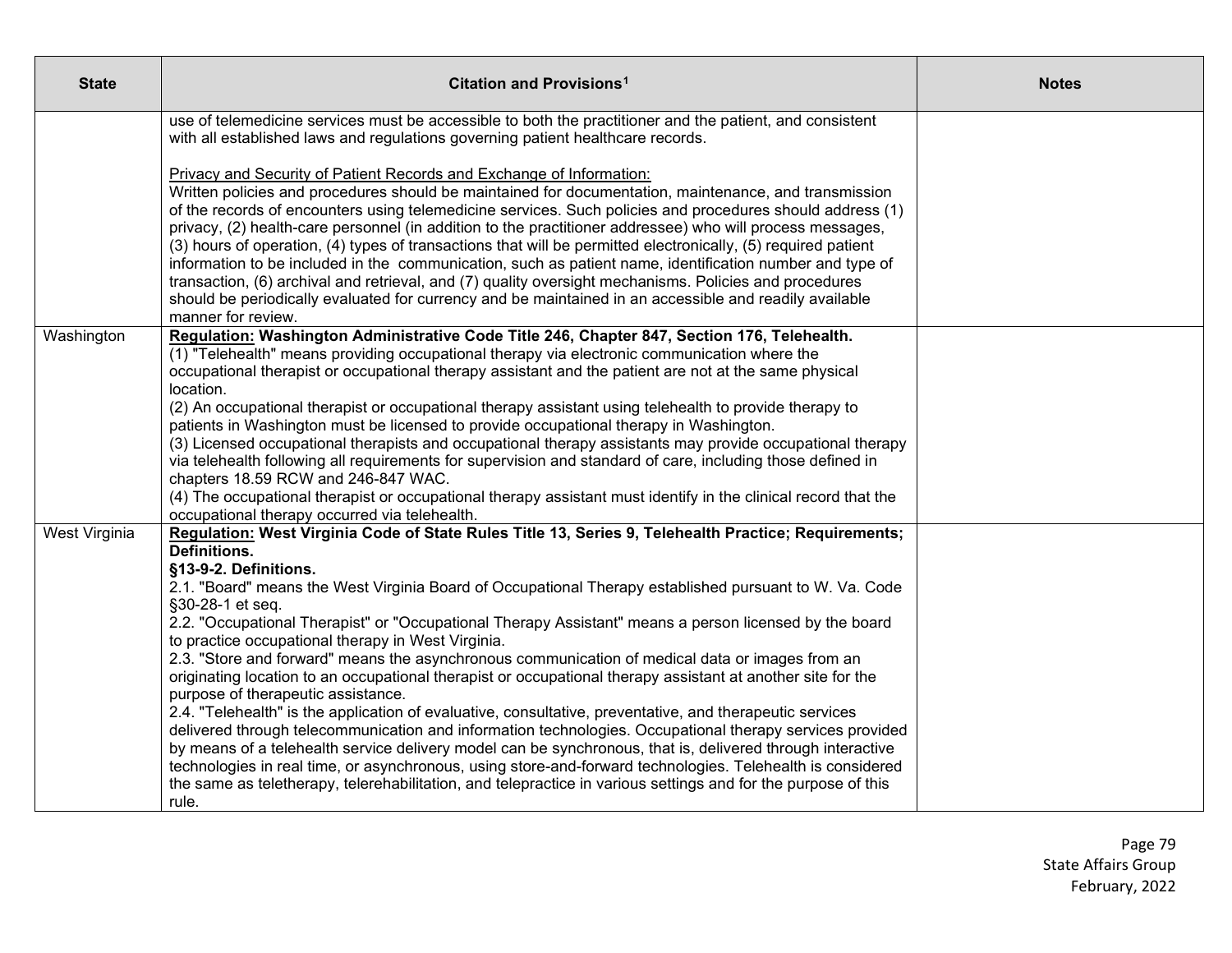| State | Citation and Provisions[1] | Notes |
|---|---|---|
| | use of telemedicine services must be accessible to both the practitioner and the patient, and consistent with all established laws and regulations governing patient healthcare records.<br><br><u>Privacy and Security of Patient Records and Exchange of Information:</u><br>Written policies and procedures should be maintained for documentation, maintenance, and transmission of the records of encounters using telemedicine services. Such policies and procedures should address (1) privacy, (2) health-care personnel (in addition to the practitioner addressee) who will process messages, (3) hours of operation, (4) types of transactions that will be permitted electronically, (5) required patient information to be included in the communication, such as patient name, identification number and type of transaction, (6) archival and retrieval, and (7) quality oversight mechanisms. Policies and procedures should be periodically evaluated for currency and be maintained in an accessible and readily available manner for review. | |
| Washington | **<u>Regulation:</u> Washington Administrative Code Title 246, Chapter 847, Section 176, Telehealth.**<br>(1) "Telehealth" means providing occupational therapy via electronic communication where the occupational therapist or occupational therapy assistant and the patient are not at the same physical location.<br>(2) An occupational therapist or occupational therapy assistant using telehealth to provide therapy to patients in Washington must be licensed to provide occupational therapy in Washington.<br>(3) Licensed occupational therapists and occupational therapy assistants may provide occupational therapy via telehealth following all requirements for supervision and standard of care, including those defined in chapters 18.59 RCW and 246-847 WAC.<br>(4) The occupational therapist or occupational therapy assistant must identify in the clinical record that the occupational therapy occurred via telehealth. | |
| West Virginia | **<u>Regulation:</u> West Virginia Code of State Rules Title 13, Series 9, Telehealth Practice; Requirements; Definitions.**<br>**§13-9-2. Definitions.**<br>2.1. "Board" means the West Virginia Board of Occupational Therapy established pursuant to W. Va. Code §30-28-1 et seq.<br>2.2. "Occupational Therapist" or "Occupational Therapy Assistant" means a person licensed by the board to practice occupational therapy in West Virginia.<br>2.3. "Store and forward" means the asynchronous communication of medical data or images from an originating location to an occupational therapist or occupational therapy assistant at another site for the purpose of therapeutic assistance.<br>2.4. "Telehealth" is the application of evaluative, consultative, preventative, and therapeutic services delivered through telecommunication and information technologies. Occupational therapy services provided by means of a telehealth service delivery model can be synchronous, that is, delivered through interactive technologies in real time, or asynchronous, using store-and-forward technologies. Telehealth is considered the same as teletherapy, telerehabilitation, and telepractice in various settings and for the purpose of this rule. | |

State Affairs Group
February, 2022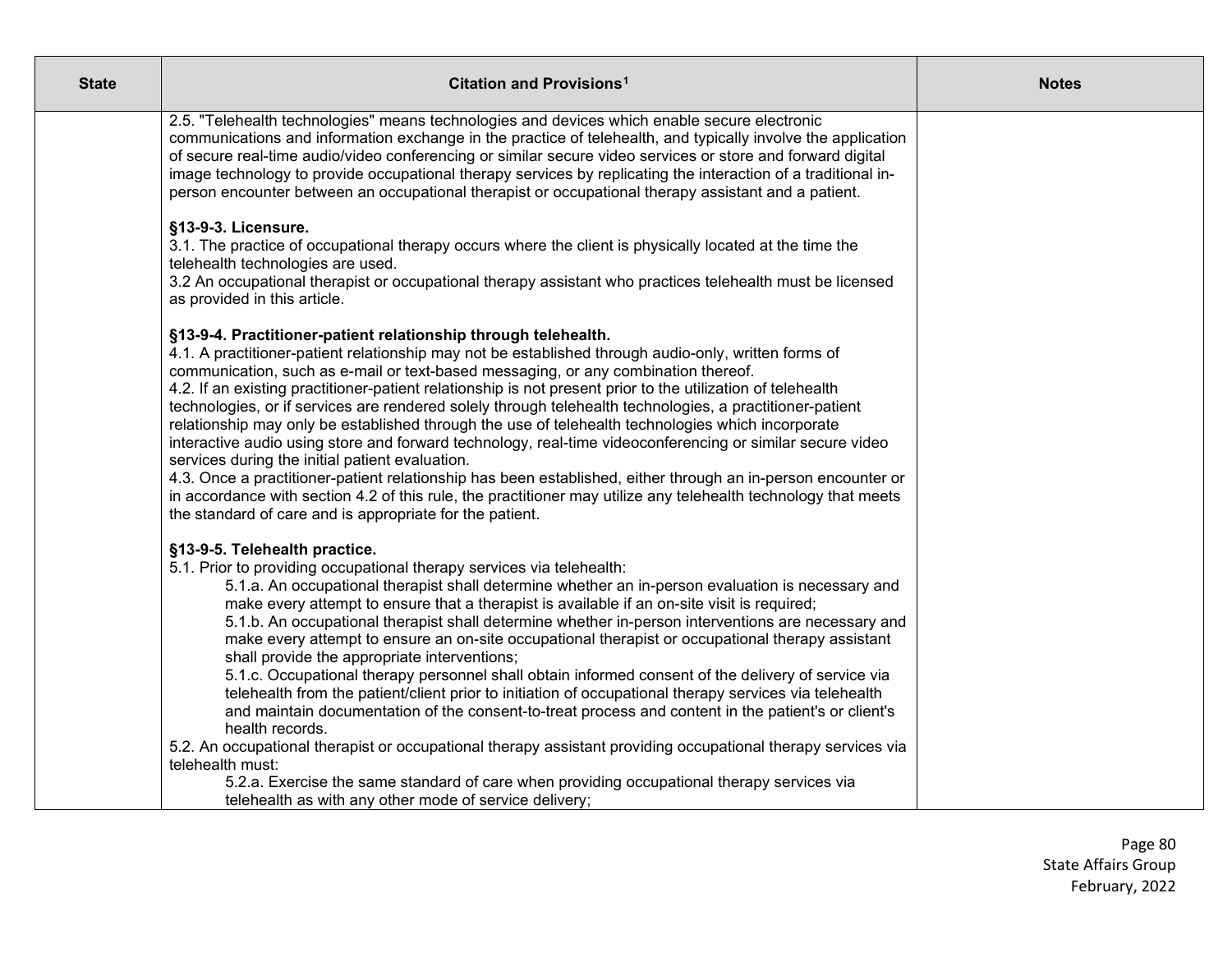| State | Citation and Provisions[1] | Notes |
| --- | --- | --- |
| | 2.5. "Telehealth technologies" means technologies and devices which enable secure electronic communications and information exchange in the practice of telehealth, and typically involve the application of secure real-time audio/video conferencing or similar secure video services or store and forward digital image technology to provide occupational therapy services by replicating the interaction of a traditional in-person encounter between an occupational therapist or occupational therapy assistant and a patient.<br><br>**§13-9-3. Licensure.**<br>3.1. The practice of occupational therapy occurs where the client is physically located at the time the telehealth technologies are used.<br>3.2 An occupational therapist or occupational therapy assistant who practices telehealth must be licensed as provided in this article.<br><br>**§13-9-4. Practitioner-patient relationship through telehealth.**<br>4.1. A practitioner-patient relationship may not be established through audio-only, written forms of communication, such as e-mail or text-based messaging, or any combination thereof.<br>4.2. If an existing practitioner-patient relationship is not present prior to the utilization of telehealth technologies, or if services are rendered solely through telehealth technologies, a practitioner-patient relationship may only be established through the use of telehealth technologies which incorporate interactive audio using store and forward technology, real-time videoconferencing or similar secure video services during the initial patient evaluation.<br>4.3. Once a practitioner-patient relationship has been established, either through an in-person encounter or in accordance with section 4.2 of this rule, the practitioner may utilize any telehealth technology that meets the standard of care and is appropriate for the patient.<br><br>**§13-9-5. Telehealth practice.**<br>5.1. Prior to providing occupational therapy services via telehealth:<br>5.1.a. An occupational therapist shall determine whether an in-person evaluation is necessary and make every attempt to ensure that a therapist is available if an on-site visit is required;<br>5.1.b. An occupational therapist shall determine whether in-person interventions are necessary and make every attempt to ensure an on-site occupational therapist or occupational therapy assistant shall provide the appropriate interventions;<br>5.1.c. Occupational therapy personnel shall obtain informed consent of the delivery of service via telehealth from the patient/client prior to initiation of occupational therapy services via telehealth and maintain documentation of the consent-to-treat process and content in the patient's or client's health records.<br>5.2. An occupational therapist or occupational therapy assistant providing occupational therapy services via telehealth must:<br>5.2.a. Exercise the same standard of care when providing occupational therapy services via telehealth as with any other mode of service delivery; | |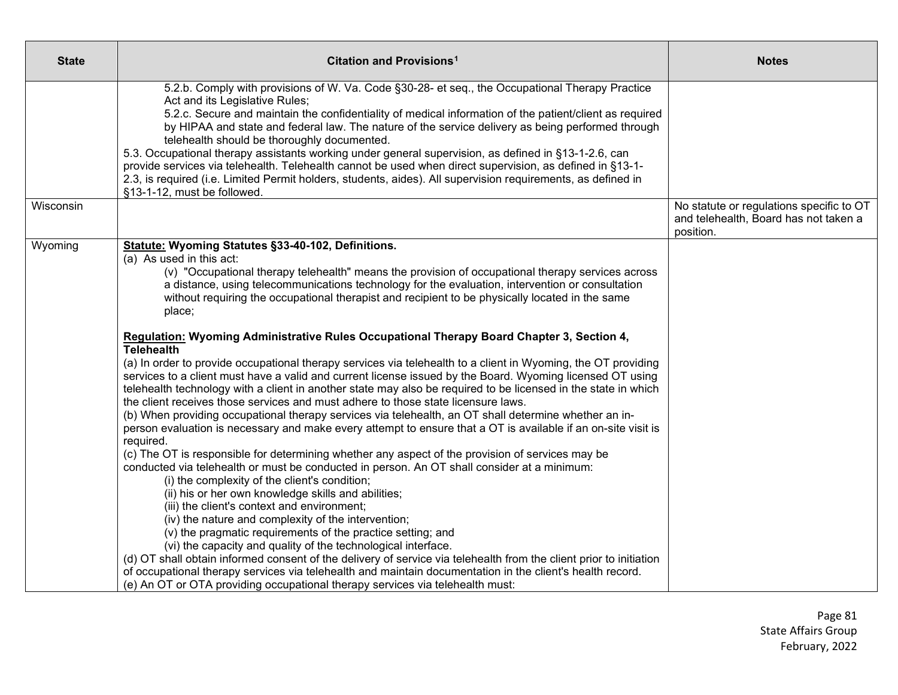| State | Citation and Provisions[1] | Notes |
|---|---|---|
| | 5.2.b. Comply with provisions of W. Va. Code §30-28- et seq., the Occupational Therapy Practice Act and its Legislative Rules;<br>5.2.c. Secure and maintain the confidentiality of medical information of the patient/client as required by HIPAA and state and federal law. The nature of the service delivery as being performed through telehealth should be thoroughly documented.<br>5.3. Occupational therapy assistants working under general supervision, as defined in §13-1-2.6, can provide services via telehealth. Telehealth cannot be used when direct supervision, as defined in §13-1-2.3, is required (i.e. Limited Permit holders, students, aides). All supervision requirements, as defined in §13-1-12, must be followed. | |
| Wisconsin | | No statute or regulations specific to OT and telehealth, Board has not taken a position. |
| Wyoming | **<u>Statute:</u> Wyoming Statutes §33-40-102, Definitions.**<br>(a) As used in this act:<br>(v) "Occupational therapy telehealth" means the provision of occupational therapy services across a distance, using telecommunications technology for the evaluation, intervention or consultation without requiring the occupational therapist and recipient to be physically located in the same place;<br><br>**<u>Regulation:</u> Wyoming Administrative Rules Occupational Therapy Board Chapter 3, Section 4, Telehealth**<br>(a) In order to provide occupational therapy services via telehealth to a client in Wyoming, the OT providing services to a client must have a valid and current license issued by the Board. Wyoming licensed OT using telehealth technology with a client in another state may also be required to be licensed in the state in which the client receives those services and must adhere to those state licensure laws.<br>(b) When providing occupational therapy services via telehealth, an OT shall determine whether an in-person evaluation is necessary and make every attempt to ensure that a OT is available if an on-site visit is required.<br>(c) The OT is responsible for determining whether any aspect of the provision of services may be conducted via telehealth or must be conducted in person. An OT shall consider at a minimum:<br>(i) the complexity of the client's condition;<br>(ii) his or her own knowledge skills and abilities;<br>(iii) the client's context and environment;<br>(iv) the nature and complexity of the intervention;<br>(v) the pragmatic requirements of the practice setting; and<br>(vi) the capacity and quality of the technological interface.<br>(d) OT shall obtain informed consent of the delivery of service via telehealth from the client prior to initiation of occupational therapy services via telehealth and maintain documentation in the client's health record.<br>(e) An OT or OTA providing occupational therapy services via telehealth must: | |

State Affairs Group
February, 2022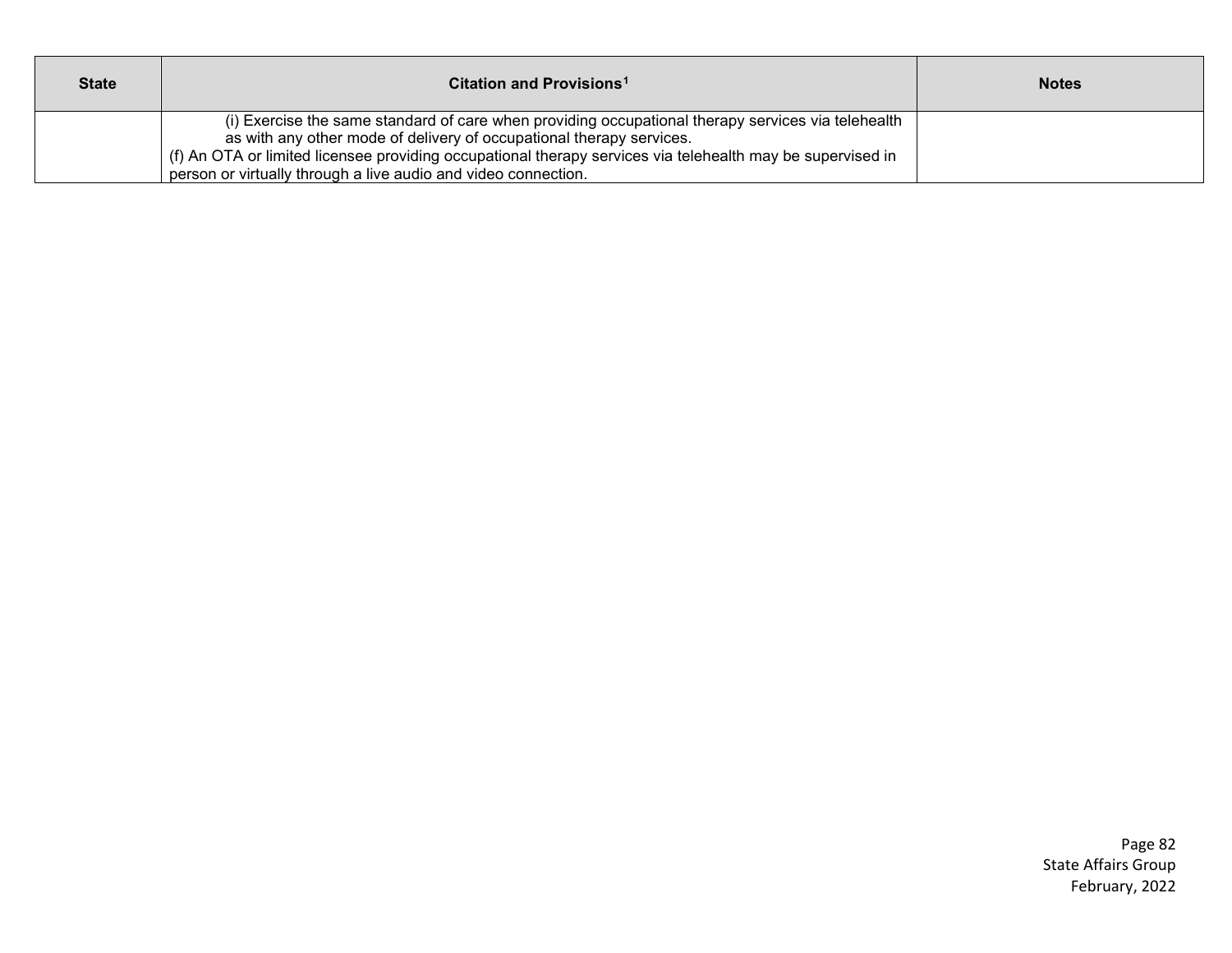| State | Citation and Provisions[1] | Notes |
|---|---|---|
| | (i) Exercise the same standard of care when providing occupational therapy services via telehealth as with any other mode of delivery of occupational therapy services.<br>(f) An OTA or limited licensee providing occupational therapy services via telehealth may be supervised in person or virtually through a live audio and video connection. | |

State Affairs Group
February, 2022